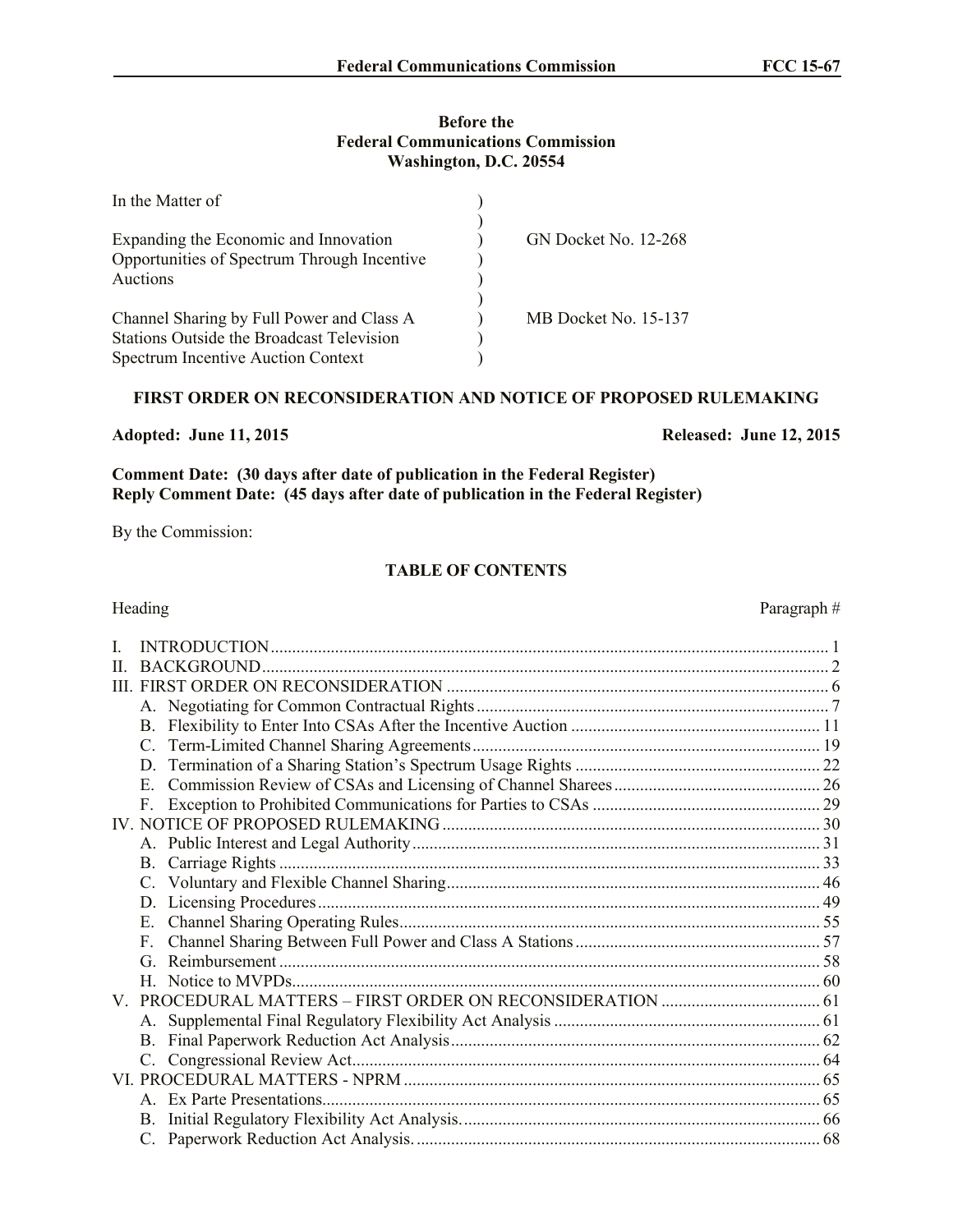**Before the**
**Federal Communications Commission**
**Washington, D.C. 20554**

| | | |
|---|---|---|
| In the Matter of | ) | |
| | ) | |
| Expanding the Economic and Innovation Opportunities of Spectrum Through Incentive Auctions | ) | GN Docket No. 12-268 |
| | ) | |
| Channel Sharing by Full Power and Class A Stations Outside the Broadcast Television Spectrum Incentive Auction Context | ) | MB Docket No. 15-137 |

## FIRST ORDER ON RECONSIDERATION AND NOTICE OF PROPOSED RULEMAKING

**Adopted: June 11, 2015** **Released: June 12, 2015**

**Comment Date: (30 days after date of publication in the Federal Register)**
**Reply Comment Date: (45 days after date of publication in the Federal Register)**

By the Commission:

### TABLE OF CONTENTS

| Heading | Paragraph # |
|---|---|
| I. INTRODUCTION | 1 |
| II. BACKGROUND | 2 |
| III. FIRST ORDER ON RECONSIDERATION | 6 |
| A. Negotiating for Common Contractual Rights | 7 |
| B. Flexibility to Enter Into CSAs After the Incentive Auction | 11 |
| C. Term-Limited Channel Sharing Agreements | 19 |
| D. Termination of a Sharing Station's Spectrum Usage Rights | 22 |
| E. Commission Review of CSAs and Licensing of Channel Sharees | 26 |
| F. Exception to Prohibited Communications for Parties to CSAs | 29 |
| IV. NOTICE OF PROPOSED RULEMAKING | 30 |
| A. Public Interest and Legal Authority | 31 |
| B. Carriage Rights | 33 |
| C. Voluntary and Flexible Channel Sharing | 46 |
| D. Licensing Procedures | 49 |
| E. Channel Sharing Operating Rules | 55 |
| F. Channel Sharing Between Full Power and Class A Stations | 57 |
| G. Reimbursement | 58 |
| H. Notice to MVPDs | 60 |
| V. PROCEDURAL MATTERS – FIRST ORDER ON RECONSIDERATION | 61 |
| A. Supplemental Final Regulatory Flexibility Act Analysis | 61 |
| B. Final Paperwork Reduction Act Analysis | 62 |
| C. Congressional Review Act | 64 |
| VI. PROCEDURAL MATTERS - NPRM | 65 |
| A. Ex Parte Presentations | 65 |
| B. Initial Regulatory Flexibility Act Analysis. | 66 |
| C. Paperwork Reduction Act Analysis. | 68 |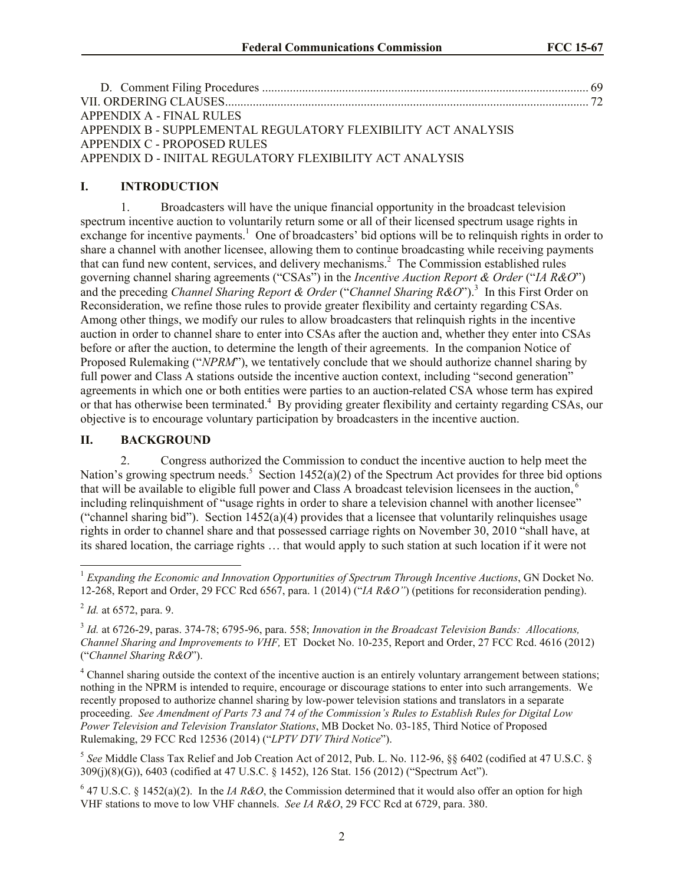D. Comment Filing Procedures ........................................................................................................ 69
VII. ORDERING CLAUSES.................................................................................................................... 72
APPENDIX A - FINAL RULES
APPENDIX B - SUPPLEMENTAL REGULATORY FLEXIBILITY ACT ANALYSIS
APPENDIX C - PROPOSED RULES
APPENDIX D - INIITAL REGULATORY FLEXIBILITY ACT ANALYSIS

## I. INTRODUCTION

1. Broadcasters will have the unique financial opportunity in the broadcast television spectrum incentive auction to voluntarily return some or all of their licensed spectrum usage rights in exchange for incentive payments.[1] One of broadcasters' bid options will be to relinquish rights in order to share a channel with another licensee, allowing them to continue broadcasting while receiving payments that can fund new content, services, and delivery mechanisms.[2] The Commission established rules governing channel sharing agreements ("CSAs") in the *Incentive Auction Report & Order* ("*IA R&O*") and the preceding *Channel Sharing Report & Order* ("*Channel Sharing R&O*").[3] In this First Order on Reconsideration, we refine those rules to provide greater flexibility and certainty regarding CSAs. Among other things, we modify our rules to allow broadcasters that relinquish rights in the incentive auction in order to channel share to enter into CSAs after the auction and, whether they enter into CSAs before or after the auction, to determine the length of their agreements. In the companion Notice of Proposed Rulemaking ("*NPRM*"), we tentatively conclude that we should authorize channel sharing by full power and Class A stations outside the incentive auction context, including "second generation" agreements in which one or both entities were parties to an auction-related CSA whose term has expired or that has otherwise been terminated.[4] By providing greater flexibility and certainty regarding CSAs, our objective is to encourage voluntary participation by broadcasters in the incentive auction.

## II. BACKGROUND

2. Congress authorized the Commission to conduct the incentive auction to help meet the Nation's growing spectrum needs.[5] Section 1452(a)(2) of the Spectrum Act provides for three bid options that will be available to eligible full power and Class A broadcast television licensees in the auction,[6] including relinquishment of "usage rights in order to share a television channel with another licensee" ("channel sharing bid"). Section 1452(a)(4) provides that a licensee that voluntarily relinquishes usage rights in order to channel share and that possessed carriage rights on November 30, 2010 "shall have, at its shared location, the carriage rights … that would apply to such station at such location if it were not

---

[1] *Expanding the Economic and Innovation Opportunities of Spectrum Through Incentive Auctions*, GN Docket No. 12-268, Report and Order, 29 FCC Rcd 6567, para. 1 (2014) ("*IA R&O"*) (petitions for reconsideration pending).

[2] *Id.* at 6572, para. 9.

[3] *Id.* at 6726-29, paras. 374-78; 6795-96, para. 558; *Innovation in the Broadcast Television Bands: Allocations, Channel Sharing and Improvements to VHF,* ET Docket No. 10-235, Report and Order, 27 FCC Rcd. 4616 (2012) ("*Channel Sharing R&O*").

[4] Channel sharing outside the context of the incentive auction is an entirely voluntary arrangement between stations; nothing in the NPRM is intended to require, encourage or discourage stations to enter into such arrangements. We recently proposed to authorize channel sharing by low-power television stations and translators in a separate proceeding. *See Amendment of Parts 73 and 74 of the Commission's Rules to Establish Rules for Digital Low Power Television and Television Translator Stations*, MB Docket No. 03-185, Third Notice of Proposed Rulemaking, 29 FCC Rcd 12536 (2014) ("*LPTV DTV Third Notice*").

[5] *See* Middle Class Tax Relief and Job Creation Act of 2012, Pub. L. No. 112-96, §§ 6402 (codified at 47 U.S.C. § 309(j)(8)(G)), 6403 (codified at 47 U.S.C. § 1452), 126 Stat. 156 (2012) ("Spectrum Act").

[6] 47 U.S.C. § 1452(a)(2). In the *IA R&O*, the Commission determined that it would also offer an option for high VHF stations to move to low VHF channels. *See IA R&O*, 29 FCC Rcd at 6729, para. 380.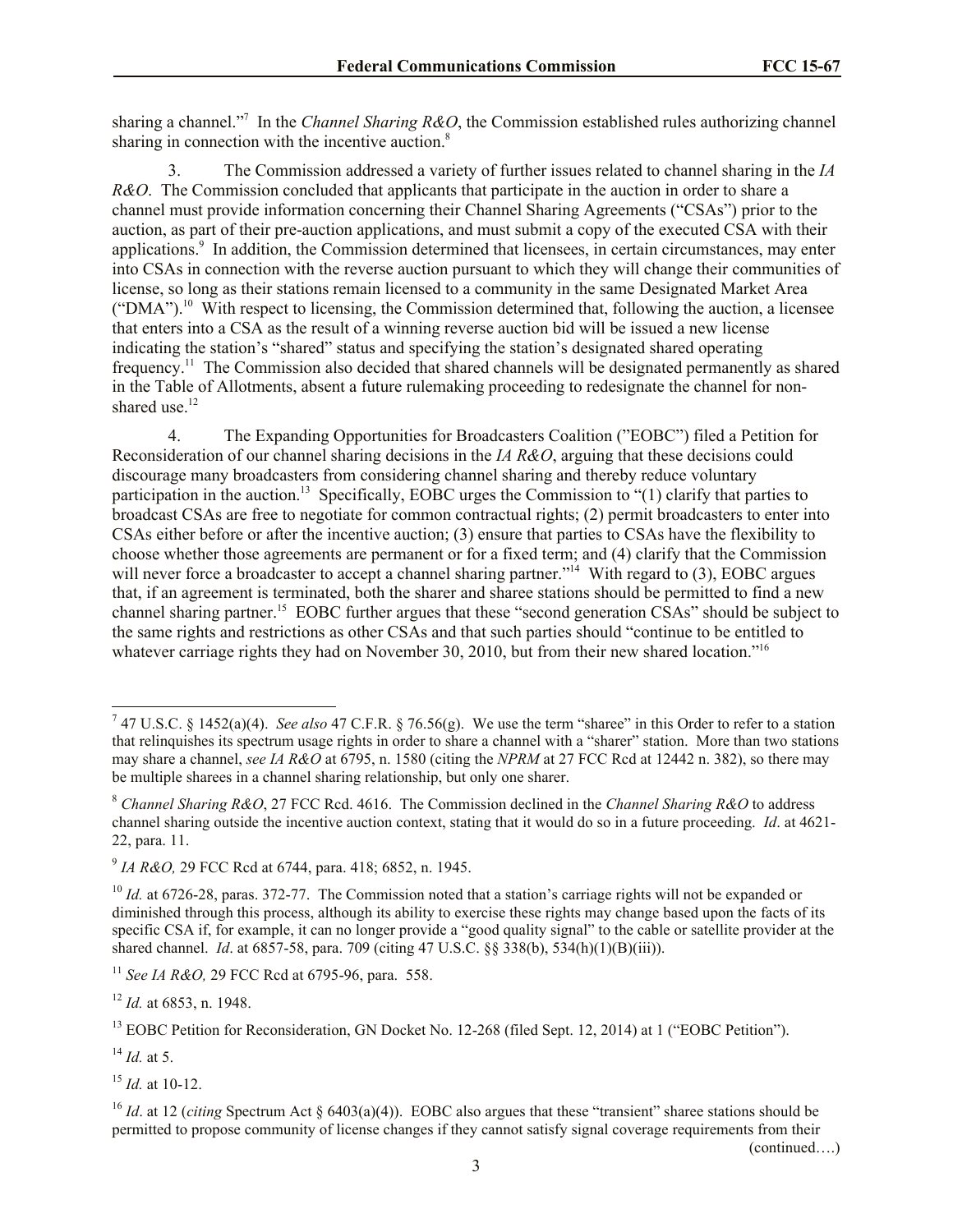sharing a channel."[7] In the *Channel Sharing R&O*, the Commission established rules authorizing channel sharing in connection with the incentive auction.[8]

3. The Commission addressed a variety of further issues related to channel sharing in the *IA R&O*. The Commission concluded that applicants that participate in the auction in order to share a channel must provide information concerning their Channel Sharing Agreements ("CSAs") prior to the auction, as part of their pre-auction applications, and must submit a copy of the executed CSA with their applications.[9] In addition, the Commission determined that licensees, in certain circumstances, may enter into CSAs in connection with the reverse auction pursuant to which they will change their communities of license, so long as their stations remain licensed to a community in the same Designated Market Area ("DMA").[10] With respect to licensing, the Commission determined that, following the auction, a licensee that enters into a CSA as the result of a winning reverse auction bid will be issued a new license indicating the station's "shared" status and specifying the station's designated shared operating frequency.[11] The Commission also decided that shared channels will be designated permanently as shared in the Table of Allotments, absent a future rulemaking proceeding to redesignate the channel for non-shared use.[12]

4. The Expanding Opportunities for Broadcasters Coalition ("EOBC") filed a Petition for Reconsideration of our channel sharing decisions in the *IA R&O*, arguing that these decisions could discourage many broadcasters from considering channel sharing and thereby reduce voluntary participation in the auction.[13] Specifically, EOBC urges the Commission to "(1) clarify that parties to broadcast CSAs are free to negotiate for common contractual rights; (2) permit broadcasters to enter into CSAs either before or after the incentive auction; (3) ensure that parties to CSAs have the flexibility to choose whether those agreements are permanent or for a fixed term; and (4) clarify that the Commission will never force a broadcaster to accept a channel sharing partner."[14] With regard to (3), EOBC argues that, if an agreement is terminated, both the sharer and sharee stations should be permitted to find a new channel sharing partner.[15] EOBC further argues that these "second generation CSAs" should be subject to the same rights and restrictions as other CSAs and that such parties should "continue to be entitled to whatever carriage rights they had on November 30, 2010, but from their new shared location."[16]

---

[7] 47 U.S.C. § 1452(a)(4). *See also* 47 C.F.R. § 76.56(g). We use the term "sharee" in this Order to refer to a station that relinquishes its spectrum usage rights in order to share a channel with a "sharer" station. More than two stations may share a channel, *see IA R&O* at 6795, n. 1580 (citing the *NPRM* at 27 FCC Rcd at 12442 n. 382), so there may be multiple sharees in a channel sharing relationship, but only one sharer.

[8] *Channel Sharing R&O*, 27 FCC Rcd. 4616. The Commission declined in the *Channel Sharing R&O* to address channel sharing outside the incentive auction context, stating that it would do so in a future proceeding. *Id*. at 4621-22, para. 11.

[9] *IA R&O,* 29 FCC Rcd at 6744, para. 418; 6852, n. 1945.

[10] *Id.* at 6726-28, paras. 372-77. The Commission noted that a station's carriage rights will not be expanded or diminished through this process, although its ability to exercise these rights may change based upon the facts of its specific CSA if, for example, it can no longer provide a "good quality signal" to the cable or satellite provider at the shared channel. *Id*. at 6857-58, para. 709 (citing 47 U.S.C. §§ 338(b), 534(h)(1)(B)(iii)).

[11] *See IA R&O,* 29 FCC Rcd at 6795-96, para. 558.

[12] *Id.* at 6853, n. 1948.

[13] EOBC Petition for Reconsideration, GN Docket No. 12-268 (filed Sept. 12, 2014) at 1 ("EOBC Petition").

[14] *Id.* at 5.

[15] *Id.* at 10-12.

[16] *Id*. at 12 (*citing* Spectrum Act § 6403(a)(4)). EOBC also argues that these "transient" sharee stations should be permitted to propose community of license changes if they cannot satisfy signal coverage requirements from their (continued….)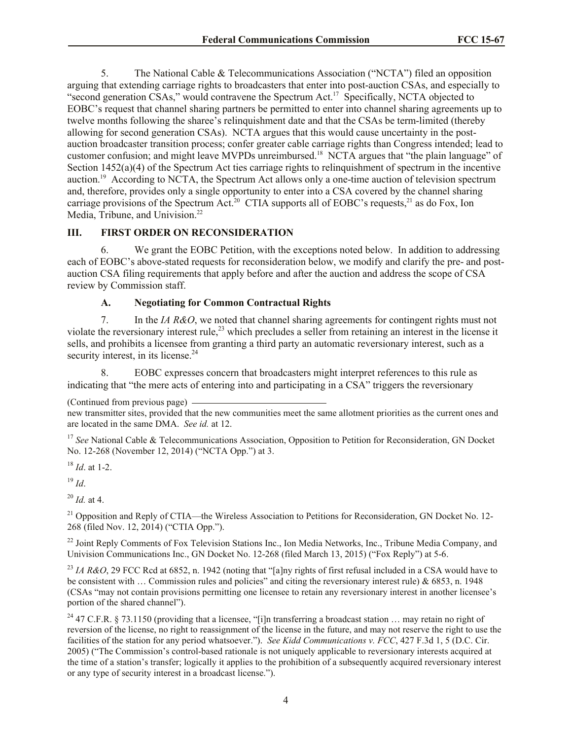5. The National Cable & Telecommunications Association ("NCTA") filed an opposition arguing that extending carriage rights to broadcasters that enter into post-auction CSAs, and especially to "second generation CSAs," would contravene the Spectrum Act.[17] Specifically, NCTA objected to EOBC's request that channel sharing partners be permitted to enter into channel sharing agreements up to twelve months following the sharee's relinquishment date and that the CSAs be term-limited (thereby allowing for second generation CSAs). NCTA argues that this would cause uncertainty in the post-auction broadcaster transition process; confer greater cable carriage rights than Congress intended; lead to customer confusion; and might leave MVPDs unreimbursed.[18] NCTA argues that "the plain language" of Section 1452(a)(4) of the Spectrum Act ties carriage rights to relinquishment of spectrum in the incentive auction.[19] According to NCTA, the Spectrum Act allows only a one-time auction of television spectrum and, therefore, provides only a single opportunity to enter into a CSA covered by the channel sharing carriage provisions of the Spectrum Act.[20] CTIA supports all of EOBC's requests,[21] as do Fox, Ion Media, Tribune, and Univision.[22]

## III. FIRST ORDER ON RECONSIDERATION

6. We grant the EOBC Petition, with the exceptions noted below. In addition to addressing each of EOBC's above-stated requests for reconsideration below, we modify and clarify the pre- and post-auction CSA filing requirements that apply before and after the auction and address the scope of CSA review by Commission staff.

### A. Negotiating for Common Contractual Rights

7. In the *IA R&O*, we noted that channel sharing agreements for contingent rights must not violate the reversionary interest rule,[23] which precludes a seller from retaining an interest in the license it sells, and prohibits a licensee from granting a third party an automatic reversionary interest, such as a security interest, in its license.[24]

8. EOBC expresses concern that broadcasters might interpret references to this rule as indicating that "the mere acts of entering into and participating in a CSA" triggers the reversionary

(Continued from previous page) new transmitter sites, provided that the new communities meet the same allotment priorities as the current ones and are located in the same DMA. *See id.* at 12.

[17] *See* National Cable & Telecommunications Association, Opposition to Petition for Reconsideration, GN Docket No. 12-268 (November 12, 2014) ("NCTA Opp.") at 3.

[18] *Id*. at 1-2.

[19] *Id*.

[20] *Id.* at 4.

[21] Opposition and Reply of CTIA—the Wireless Association to Petitions for Reconsideration, GN Docket No. 12-268 (filed Nov. 12, 2014) ("CTIA Opp.").

[22] Joint Reply Comments of Fox Television Stations Inc., Ion Media Networks, Inc., Tribune Media Company, and Univision Communications Inc., GN Docket No. 12-268 (filed March 13, 2015) ("Fox Reply") at 5-6.

[23] *IA R&O*, 29 FCC Rcd at 6852, n. 1942 (noting that "[a]ny rights of first refusal included in a CSA would have to be consistent with … Commission rules and policies" and citing the reversionary interest rule) & 6853, n. 1948 (CSAs "may not contain provisions permitting one licensee to retain any reversionary interest in another licensee's portion of the shared channel").

[24] 47 C.F.R. § 73.1150 (providing that a licensee, "[i]n transferring a broadcast station … may retain no right of reversion of the license, no right to reassignment of the license in the future, and may not reserve the right to use the facilities of the station for any period whatsoever."). *See Kidd Communications v. FCC*, 427 F.3d 1, 5 (D.C. Cir. 2005) ("The Commission's control-based rationale is not uniquely applicable to reversionary interests acquired at the time of a station's transfer; logically it applies to the prohibition of a subsequently acquired reversionary interest or any type of security interest in a broadcast license.").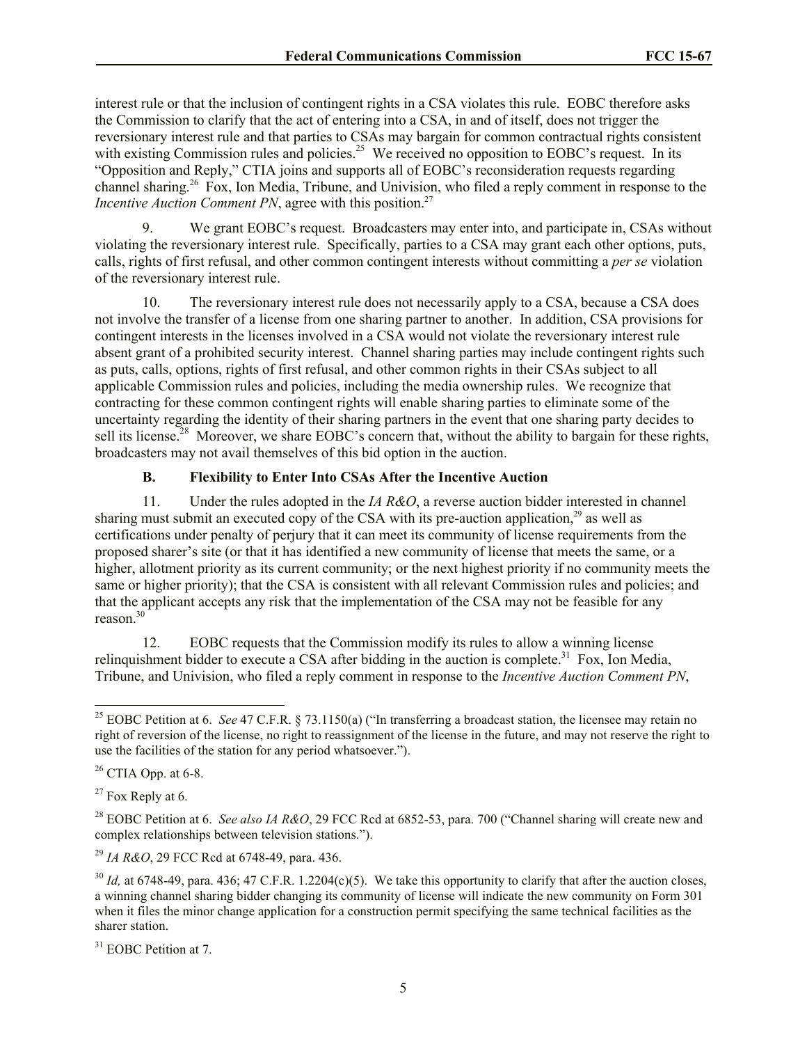interest rule or that the inclusion of contingent rights in a CSA violates this rule. EOBC therefore asks the Commission to clarify that the act of entering into a CSA, in and of itself, does not trigger the reversionary interest rule and that parties to CSAs may bargain for common contractual rights consistent with existing Commission rules and policies.[25] We received no opposition to EOBC's request. In its "Opposition and Reply," CTIA joins and supports all of EOBC's reconsideration requests regarding channel sharing.[26] Fox, Ion Media, Tribune, and Univision, who filed a reply comment in response to the *Incentive Auction Comment PN*, agree with this position.[27]

9. We grant EOBC's request. Broadcasters may enter into, and participate in, CSAs without violating the reversionary interest rule. Specifically, parties to a CSA may grant each other options, puts, calls, rights of first refusal, and other common contingent interests without committing a *per se* violation of the reversionary interest rule.

10. The reversionary interest rule does not necessarily apply to a CSA, because a CSA does not involve the transfer of a license from one sharing partner to another. In addition, CSA provisions for contingent interests in the licenses involved in a CSA would not violate the reversionary interest rule absent grant of a prohibited security interest. Channel sharing parties may include contingent rights such as puts, calls, options, rights of first refusal, and other common rights in their CSAs subject to all applicable Commission rules and policies, including the media ownership rules. We recognize that contracting for these common contingent rights will enable sharing parties to eliminate some of the uncertainty regarding the identity of their sharing partners in the event that one sharing party decides to sell its license.[28] Moreover, we share EOBC's concern that, without the ability to bargain for these rights, broadcasters may not avail themselves of this bid option in the auction.

### B. Flexibility to Enter Into CSAs After the Incentive Auction

11. Under the rules adopted in the *IA R&O*, a reverse auction bidder interested in channel sharing must submit an executed copy of the CSA with its pre-auction application,[29] as well as certifications under penalty of perjury that it can meet its community of license requirements from the proposed sharer's site (or that it has identified a new community of license that meets the same, or a higher, allotment priority as its current community; or the next highest priority if no community meets the same or higher priority); that the CSA is consistent with all relevant Commission rules and policies; and that the applicant accepts any risk that the implementation of the CSA may not be feasible for any reason.[30]

12. EOBC requests that the Commission modify its rules to allow a winning license relinquishment bidder to execute a CSA after bidding in the auction is complete.[31] Fox, Ion Media, Tribune, and Univision, who filed a reply comment in response to the *Incentive Auction Comment PN*,

---

[25] EOBC Petition at 6. *See* 47 C.F.R. § 73.1150(a) ("In transferring a broadcast station, the licensee may retain no right of reversion of the license, no right to reassignment of the license in the future, and may not reserve the right to use the facilities of the station for any period whatsoever.").

[26] CTIA Opp. at 6-8.

[27] Fox Reply at 6.

[28] EOBC Petition at 6. *See also IA R&O*, 29 FCC Rcd at 6852-53, para. 700 ("Channel sharing will create new and complex relationships between television stations.").

[29] *IA R&O*, 29 FCC Rcd at 6748-49, para. 436.

[30] *Id,* at 6748-49, para. 436; 47 C.F.R. 1.2204(c)(5). We take this opportunity to clarify that after the auction closes, a winning channel sharing bidder changing its community of license will indicate the new community on Form 301 when it files the minor change application for a construction permit specifying the same technical facilities as the sharer station.

[31] EOBC Petition at 7.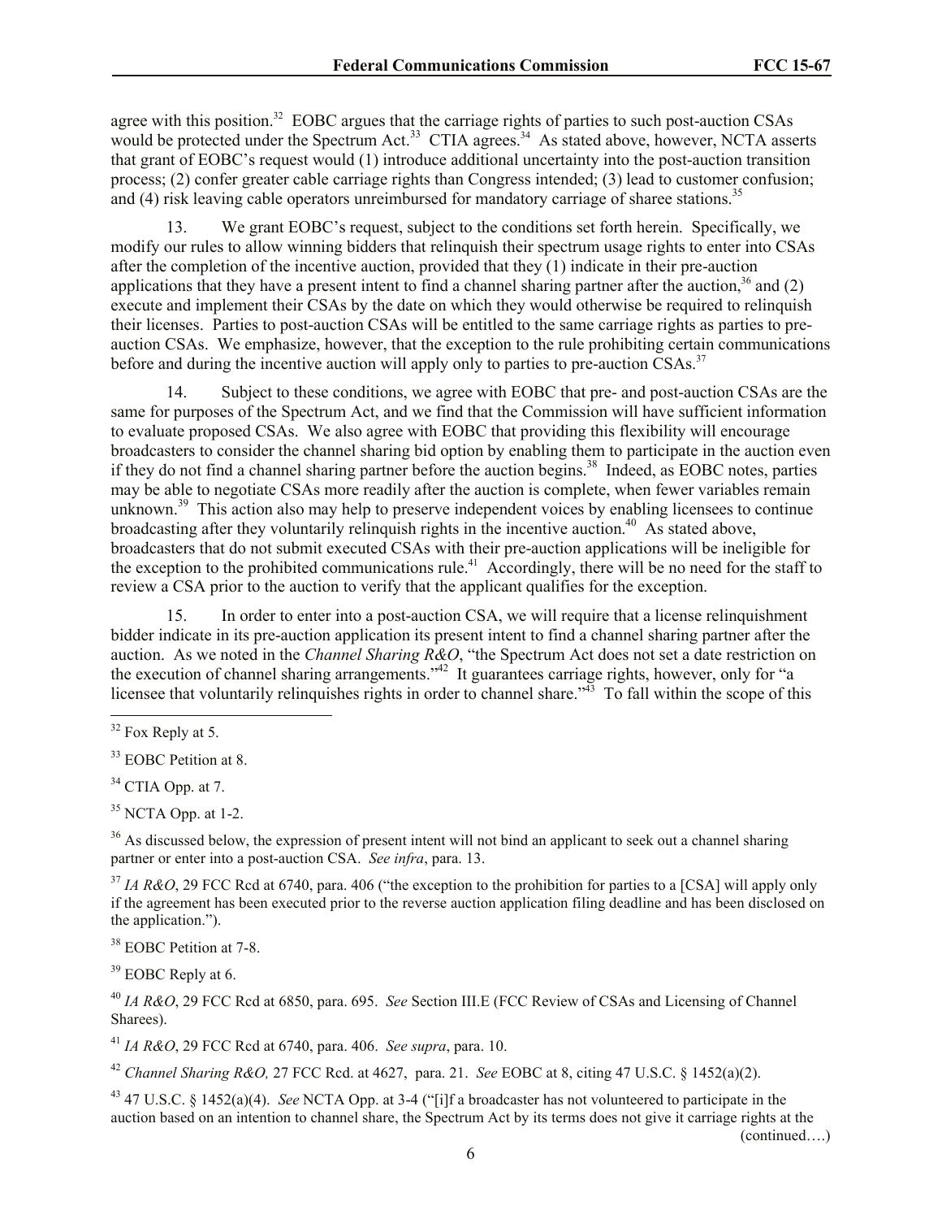agree with this position.[32] EOBC argues that the carriage rights of parties to such post-auction CSAs would be protected under the Spectrum Act.[33] CTIA agrees.[34] As stated above, however, NCTA asserts that grant of EOBC's request would (1) introduce additional uncertainty into the post-auction transition process; (2) confer greater cable carriage rights than Congress intended; (3) lead to customer confusion; and (4) risk leaving cable operators unreimbursed for mandatory carriage of sharee stations.[35]

13. We grant EOBC's request, subject to the conditions set forth herein. Specifically, we modify our rules to allow winning bidders that relinquish their spectrum usage rights to enter into CSAs after the completion of the incentive auction, provided that they (1) indicate in their pre-auction applications that they have a present intent to find a channel sharing partner after the auction,[36] and (2) execute and implement their CSAs by the date on which they would otherwise be required to relinquish their licenses. Parties to post-auction CSAs will be entitled to the same carriage rights as parties to pre-auction CSAs. We emphasize, however, that the exception to the rule prohibiting certain communications before and during the incentive auction will apply only to parties to pre-auction CSAs.[37]

14. Subject to these conditions, we agree with EOBC that pre- and post-auction CSAs are the same for purposes of the Spectrum Act, and we find that the Commission will have sufficient information to evaluate proposed CSAs. We also agree with EOBC that providing this flexibility will encourage broadcasters to consider the channel sharing bid option by enabling them to participate in the auction even if they do not find a channel sharing partner before the auction begins.[38] Indeed, as EOBC notes, parties may be able to negotiate CSAs more readily after the auction is complete, when fewer variables remain unknown.[39] This action also may help to preserve independent voices by enabling licensees to continue broadcasting after they voluntarily relinquish rights in the incentive auction.[40] As stated above, broadcasters that do not submit executed CSAs with their pre-auction applications will be ineligible for the exception to the prohibited communications rule.[41] Accordingly, there will be no need for the staff to review a CSA prior to the auction to verify that the applicant qualifies for the exception.

15. In order to enter into a post-auction CSA, we will require that a license relinquishment bidder indicate in its pre-auction application its present intent to find a channel sharing partner after the auction. As we noted in the *Channel Sharing R&O*, "the Spectrum Act does not set a date restriction on the execution of channel sharing arrangements."[42] It guarantees carriage rights, however, only for "a licensee that voluntarily relinquishes rights in order to channel share."[43] To fall within the scope of this

---

[32] Fox Reply at 5.

[33] EOBC Petition at 8.

[34] CTIA Opp. at 7.

[35] NCTA Opp. at 1-2.

[36] As discussed below, the expression of present intent will not bind an applicant to seek out a channel sharing partner or enter into a post-auction CSA. *See infra*, para. 13.

[37] *IA R&O*, 29 FCC Rcd at 6740, para. 406 ("the exception to the prohibition for parties to a [CSA] will apply only if the agreement has been executed prior to the reverse auction application filing deadline and has been disclosed on the application.").

[38] EOBC Petition at 7-8.

[39] EOBC Reply at 6.

[40] *IA R&O*, 29 FCC Rcd at 6850, para. 695. *See* Section III.E (FCC Review of CSAs and Licensing of Channel Sharees).

[41] *IA R&O*, 29 FCC Rcd at 6740, para. 406. *See supra*, para. 10.

[42] *Channel Sharing R&O,* 27 FCC Rcd. at 4627, para. 21. *See* EOBC at 8, citing 47 U.S.C. § 1452(a)(2).

[43] 47 U.S.C. § 1452(a)(4). *See* NCTA Opp. at 3-4 ("[i]f a broadcaster has not volunteered to participate in the auction based on an intention to channel share, the Spectrum Act by its terms does not give it carriage rights at the

(continued….)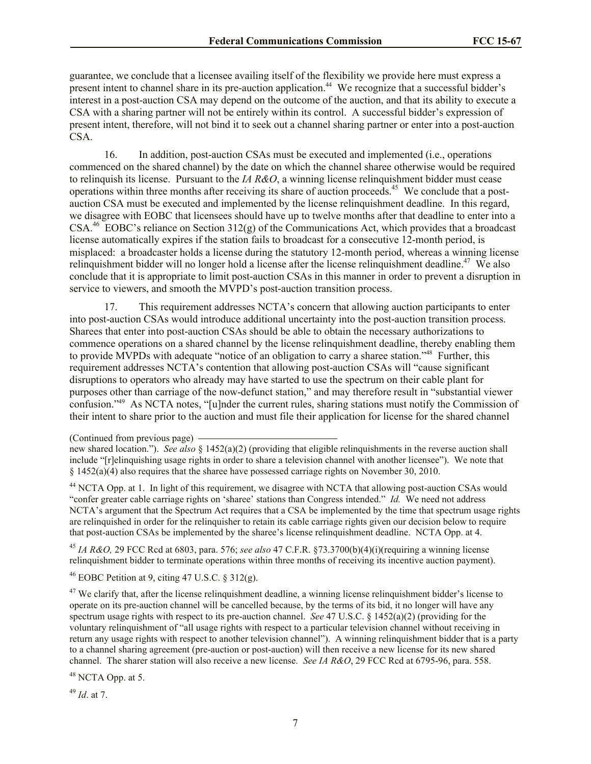guarantee, we conclude that a licensee availing itself of the flexibility we provide here must express a present intent to channel share in its pre-auction application.[44] We recognize that a successful bidder's interest in a post-auction CSA may depend on the outcome of the auction, and that its ability to execute a CSA with a sharing partner will not be entirely within its control. A successful bidder's expression of present intent, therefore, will not bind it to seek out a channel sharing partner or enter into a post-auction CSA.

16. In addition, post-auction CSAs must be executed and implemented (i.e., operations commenced on the shared channel) by the date on which the channel sharee otherwise would be required to relinquish its license. Pursuant to the *IA R&O*, a winning license relinquishment bidder must cease operations within three months after receiving its share of auction proceeds.[45] We conclude that a post-auction CSA must be executed and implemented by the license relinquishment deadline. In this regard, we disagree with EOBC that licensees should have up to twelve months after that deadline to enter into a CSA.[46] EOBC's reliance on Section 312(g) of the Communications Act, which provides that a broadcast license automatically expires if the station fails to broadcast for a consecutive 12-month period, is misplaced: a broadcaster holds a license during the statutory 12-month period, whereas a winning license relinquishment bidder will no longer hold a license after the license relinquishment deadline.[47] We also conclude that it is appropriate to limit post-auction CSAs in this manner in order to prevent a disruption in service to viewers, and smooth the MVPD's post-auction transition process.

17. This requirement addresses NCTA's concern that allowing auction participants to enter into post-auction CSAs would introduce additional uncertainty into the post-auction transition process. Sharees that enter into post-auction CSAs should be able to obtain the necessary authorizations to commence operations on a shared channel by the license relinquishment deadline, thereby enabling them to provide MVPDs with adequate "notice of an obligation to carry a sharee station."[48] Further, this requirement addresses NCTA's contention that allowing post-auction CSAs will "cause significant disruptions to operators who already may have started to use the spectrum on their cable plant for purposes other than carriage of the now-defunct station," and may therefore result in "substantial viewer confusion."[49] As NCTA notes, "[u]nder the current rules, sharing stations must notify the Commission of their intent to share prior to the auction and must file their application for license for the shared channel

(Continued from previous page)
new shared location."). *See also* § 1452(a)(2) (providing that eligible relinquishments in the reverse auction shall include "[r]elinquishing usage rights in order to share a television channel with another licensee"). We note that § 1452(a)(4) also requires that the sharee have possessed carriage rights on November 30, 2010.

[44] NCTA Opp. at 1. In light of this requirement, we disagree with NCTA that allowing post-auction CSAs would "confer greater cable carriage rights on 'sharee' stations than Congress intended." *Id.* We need not address NCTA's argument that the Spectrum Act requires that a CSA be implemented by the time that spectrum usage rights are relinquished in order for the relinquisher to retain its cable carriage rights given our decision below to require that post-auction CSAs be implemented by the sharee's license relinquishment deadline. NCTA Opp. at 4.

[45] *IA R&O,* 29 FCC Rcd at 6803, para. 576; *see also* 47 C.F.R. §73.3700(b)(4)(i)(requiring a winning license relinquishment bidder to terminate operations within three months of receiving its incentive auction payment).

[46] EOBC Petition at 9, citing 47 U.S.C. § 312(g).

[47] We clarify that, after the license relinquishment deadline, a winning license relinquishment bidder's license to operate on its pre-auction channel will be cancelled because, by the terms of its bid, it no longer will have any spectrum usage rights with respect to its pre-auction channel. *See* 47 U.S.C. § 1452(a)(2) (providing for the voluntary relinquishment of "all usage rights with respect to a particular television channel without receiving in return any usage rights with respect to another television channel"). A winning relinquishment bidder that is a party to a channel sharing agreement (pre-auction or post-auction) will then receive a new license for its new shared channel. The sharer station will also receive a new license. *See IA R&O*, 29 FCC Rcd at 6795-96, para. 558.

[48] NCTA Opp. at 5.

[49] *Id*. at 7.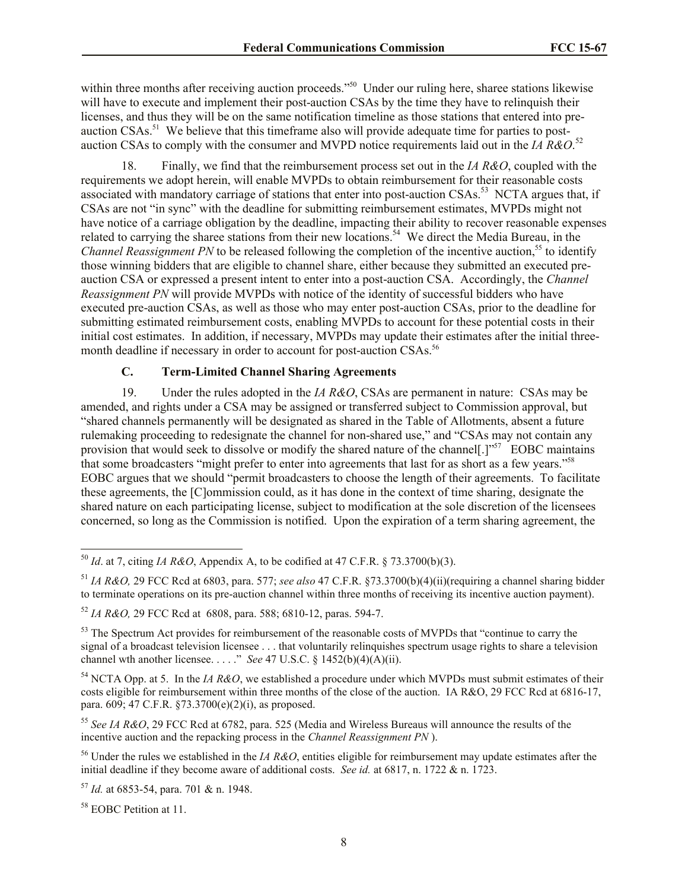within three months after receiving auction proceeds."[50] Under our ruling here, sharee stations likewise will have to execute and implement their post-auction CSAs by the time they have to relinquish their licenses, and thus they will be on the same notification timeline as those stations that entered into pre-auction CSAs.[51] We believe that this timeframe also will provide adequate time for parties to post-auction CSAs to comply with the consumer and MVPD notice requirements laid out in the *IA R&O*.[52]

18. Finally, we find that the reimbursement process set out in the *IA R&O*, coupled with the requirements we adopt herein, will enable MVPDs to obtain reimbursement for their reasonable costs associated with mandatory carriage of stations that enter into post-auction CSAs.[53] NCTA argues that, if CSAs are not "in sync" with the deadline for submitting reimbursement estimates, MVPDs might not have notice of a carriage obligation by the deadline, impacting their ability to recover reasonable expenses related to carrying the sharee stations from their new locations.[54] We direct the Media Bureau, in the *Channel Reassignment PN* to be released following the completion of the incentive auction,[55] to identify those winning bidders that are eligible to channel share, either because they submitted an executed pre-auction CSA or expressed a present intent to enter into a post-auction CSA. Accordingly, the *Channel Reassignment PN* will provide MVPDs with notice of the identity of successful bidders who have executed pre-auction CSAs, as well as those who may enter post-auction CSAs, prior to the deadline for submitting estimated reimbursement costs, enabling MVPDs to account for these potential costs in their initial cost estimates. In addition, if necessary, MVPDs may update their estimates after the initial three-month deadline if necessary in order to account for post-auction CSAs.[56]

### C. Term-Limited Channel Sharing Agreements

19. Under the rules adopted in the *IA R&O*, CSAs are permanent in nature: CSAs may be amended, and rights under a CSA may be assigned or transferred subject to Commission approval, but "shared channels permanently will be designated as shared in the Table of Allotments, absent a future rulemaking proceeding to redesignate the channel for non-shared use," and "CSAs may not contain any provision that would seek to dissolve or modify the shared nature of the channel[.]"[57] EOBC maintains that some broadcasters "might prefer to enter into agreements that last for as short as a few years."[58] EOBC argues that we should "permit broadcasters to choose the length of their agreements. To facilitate these agreements, the [C]ommission could, as it has done in the context of time sharing, designate the shared nature on each participating license, subject to modification at the sole discretion of the licensees concerned, so long as the Commission is notified. Upon the expiration of a term sharing agreement, the

---

[50] *Id*. at 7, citing *IA R&O*, Appendix A, to be codified at 47 C.F.R. § 73.3700(b)(3).

[51] *IA R&O,* 29 FCC Rcd at 6803, para. 577; *see also* 47 C.F.R. §73.3700(b)(4)(ii)(requiring a channel sharing bidder to terminate operations on its pre-auction channel within three months of receiving its incentive auction payment).

[52] *IA R&O,* 29 FCC Rcd at 6808, para. 588; 6810-12, paras. 594-7.

[53] The Spectrum Act provides for reimbursement of the reasonable costs of MVPDs that "continue to carry the signal of a broadcast television licensee . . . that voluntarily relinquishes spectrum usage rights to share a television channel wth another licensee. . . . ." *See* 47 U.S.C. § 1452(b)(4)(A)(ii).

[54] NCTA Opp. at 5. In the *IA R&O*, we established a procedure under which MVPDs must submit estimates of their costs eligible for reimbursement within three months of the close of the auction. IA R&O, 29 FCC Rcd at 6816-17, para. 609; 47 C.F.R. §73.3700(e)(2)(i), as proposed.

[55] *See IA R&O*, 29 FCC Rcd at 6782, para. 525 (Media and Wireless Bureaus will announce the results of the incentive auction and the repacking process in the *Channel Reassignment PN* ).

[56] Under the rules we established in the *IA R&O*, entities eligible for reimbursement may update estimates after the initial deadline if they become aware of additional costs. *See id.* at 6817, n. 1722 & n. 1723.

[57] *Id.* at 6853-54, para. 701 & n. 1948.

[58] EOBC Petition at 11.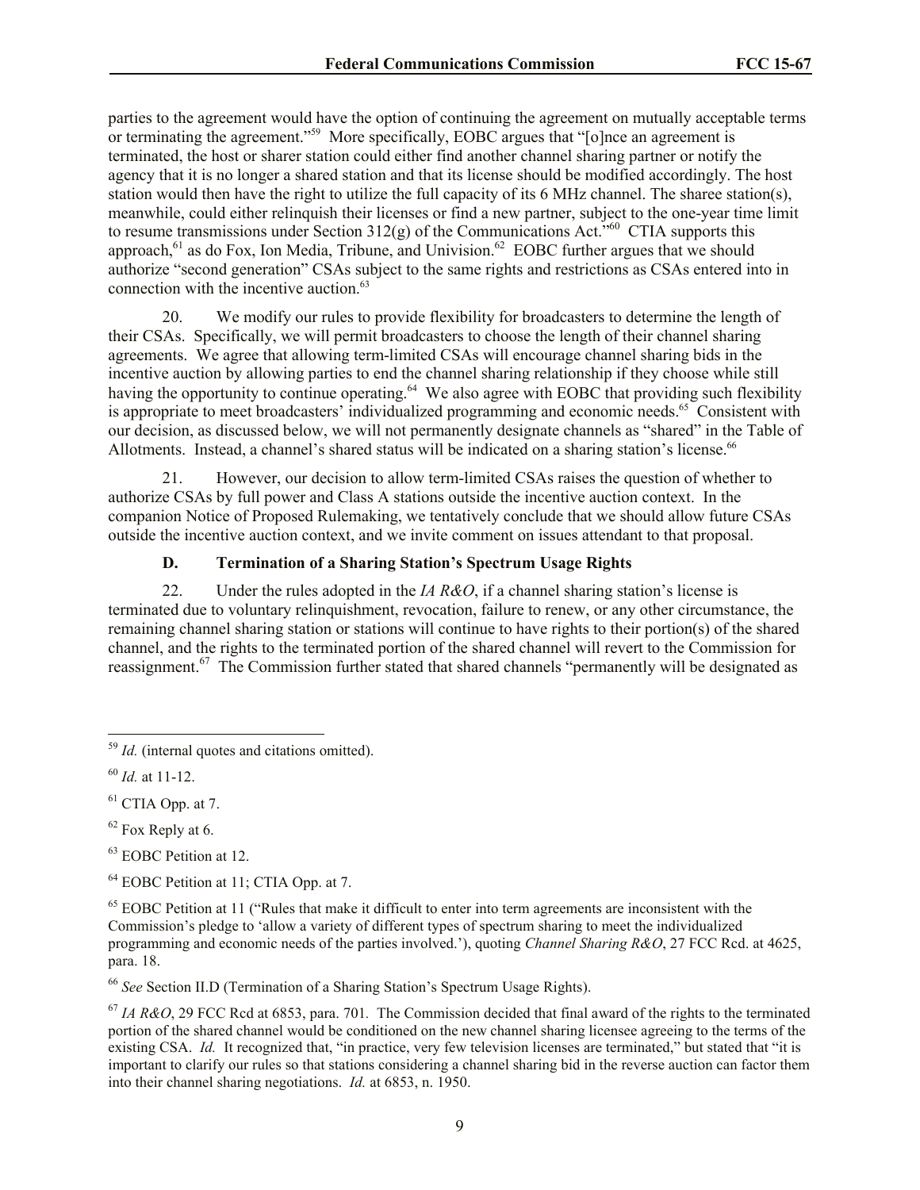parties to the agreement would have the option of continuing the agreement on mutually acceptable terms or terminating the agreement."[59] More specifically, EOBC argues that "[o]nce an agreement is terminated, the host or sharer station could either find another channel sharing partner or notify the agency that it is no longer a shared station and that its license should be modified accordingly. The host station would then have the right to utilize the full capacity of its 6 MHz channel. The sharee station(s), meanwhile, could either relinquish their licenses or find a new partner, subject to the one-year time limit to resume transmissions under Section 312(g) of the Communications Act."[60] CTIA supports this approach,[61] as do Fox, Ion Media, Tribune, and Univision.[62] EOBC further argues that we should authorize "second generation" CSAs subject to the same rights and restrictions as CSAs entered into in connection with the incentive auction.[63]

20. We modify our rules to provide flexibility for broadcasters to determine the length of their CSAs. Specifically, we will permit broadcasters to choose the length of their channel sharing agreements. We agree that allowing term-limited CSAs will encourage channel sharing bids in the incentive auction by allowing parties to end the channel sharing relationship if they choose while still having the opportunity to continue operating.[64] We also agree with EOBC that providing such flexibility is appropriate to meet broadcasters' individualized programming and economic needs.[65] Consistent with our decision, as discussed below, we will not permanently designate channels as "shared" in the Table of Allotments. Instead, a channel's shared status will be indicated on a sharing station's license.[66]

21. However, our decision to allow term-limited CSAs raises the question of whether to authorize CSAs by full power and Class A stations outside the incentive auction context. In the companion Notice of Proposed Rulemaking, we tentatively conclude that we should allow future CSAs outside the incentive auction context, and we invite comment on issues attendant to that proposal.

### D. Termination of a Sharing Station's Spectrum Usage Rights

22. Under the rules adopted in the *IA R&O*, if a channel sharing station's license is terminated due to voluntary relinquishment, revocation, failure to renew, or any other circumstance, the remaining channel sharing station or stations will continue to have rights to their portion(s) of the shared channel, and the rights to the terminated portion of the shared channel will revert to the Commission for reassignment.[67] The Commission further stated that shared channels "permanently will be designated as

---

[59] *Id.* (internal quotes and citations omitted).

[60] *Id.* at 11-12.

[61] CTIA Opp. at 7.

[62] Fox Reply at 6.

[63] EOBC Petition at 12.

[64] EOBC Petition at 11; CTIA Opp. at 7.

[65] EOBC Petition at 11 ("Rules that make it difficult to enter into term agreements are inconsistent with the Commission's pledge to 'allow a variety of different types of spectrum sharing to meet the individualized programming and economic needs of the parties involved.'), quoting *Channel Sharing R&O*, 27 FCC Rcd. at 4625, para. 18.

[66] *See* Section II.D (Termination of a Sharing Station's Spectrum Usage Rights).

[67] *IA R&O*, 29 FCC Rcd at 6853, para. 701. The Commission decided that final award of the rights to the terminated portion of the shared channel would be conditioned on the new channel sharing licensee agreeing to the terms of the existing CSA. *Id.* It recognized that, "in practice, very few television licenses are terminated," but stated that "it is important to clarify our rules so that stations considering a channel sharing bid in the reverse auction can factor them into their channel sharing negotiations. *Id.* at 6853, n. 1950.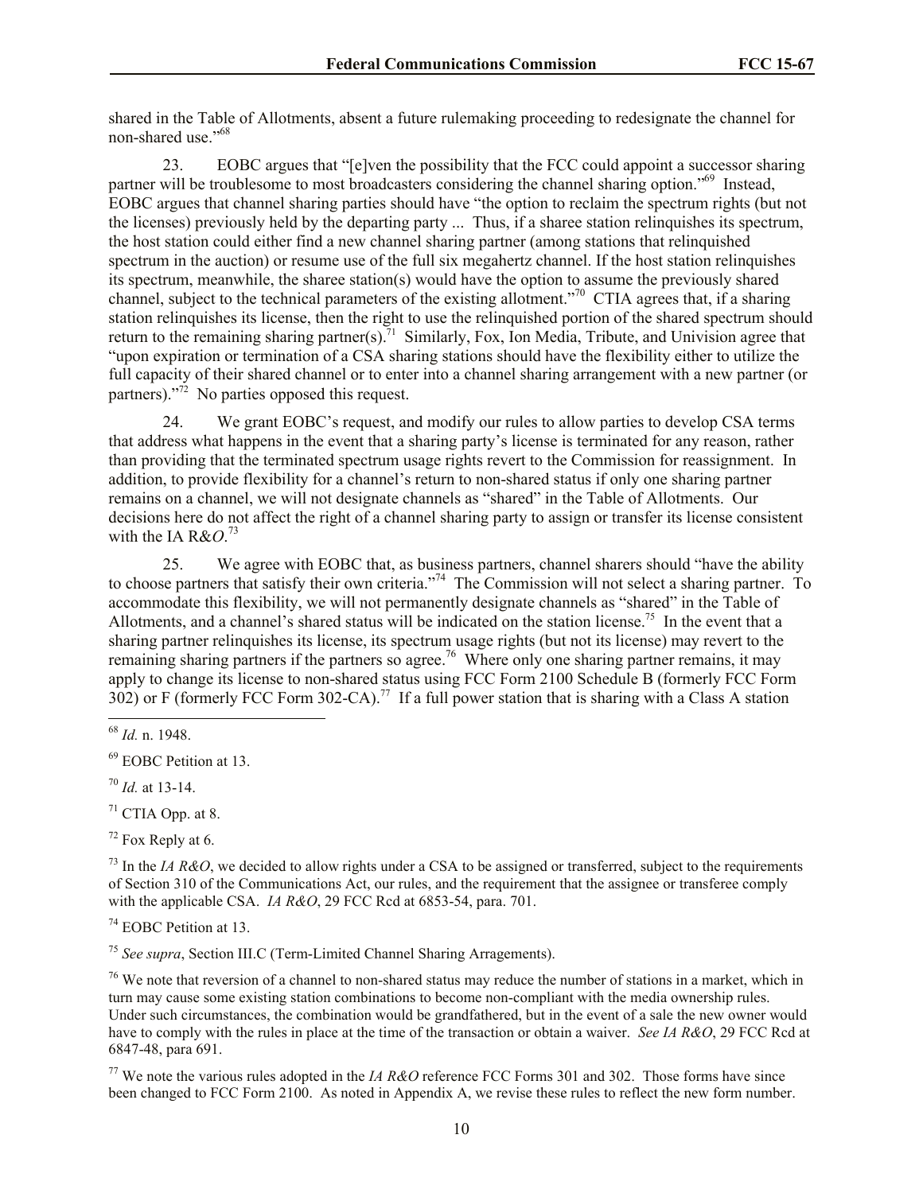shared in the Table of Allotments, absent a future rulemaking proceeding to redesignate the channel for non-shared use."[68]

23. EOBC argues that "[e]ven the possibility that the FCC could appoint a successor sharing partner will be troublesome to most broadcasters considering the channel sharing option."[69] Instead, EOBC argues that channel sharing parties should have "the option to reclaim the spectrum rights (but not the licenses) previously held by the departing party ... Thus, if a sharee station relinquishes its spectrum, the host station could either find a new channel sharing partner (among stations that relinquished spectrum in the auction) or resume use of the full six megahertz channel. If the host station relinquishes its spectrum, meanwhile, the sharee station(s) would have the option to assume the previously shared channel, subject to the technical parameters of the existing allotment."[70] CTIA agrees that, if a sharing station relinquishes its license, then the right to use the relinquished portion of the shared spectrum should return to the remaining sharing partner(s).[71] Similarly, Fox, Ion Media, Tribute, and Univision agree that "upon expiration or termination of a CSA sharing stations should have the flexibility either to utilize the full capacity of their shared channel or to enter into a channel sharing arrangement with a new partner (or partners)."[72] No parties opposed this request.

24. We grant EOBC's request, and modify our rules to allow parties to develop CSA terms that address what happens in the event that a sharing party's license is terminated for any reason, rather than providing that the terminated spectrum usage rights revert to the Commission for reassignment. In addition, to provide flexibility for a channel's return to non-shared status if only one sharing partner remains on a channel, we will not designate channels as "shared" in the Table of Allotments. Our decisions here do not affect the right of a channel sharing party to assign or transfer its license consistent with the IA R&*O*.[73]

25. We agree with EOBC that, as business partners, channel sharers should "have the ability to choose partners that satisfy their own criteria."[74] The Commission will not select a sharing partner. To accommodate this flexibility, we will not permanently designate channels as "shared" in the Table of Allotments, and a channel's shared status will be indicated on the station license.[75] In the event that a sharing partner relinquishes its license, its spectrum usage rights (but not its license) may revert to the remaining sharing partners if the partners so agree.[76] Where only one sharing partner remains, it may apply to change its license to non-shared status using FCC Form 2100 Schedule B (formerly FCC Form 302) or F (formerly FCC Form 302-CA).[77] If a full power station that is sharing with a Class A station

---

[68] *Id.* n. 1948.

[69] EOBC Petition at 13.

[70] *Id.* at 13-14.

[71] CTIA Opp. at 8.

[72] Fox Reply at 6.

[73] In the *IA R&O*, we decided to allow rights under a CSA to be assigned or transferred, subject to the requirements of Section 310 of the Communications Act, our rules, and the requirement that the assignee or transferee comply with the applicable CSA. *IA R&O*, 29 FCC Rcd at 6853-54, para. 701.

[74] EOBC Petition at 13.

[75] *See supra*, Section III.C (Term-Limited Channel Sharing Arragements).

[76] We note that reversion of a channel to non-shared status may reduce the number of stations in a market, which in turn may cause some existing station combinations to become non-compliant with the media ownership rules. Under such circumstances, the combination would be grandfathered, but in the event of a sale the new owner would have to comply with the rules in place at the time of the transaction or obtain a waiver. *See IA R&O*, 29 FCC Rcd at 6847-48, para 691.

[77] We note the various rules adopted in the *IA R&O* reference FCC Forms 301 and 302. Those forms have since been changed to FCC Form 2100. As noted in Appendix A, we revise these rules to reflect the new form number.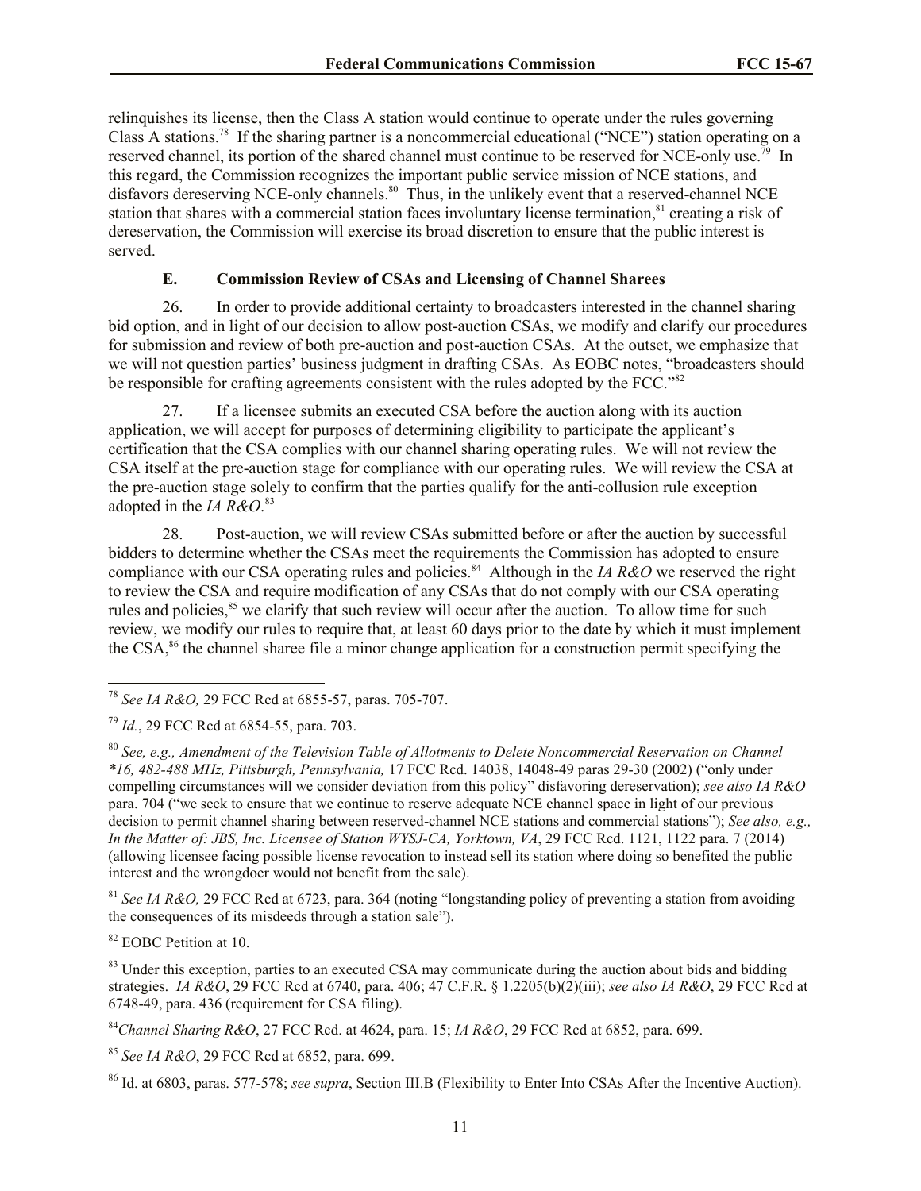relinquishes its license, then the Class A station would continue to operate under the rules governing Class A stations.[78] If the sharing partner is a noncommercial educational ("NCE") station operating on a reserved channel, its portion of the shared channel must continue to be reserved for NCE-only use.[79] In this regard, the Commission recognizes the important public service mission of NCE stations, and disfavors dereserving NCE-only channels.[80] Thus, in the unlikely event that a reserved-channel NCE station that shares with a commercial station faces involuntary license termination,[81] creating a risk of dereservation, the Commission will exercise its broad discretion to ensure that the public interest is served.

### E. Commission Review of CSAs and Licensing of Channel Sharees

26. In order to provide additional certainty to broadcasters interested in the channel sharing bid option, and in light of our decision to allow post-auction CSAs, we modify and clarify our procedures for submission and review of both pre-auction and post-auction CSAs. At the outset, we emphasize that we will not question parties' business judgment in drafting CSAs. As EOBC notes, "broadcasters should be responsible for crafting agreements consistent with the rules adopted by the FCC."[82]

27. If a licensee submits an executed CSA before the auction along with its auction application, we will accept for purposes of determining eligibility to participate the applicant's certification that the CSA complies with our channel sharing operating rules. We will not review the CSA itself at the pre-auction stage for compliance with our operating rules. We will review the CSA at the pre-auction stage solely to confirm that the parties qualify for the anti-collusion rule exception adopted in the *IA R&O*.[83]

28. Post-auction, we will review CSAs submitted before or after the auction by successful bidders to determine whether the CSAs meet the requirements the Commission has adopted to ensure compliance with our CSA operating rules and policies.[84] Although in the *IA R&O* we reserved the right to review the CSA and require modification of any CSAs that do not comply with our CSA operating rules and policies,[85] we clarify that such review will occur after the auction. To allow time for such review, we modify our rules to require that, at least 60 days prior to the date by which it must implement the CSA,[86] the channel sharee file a minor change application for a construction permit specifying the

---

[78] *See IA R&O,* 29 FCC Rcd at 6855-57, paras. 705-707.

[79] *Id.*, 29 FCC Rcd at 6854-55, para. 703.

[80] *See, e.g., Amendment of the Television Table of Allotments to Delete Noncommercial Reservation on Channel \*16, 482-488 MHz, Pittsburgh, Pennsylvania,* 17 FCC Rcd. 14038, 14048-49 paras 29-30 (2002) ("only under compelling circumstances will we consider deviation from this policy" disfavoring dereservation); *see also IA R&O* para. 704 ("we seek to ensure that we continue to reserve adequate NCE channel space in light of our previous decision to permit channel sharing between reserved-channel NCE stations and commercial stations"); *See also, e.g., In the Matter of: JBS, Inc. Licensee of Station WYSJ-CA, Yorktown, VA*, 29 FCC Rcd. 1121, 1122 para. 7 (2014) (allowing licensee facing possible license revocation to instead sell its station where doing so benefited the public interest and the wrongdoer would not benefit from the sale).

[81] *See IA R&O,* 29 FCC Rcd at 6723, para. 364 (noting "longstanding policy of preventing a station from avoiding the consequences of its misdeeds through a station sale").

[82] EOBC Petition at 10.

[83] Under this exception, parties to an executed CSA may communicate during the auction about bids and bidding strategies. *IA R&O*, 29 FCC Rcd at 6740, para. 406; 47 C.F.R. § 1.2205(b)(2)(iii); *see also IA R&O*, 29 FCC Rcd at 6748-49, para. 436 (requirement for CSA filing).

[84] *Channel Sharing R&O*, 27 FCC Rcd. at 4624, para. 15; *IA R&O*, 29 FCC Rcd at 6852, para. 699.

[85] *See IA R&O*, 29 FCC Rcd at 6852, para. 699.

[86] Id. at 6803, paras. 577-578; *see supra*, Section III.B (Flexibility to Enter Into CSAs After the Incentive Auction).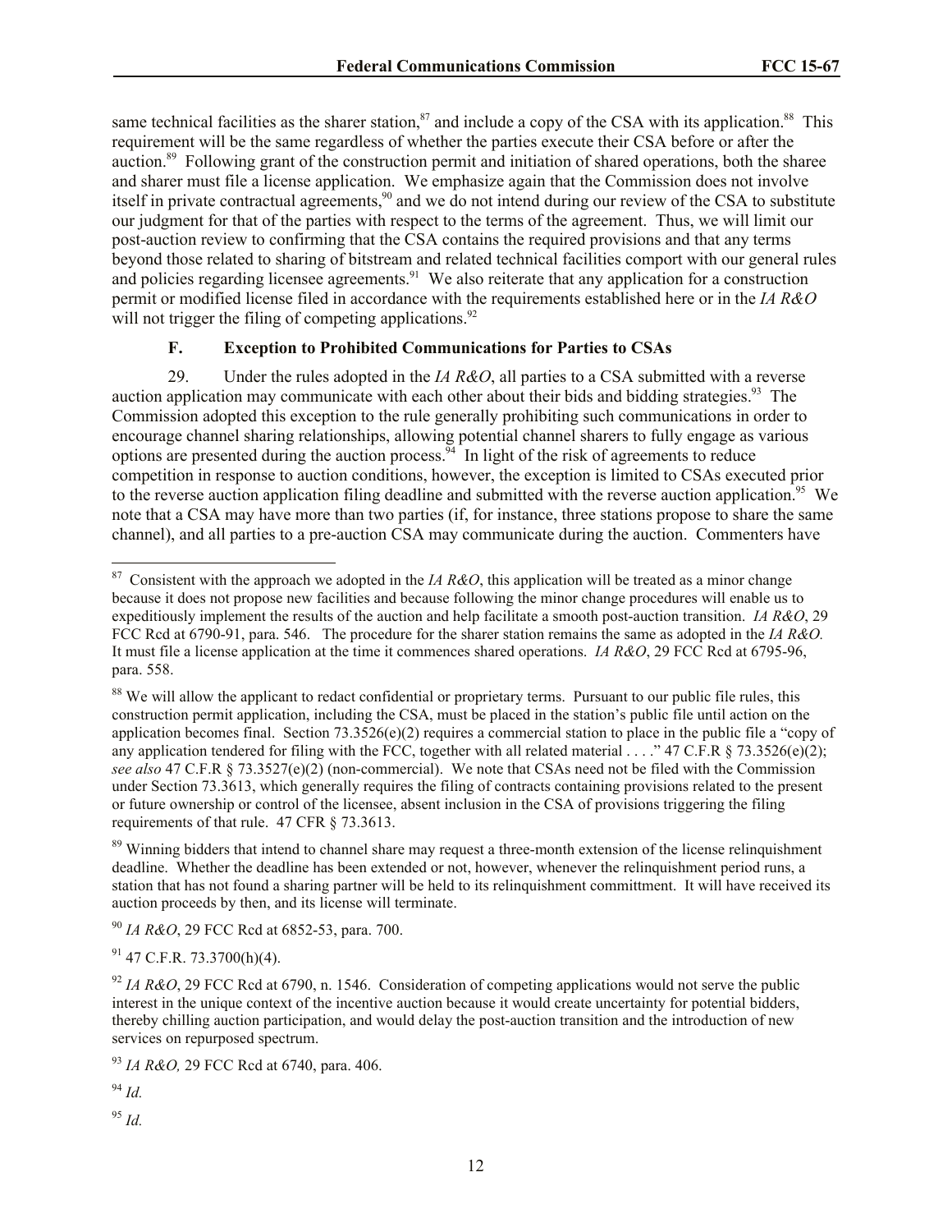same technical facilities as the sharer station,[87] and include a copy of the CSA with its application.[88] This requirement will be the same regardless of whether the parties execute their CSA before or after the auction.[89] Following grant of the construction permit and initiation of shared operations, both the sharee and sharer must file a license application. We emphasize again that the Commission does not involve itself in private contractual agreements,[90] and we do not intend during our review of the CSA to substitute our judgment for that of the parties with respect to the terms of the agreement. Thus, we will limit our post-auction review to confirming that the CSA contains the required provisions and that any terms beyond those related to sharing of bitstream and related technical facilities comport with our general rules and policies regarding licensee agreements.[91] We also reiterate that any application for a construction permit or modified license filed in accordance with the requirements established here or in the *IA R&O* will not trigger the filing of competing applications.[92]

### F. Exception to Prohibited Communications for Parties to CSAs

29. Under the rules adopted in the *IA R&O*, all parties to a CSA submitted with a reverse auction application may communicate with each other about their bids and bidding strategies.[93] The Commission adopted this exception to the rule generally prohibiting such communications in order to encourage channel sharing relationships, allowing potential channel sharers to fully engage as various options are presented during the auction process.[94] In light of the risk of agreements to reduce competition in response to auction conditions, however, the exception is limited to CSAs executed prior to the reverse auction application filing deadline and submitted with the reverse auction application.[95] We note that a CSA may have more than two parties (if, for instance, three stations propose to share the same channel), and all parties to a pre-auction CSA may communicate during the auction. Commenters have

---

[87] Consistent with the approach we adopted in the *IA R&O*, this application will be treated as a minor change because it does not propose new facilities and because following the minor change procedures will enable us to expeditiously implement the results of the auction and help facilitate a smooth post-auction transition. *IA R&O*, 29 FCC Rcd at 6790-91, para. 546. The procedure for the sharer station remains the same as adopted in the *IA R&O.* It must file a license application at the time it commences shared operations. *IA R&O*, 29 FCC Rcd at 6795-96, para. 558.

[88] We will allow the applicant to redact confidential or proprietary terms. Pursuant to our public file rules, this construction permit application, including the CSA, must be placed in the station's public file until action on the application becomes final. Section 73.3526(e)(2) requires a commercial station to place in the public file a "copy of any application tendered for filing with the FCC, together with all related material . . . ." 47 C.F.R § 73.3526(e)(2); *see also* 47 C.F.R § 73.3527(e)(2) (non-commercial). We note that CSAs need not be filed with the Commission under Section 73.3613, which generally requires the filing of contracts containing provisions related to the present or future ownership or control of the licensee, absent inclusion in the CSA of provisions triggering the filing requirements of that rule. 47 CFR § 73.3613.

[89] Winning bidders that intend to channel share may request a three-month extension of the license relinquishment deadline. Whether the deadline has been extended or not, however, whenever the relinquishment period runs, a station that has not found a sharing partner will be held to its relinquishment committment. It will have received its auction proceeds by then, and its license will terminate.

[90] *IA R&O*, 29 FCC Rcd at 6852-53, para. 700.

[91] 47 C.F.R. 73.3700(h)(4).

[92] *IA R&O*, 29 FCC Rcd at 6790, n. 1546. Consideration of competing applications would not serve the public interest in the unique context of the incentive auction because it would create uncertainty for potential bidders, thereby chilling auction participation, and would delay the post-auction transition and the introduction of new services on repurposed spectrum.

[93] *IA R&O,* 29 FCC Rcd at 6740, para. 406.

[94] *Id.*

[95] *Id.*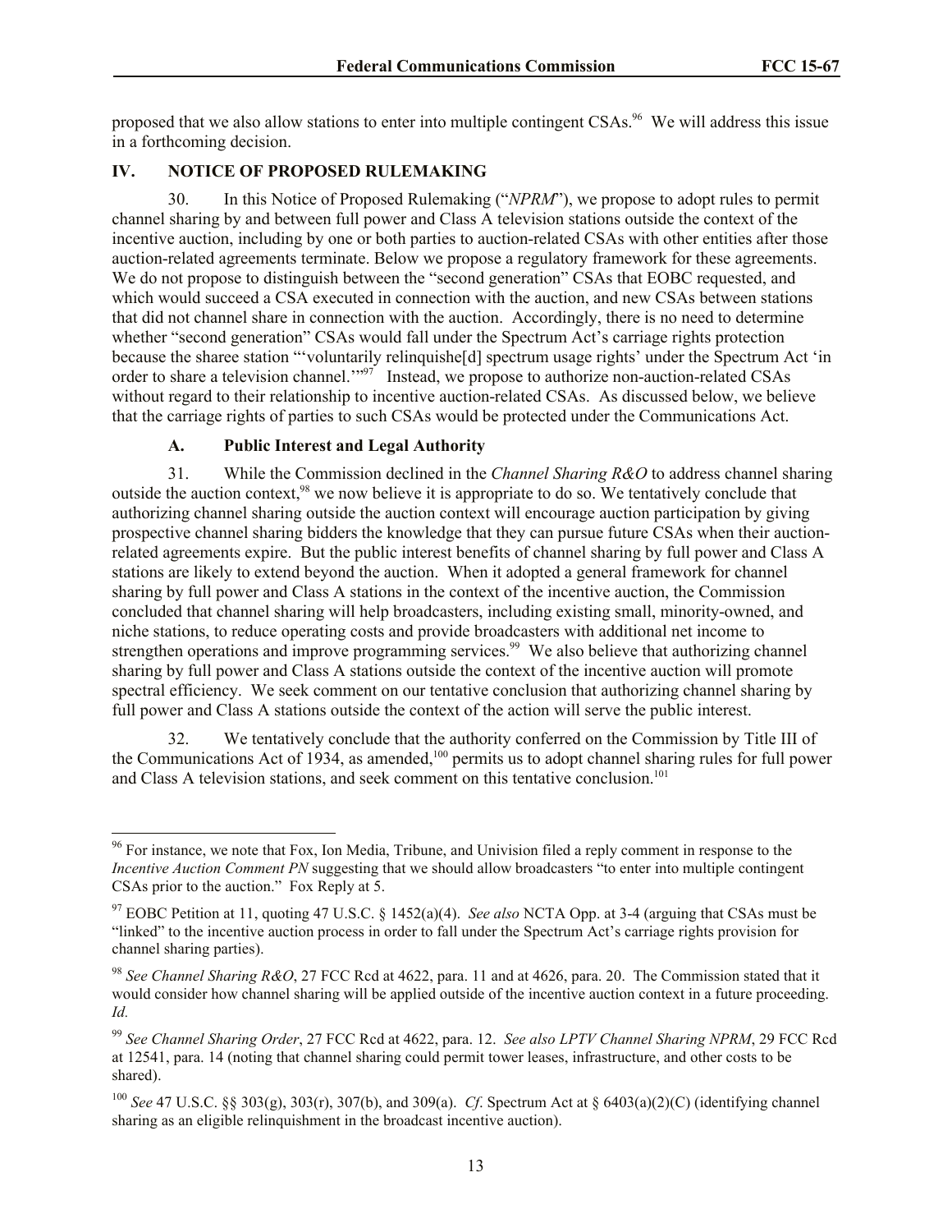proposed that we also allow stations to enter into multiple contingent CSAs.[96] We will address this issue in a forthcoming decision.

## IV. NOTICE OF PROPOSED RULEMAKING

30. In this Notice of Proposed Rulemaking ("*NPRM*"), we propose to adopt rules to permit channel sharing by and between full power and Class A television stations outside the context of the incentive auction, including by one or both parties to auction-related CSAs with other entities after those auction-related agreements terminate. Below we propose a regulatory framework for these agreements. We do not propose to distinguish between the "second generation" CSAs that EOBC requested, and which would succeed a CSA executed in connection with the auction, and new CSAs between stations that did not channel share in connection with the auction. Accordingly, there is no need to determine whether "second generation" CSAs would fall under the Spectrum Act's carriage rights protection because the sharee station "'voluntarily relinquishe[d] spectrum usage rights' under the Spectrum Act 'in order to share a television channel.'"[97] Instead, we propose to authorize non-auction-related CSAs without regard to their relationship to incentive auction-related CSAs. As discussed below, we believe that the carriage rights of parties to such CSAs would be protected under the Communications Act.

### A. Public Interest and Legal Authority

31. While the Commission declined in the *Channel Sharing R&O* to address channel sharing outside the auction context,[98] we now believe it is appropriate to do so. We tentatively conclude that authorizing channel sharing outside the auction context will encourage auction participation by giving prospective channel sharing bidders the knowledge that they can pursue future CSAs when their auction-related agreements expire. But the public interest benefits of channel sharing by full power and Class A stations are likely to extend beyond the auction. When it adopted a general framework for channel sharing by full power and Class A stations in the context of the incentive auction, the Commission concluded that channel sharing will help broadcasters, including existing small, minority-owned, and niche stations, to reduce operating costs and provide broadcasters with additional net income to strengthen operations and improve programming services.[99] We also believe that authorizing channel sharing by full power and Class A stations outside the context of the incentive auction will promote spectral efficiency. We seek comment on our tentative conclusion that authorizing channel sharing by full power and Class A stations outside the context of the action will serve the public interest.

32. We tentatively conclude that the authority conferred on the Commission by Title III of the Communications Act of 1934, as amended,[100] permits us to adopt channel sharing rules for full power and Class A television stations, and seek comment on this tentative conclusion.[101]

---

[96] For instance, we note that Fox, Ion Media, Tribune, and Univision filed a reply comment in response to the *Incentive Auction Comment PN* suggesting that we should allow broadcasters "to enter into multiple contingent CSAs prior to the auction." Fox Reply at 5.

[97] EOBC Petition at 11, quoting 47 U.S.C. § 1452(a)(4). *See also* NCTA Opp. at 3-4 (arguing that CSAs must be "linked" to the incentive auction process in order to fall under the Spectrum Act's carriage rights provision for channel sharing parties).

[98] *See Channel Sharing R&O*, 27 FCC Rcd at 4622, para. 11 and at 4626, para. 20. The Commission stated that it would consider how channel sharing will be applied outside of the incentive auction context in a future proceeding. *Id.*

[99] *See Channel Sharing Order*, 27 FCC Rcd at 4622, para. 12. *See also LPTV Channel Sharing NPRM*, 29 FCC Rcd at 12541, para. 14 (noting that channel sharing could permit tower leases, infrastructure, and other costs to be shared).

[100] *See* 47 U.S.C. §§ 303(g), 303(r), 307(b), and 309(a). *Cf*. Spectrum Act at § 6403(a)(2)(C) (identifying channel sharing as an eligible relinquishment in the broadcast incentive auction).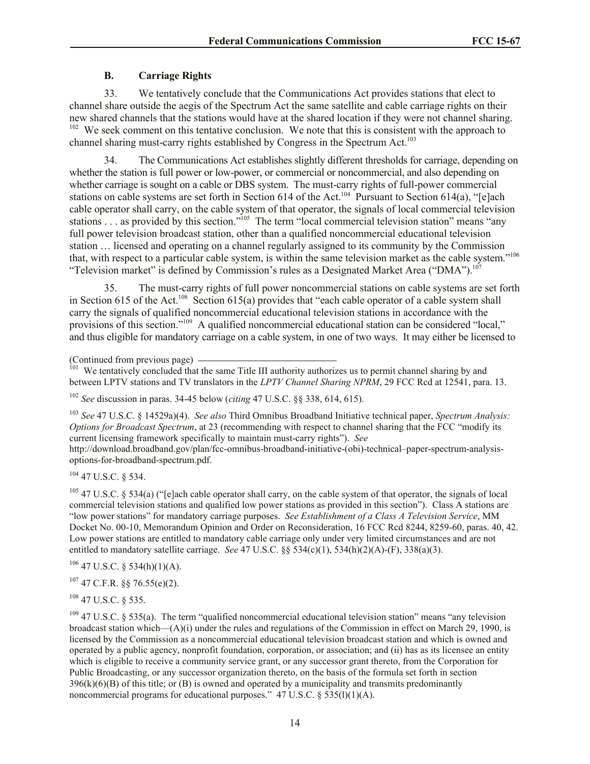### B. Carriage Rights

33. We tentatively conclude that the Communications Act provides stations that elect to channel share outside the aegis of the Spectrum Act the same satellite and cable carriage rights on their new shared channels that the stations would have at the shared location if they were not channel sharing.[102] We seek comment on this tentative conclusion. We note that this is consistent with the approach to channel sharing must-carry rights established by Congress in the Spectrum Act.[103]

34. The Communications Act establishes slightly different thresholds for carriage, depending on whether the station is full power or low-power, or commercial or noncommercial, and also depending on whether carriage is sought on a cable or DBS system. The must-carry rights of full-power commercial stations on cable systems are set forth in Section 614 of the Act.[104] Pursuant to Section 614(a), "[e]ach cable operator shall carry, on the cable system of that operator, the signals of local commercial television stations . . . as provided by this section."[105] The term "local commercial television station" means "any full power television broadcast station, other than a qualified noncommercial educational television station … licensed and operating on a channel regularly assigned to its community by the Commission that, with respect to a particular cable system, is within the same television market as the cable system."[106] "Television market" is defined by Commission's rules as a Designated Market Area ("DMA").[107]

35. The must-carry rights of full power noncommercial stations on cable systems are set forth in Section 615 of the Act.[108] Section 615(a) provides that "each cable operator of a cable system shall carry the signals of qualified noncommercial educational television stations in accordance with the provisions of this section."[109] A qualified noncommercial educational station can be considered "local," and thus eligible for mandatory carriage on a cable system, in one of two ways. It may either be licensed to

---

(Continued from previous page)

[101] We tentatively concluded that the same Title III authority authorizes us to permit channel sharing by and between LPTV stations and TV translators in the *LPTV Channel Sharing NPRM*, 29 FCC Rcd at 12541, para. 13.

[102] *See* discussion in paras. 34-45 below (*citing* 47 U.S.C. §§ 338, 614, 615).

[103] *See* 47 U.S.C. § 14529a)(4). *See also* Third Omnibus Broadband Initiative technical paper, *Spectrum Analysis: Options for Broadcast Spectrum*, at 23 (recommending with respect to channel sharing that the FCC "modify its current licensing framework specifically to maintain must-carry rights"). *See* http://download.broadband.gov/plan/fcc-omnibus-broadband-initiative-(obi)-technical–paper-spectrum-analysis-options-for-broadband-spectrum.pdf.

[104] 47 U.S.C. § 534.

[105] 47 U.S.C. § 534(a) ("[e]ach cable operator shall carry, on the cable system of that operator, the signals of local commercial television stations and qualified low power stations as provided in this section"). Class A stations are "low power stations" for mandatory carriage purposes. *See Establishment of a Class A Television Service*, MM Docket No. 00-10, Memorandum Opinion and Order on Reconsideration, 16 FCC Rcd 8244, 8259-60, paras. 40, 42. Low power stations are entitled to mandatory cable carriage only under very limited circumstances and are not entitled to mandatory satellite carriage. *See* 47 U.S.C. §§ 534(c)(1), 534(h)(2)(A)-(F), 338(a)(3).

[106] 47 U.S.C. § 534(h)(1)(A).

[107] 47 C.F.R. §§ 76.55(e)(2).

[108] 47 U.S.C. § 535.

[109] 47 U.S.C. § 535(a). The term "qualified noncommercial educational television station" means "any television broadcast station which—(A)(i) under the rules and regulations of the Commission in effect on March 29, 1990, is licensed by the Commission as a noncommercial educational television broadcast station and which is owned and operated by a public agency, nonprofit foundation, corporation, or association; and (ii) has as its licensee an entity which is eligible to receive a community service grant, or any successor grant thereto, from the Corporation for Public Broadcasting, or any successor organization thereto, on the basis of the formula set forth in section 396(k)(6)(B) of this title; or (B) is owned and operated by a municipality and transmits predominantly noncommercial programs for educational purposes." 47 U.S.C. § 535(l)(1)(A).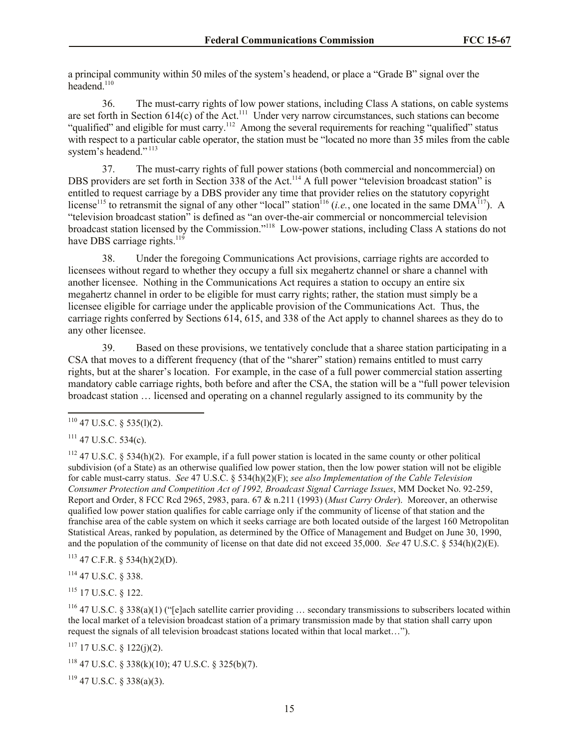a principal community within 50 miles of the system's headend, or place a "Grade B" signal over the headend.[110]

36. The must-carry rights of low power stations, including Class A stations, on cable systems are set forth in Section 614(c) of the Act.[111] Under very narrow circumstances, such stations can become "qualified" and eligible for must carry.[112] Among the several requirements for reaching "qualified" status with respect to a particular cable operator, the station must be "located no more than 35 miles from the cable system's headend."[113]

37. The must-carry rights of full power stations (both commercial and noncommercial) on DBS providers are set forth in Section 338 of the Act.[114] A full power "television broadcast station" is entitled to request carriage by a DBS provider any time that provider relies on the statutory copyright license[115] to retransmit the signal of any other "local" station[116] (*i.e.*, one located in the same DMA[117]). A "television broadcast station" is defined as "an over-the-air commercial or noncommercial television broadcast station licensed by the Commission."[118] Low-power stations, including Class A stations do not have DBS carriage rights.[119]

38. Under the foregoing Communications Act provisions, carriage rights are accorded to licensees without regard to whether they occupy a full six megahertz channel or share a channel with another licensee. Nothing in the Communications Act requires a station to occupy an entire six megahertz channel in order to be eligible for must carry rights; rather, the station must simply be a licensee eligible for carriage under the applicable provision of the Communications Act. Thus, the carriage rights conferred by Sections 614, 615, and 338 of the Act apply to channel sharees as they do to any other licensee.

39. Based on these provisions, we tentatively conclude that a sharee station participating in a CSA that moves to a different frequency (that of the "sharer" station) remains entitled to must carry rights, but at the sharer's location. For example, in the case of a full power commercial station asserting mandatory cable carriage rights, both before and after the CSA, the station will be a "full power television broadcast station … licensed and operating on a channel regularly assigned to its community by the

---

[110] 47 U.S.C. § 535(l)(2).

[111] 47 U.S.C. 534(c).

[112] 47 U.S.C. § 534(h)(2). For example, if a full power station is located in the same county or other political subdivision (of a State) as an otherwise qualified low power station, then the low power station will not be eligible for cable must-carry status. *See* 47 U.S.C. § 534(h)(2)(F); *see also Implementation of the Cable Television Consumer Protection and Competition Act of 1992, Broadcast Signal Carriage Issues*, MM Docket No. 92-259, Report and Order, 8 FCC Rcd 2965, 2983, para. 67 & n.211 (1993) (*Must Carry Order*). Moreover, an otherwise qualified low power station qualifies for cable carriage only if the community of license of that station and the franchise area of the cable system on which it seeks carriage are both located outside of the largest 160 Metropolitan Statistical Areas, ranked by population, as determined by the Office of Management and Budget on June 30, 1990, and the population of the community of license on that date did not exceed 35,000. *See* 47 U.S.C. § 534(h)(2)(E).

[113] 47 C.F.R. § 534(h)(2)(D).

[114] 47 U.S.C. § 338.

[115] 17 U.S.C. § 122.

[116] 47 U.S.C. § 338(a)(1) ("[e]ach satellite carrier providing … secondary transmissions to subscribers located within the local market of a television broadcast station of a primary transmission made by that station shall carry upon request the signals of all television broadcast stations located within that local market…").

[117] 17 U.S.C. § 122(j)(2).

[118] 47 U.S.C. § 338(k)(10); 47 U.S.C. § 325(b)(7).

[119] 47 U.S.C. § 338(a)(3).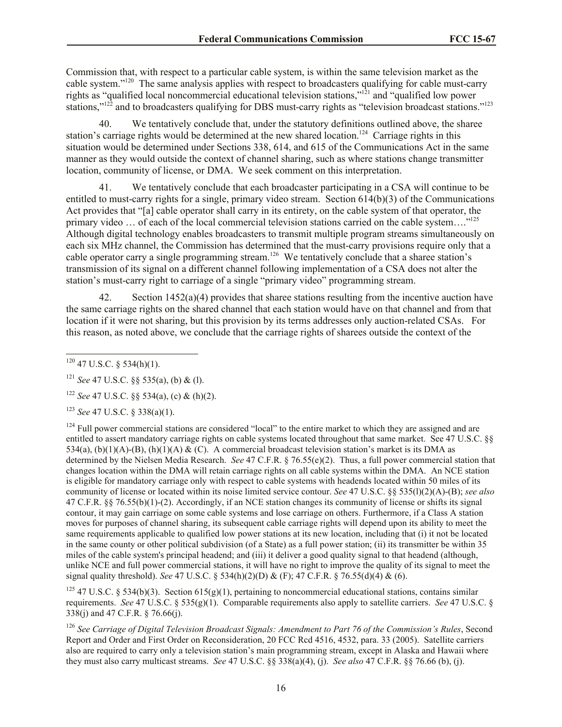Commission that, with respect to a particular cable system, is within the same television market as the cable system."[120] The same analysis applies with respect to broadcasters qualifying for cable must-carry rights as "qualified local noncommercial educational television stations,"[121] and "qualified low power stations,"[122] and to broadcasters qualifying for DBS must-carry rights as "television broadcast stations."[123]

40. We tentatively conclude that, under the statutory definitions outlined above, the sharee station's carriage rights would be determined at the new shared location.[124] Carriage rights in this situation would be determined under Sections 338, 614, and 615 of the Communications Act in the same manner as they would outside the context of channel sharing, such as where stations change transmitter location, community of license, or DMA. We seek comment on this interpretation.

41. We tentatively conclude that each broadcaster participating in a CSA will continue to be entitled to must-carry rights for a single, primary video stream. Section 614(b)(3) of the Communications Act provides that "[a] cable operator shall carry in its entirety, on the cable system of that operator, the primary video … of each of the local commercial television stations carried on the cable system…."[125] Although digital technology enables broadcasters to transmit multiple program streams simultaneously on each six MHz channel, the Commission has determined that the must-carry provisions require only that a cable operator carry a single programming stream.[126] We tentatively conclude that a sharee station's transmission of its signal on a different channel following implementation of a CSA does not alter the station's must-carry right to carriage of a single "primary video" programming stream.

42. Section 1452(a)(4) provides that sharee stations resulting from the incentive auction have the same carriage rights on the shared channel that each station would have on that channel and from that location if it were not sharing, but this provision by its terms addresses only auction-related CSAs. For this reason, as noted above, we conclude that the carriage rights of sharees outside the context of the

---

[120] 47 U.S.C. § 534(h)(1).

[121] *See* 47 U.S.C. §§ 535(a), (b) & (l).

[122] *See* 47 U.S.C. §§ 534(a), (c) & (h)(2).

[123] *See* 47 U.S.C. § 338(a)(1).

[124] Full power commercial stations are considered "local" to the entire market to which they are assigned and are entitled to assert mandatory carriage rights on cable systems located throughout that same market. See 47 U.S.C. §§ 534(a), (b)(1)(A)-(B), (h)(1)(A) & (C). A commercial broadcast television station's market is its DMA as determined by the Nielsen Media Research. *See* 47 C.F.R. § 76.55(e)(2). Thus, a full power commercial station that changes location within the DMA will retain carriage rights on all cable systems within the DMA. An NCE station is eligible for mandatory carriage only with respect to cable systems with headends located within 50 miles of its community of license or located within its noise limited service contour. *See* 47 U.S.C. §§ 535(l)(2)(A)-(B); *see also* 47 C.F.R. §§ 76.55(b)(1)-(2). Accordingly, if an NCE station changes its community of license or shifts its signal contour, it may gain carriage on some cable systems and lose carriage on others. Furthermore, if a Class A station moves for purposes of channel sharing, its subsequent cable carriage rights will depend upon its ability to meet the same requirements applicable to qualified low power stations at its new location, including that (i) it not be located in the same county or other political subdivision (of a State) as a full power station; (ii) its transmitter be within 35 miles of the cable system's principal headend; and (iii) it deliver a good quality signal to that headend (although, unlike NCE and full power commercial stations, it will have no right to improve the quality of its signal to meet the signal quality threshold). *See* 47 U.S.C. § 534(h)(2)(D) & (F); 47 C.F.R. § 76.55(d)(4) & (6).

[125] 47 U.S.C. § 534(b)(3). Section 615(g)(1), pertaining to noncommercial educational stations, contains similar requirements. *See* 47 U.S.C. § 535(g)(1). Comparable requirements also apply to satellite carriers. *See* 47 U.S.C. § 338(j) and 47 C.F.R. § 76.66(j).

[126] *See Carriage of Digital Television Broadcast Signals: Amendment to Part 76 of the Commission's Rules*, Second Report and Order and First Order on Reconsideration, 20 FCC Rcd 4516, 4532, para. 33 (2005). Satellite carriers also are required to carry only a television station's main programming stream, except in Alaska and Hawaii where they must also carry multicast streams. *See* 47 U.S.C. §§ 338(a)(4), (j). *See also* 47 C.F.R. §§ 76.66 (b), (j).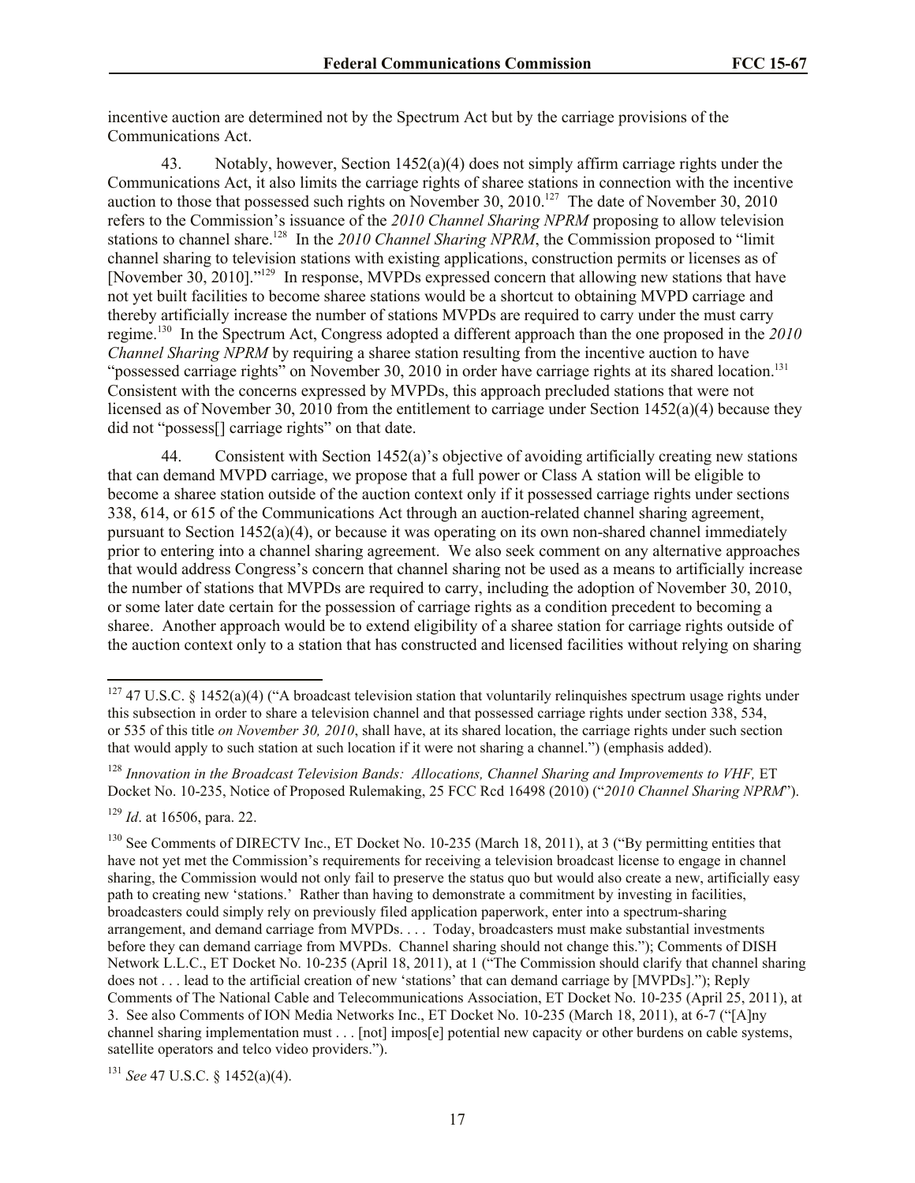incentive auction are determined not by the Spectrum Act but by the carriage provisions of the Communications Act.

43. Notably, however, Section 1452(a)(4) does not simply affirm carriage rights under the Communications Act, it also limits the carriage rights of sharee stations in connection with the incentive auction to those that possessed such rights on November 30, 2010.[127] The date of November 30, 2010 refers to the Commission's issuance of the *2010 Channel Sharing NPRM* proposing to allow television stations to channel share.[128] In the *2010 Channel Sharing NPRM*, the Commission proposed to "limit channel sharing to television stations with existing applications, construction permits or licenses as of [November 30, 2010]."[129] In response, MVPDs expressed concern that allowing new stations that have not yet built facilities to become sharee stations would be a shortcut to obtaining MVPD carriage and thereby artificially increase the number of stations MVPDs are required to carry under the must carry regime.[130] In the Spectrum Act, Congress adopted a different approach than the one proposed in the *2010 Channel Sharing NPRM* by requiring a sharee station resulting from the incentive auction to have "possessed carriage rights" on November 30, 2010 in order have carriage rights at its shared location.[131] Consistent with the concerns expressed by MVPDs, this approach precluded stations that were not licensed as of November 30, 2010 from the entitlement to carriage under Section 1452(a)(4) because they did not "possess[] carriage rights" on that date.

44. Consistent with Section 1452(a)'s objective of avoiding artificially creating new stations that can demand MVPD carriage, we propose that a full power or Class A station will be eligible to become a sharee station outside of the auction context only if it possessed carriage rights under sections 338, 614, or 615 of the Communications Act through an auction-related channel sharing agreement, pursuant to Section 1452(a)(4), or because it was operating on its own non-shared channel immediately prior to entering into a channel sharing agreement. We also seek comment on any alternative approaches that would address Congress's concern that channel sharing not be used as a means to artificially increase the number of stations that MVPDs are required to carry, including the adoption of November 30, 2010, or some later date certain for the possession of carriage rights as a condition precedent to becoming a sharee. Another approach would be to extend eligibility of a sharee station for carriage rights outside of the auction context only to a station that has constructed and licensed facilities without relying on sharing

---

[127] 47 U.S.C. § 1452(a)(4) ("A broadcast television station that voluntarily relinquishes spectrum usage rights under this subsection in order to share a television channel and that possessed carriage rights under section 338, 534, or 535 of this title *on November 30, 2010*, shall have, at its shared location, the carriage rights under such section that would apply to such station at such location if it were not sharing a channel.") (emphasis added).

[128] *Innovation in the Broadcast Television Bands: Allocations, Channel Sharing and Improvements to VHF,* ET Docket No. 10-235, Notice of Proposed Rulemaking, 25 FCC Rcd 16498 (2010) ("*2010 Channel Sharing NPRM*").

[129] *Id*. at 16506, para. 22.

[130] See Comments of DIRECTV Inc., ET Docket No. 10-235 (March 18, 2011), at 3 ("By permitting entities that have not yet met the Commission's requirements for receiving a television broadcast license to engage in channel sharing, the Commission would not only fail to preserve the status quo but would also create a new, artificially easy path to creating new 'stations.' Rather than having to demonstrate a commitment by investing in facilities, broadcasters could simply rely on previously filed application paperwork, enter into a spectrum-sharing arrangement, and demand carriage from MVPDs. . . . Today, broadcasters must make substantial investments before they can demand carriage from MVPDs. Channel sharing should not change this."); Comments of DISH Network L.L.C., ET Docket No. 10-235 (April 18, 2011), at 1 ("The Commission should clarify that channel sharing does not . . . lead to the artificial creation of new 'stations' that can demand carriage by [MVPDs]."); Reply Comments of The National Cable and Telecommunications Association, ET Docket No. 10-235 (April 25, 2011), at 3. See also Comments of ION Media Networks Inc., ET Docket No. 10-235 (March 18, 2011), at 6-7 ("[A]ny channel sharing implementation must . . . [not] impos[e] potential new capacity or other burdens on cable systems, satellite operators and telco video providers.").

[131] *See* 47 U.S.C. § 1452(a)(4).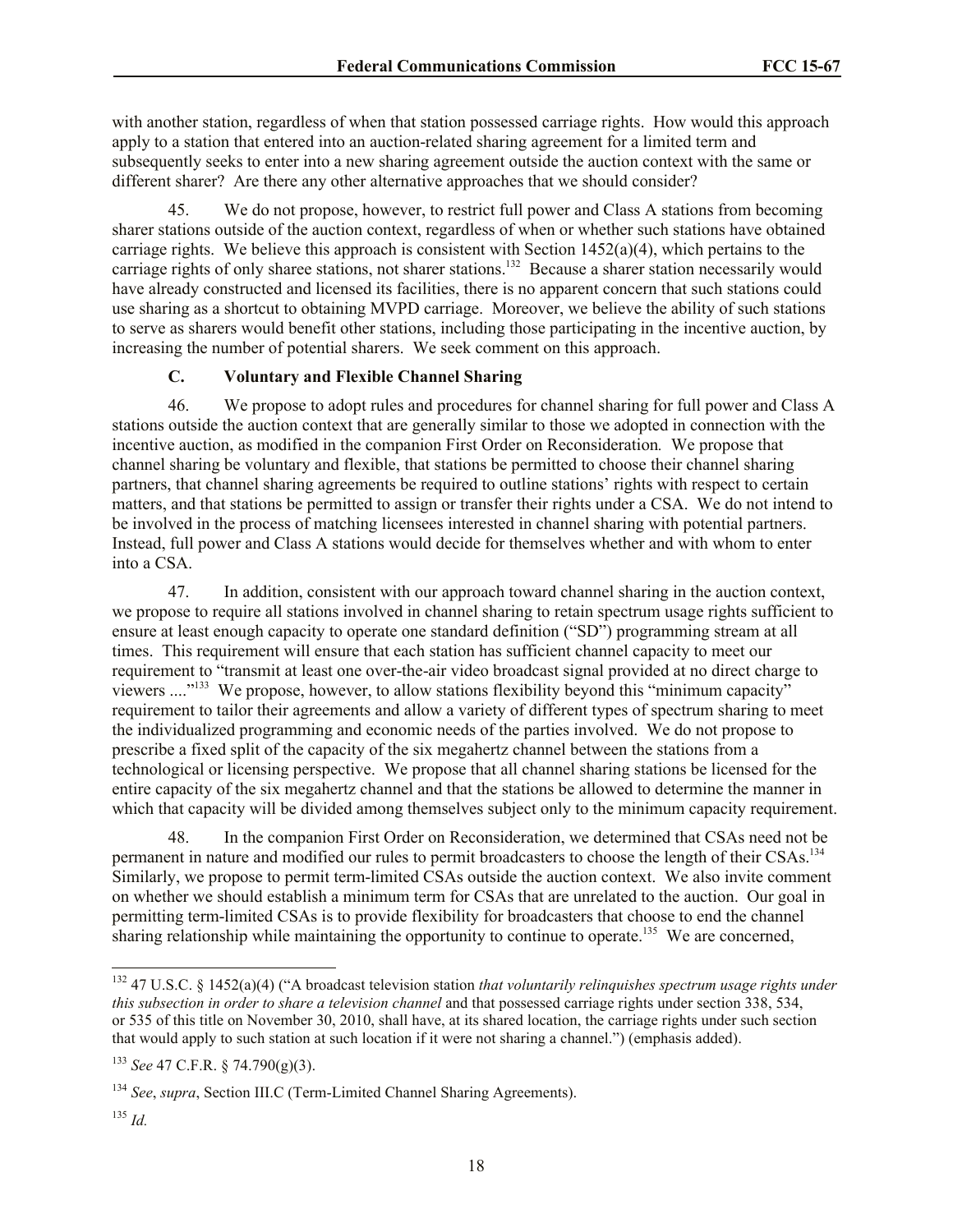with another station, regardless of when that station possessed carriage rights. How would this approach apply to a station that entered into an auction-related sharing agreement for a limited term and subsequently seeks to enter into a new sharing agreement outside the auction context with the same or different sharer? Are there any other alternative approaches that we should consider?

45. We do not propose, however, to restrict full power and Class A stations from becoming sharer stations outside of the auction context, regardless of when or whether such stations have obtained carriage rights. We believe this approach is consistent with Section 1452(a)(4), which pertains to the carriage rights of only sharee stations, not sharer stations.[132] Because a sharer station necessarily would have already constructed and licensed its facilities, there is no apparent concern that such stations could use sharing as a shortcut to obtaining MVPD carriage. Moreover, we believe the ability of such stations to serve as sharers would benefit other stations, including those participating in the incentive auction, by increasing the number of potential sharers. We seek comment on this approach.

### C. Voluntary and Flexible Channel Sharing

46. We propose to adopt rules and procedures for channel sharing for full power and Class A stations outside the auction context that are generally similar to those we adopted in connection with the incentive auction, as modified in the companion First Order on Reconsideration*.* We propose that channel sharing be voluntary and flexible, that stations be permitted to choose their channel sharing partners, that channel sharing agreements be required to outline stations' rights with respect to certain matters, and that stations be permitted to assign or transfer their rights under a CSA. We do not intend to be involved in the process of matching licensees interested in channel sharing with potential partners. Instead, full power and Class A stations would decide for themselves whether and with whom to enter into a CSA.

47. In addition, consistent with our approach toward channel sharing in the auction context, we propose to require all stations involved in channel sharing to retain spectrum usage rights sufficient to ensure at least enough capacity to operate one standard definition ("SD") programming stream at all times. This requirement will ensure that each station has sufficient channel capacity to meet our requirement to "transmit at least one over-the-air video broadcast signal provided at no direct charge to viewers ...."[133] We propose, however, to allow stations flexibility beyond this "minimum capacity" requirement to tailor their agreements and allow a variety of different types of spectrum sharing to meet the individualized programming and economic needs of the parties involved. We do not propose to prescribe a fixed split of the capacity of the six megahertz channel between the stations from a technological or licensing perspective. We propose that all channel sharing stations be licensed for the entire capacity of the six megahertz channel and that the stations be allowed to determine the manner in which that capacity will be divided among themselves subject only to the minimum capacity requirement.

48. In the companion First Order on Reconsideration, we determined that CSAs need not be permanent in nature and modified our rules to permit broadcasters to choose the length of their CSAs.[134] Similarly, we propose to permit term-limited CSAs outside the auction context. We also invite comment on whether we should establish a minimum term for CSAs that are unrelated to the auction. Our goal in permitting term-limited CSAs is to provide flexibility for broadcasters that choose to end the channel sharing relationship while maintaining the opportunity to continue to operate.[135] We are concerned,

---

[132] 47 U.S.C. § 1452(a)(4) ("A broadcast television station *that voluntarily relinquishes spectrum usage rights under this subsection in order to share a television channel* and that possessed carriage rights under section 338, 534, or 535 of this title on November 30, 2010, shall have, at its shared location, the carriage rights under such section that would apply to such station at such location if it were not sharing a channel.") (emphasis added).

[133] *See* 47 C.F.R. § 74.790(g)(3).

[134] *See*, *supra*, Section III.C (Term-Limited Channel Sharing Agreements).

[135] *Id.*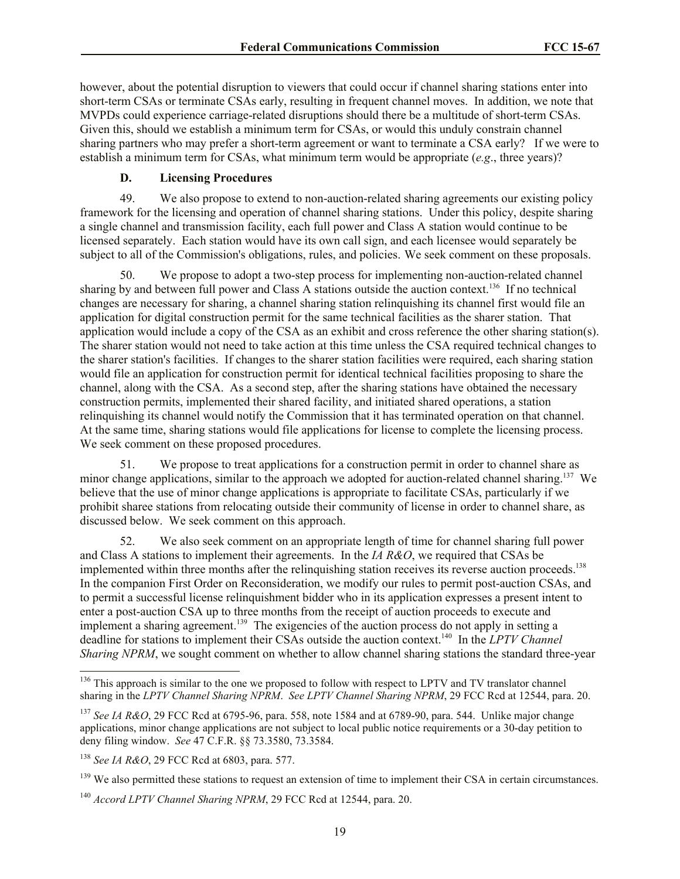however, about the potential disruption to viewers that could occur if channel sharing stations enter into short-term CSAs or terminate CSAs early, resulting in frequent channel moves. In addition, we note that MVPDs could experience carriage-related disruptions should there be a multitude of short-term CSAs. Given this, should we establish a minimum term for CSAs, or would this unduly constrain channel sharing partners who may prefer a short-term agreement or want to terminate a CSA early? If we were to establish a minimum term for CSAs, what minimum term would be appropriate (*e.g*., three years)?

### D. Licensing Procedures

49. We also propose to extend to non-auction-related sharing agreements our existing policy framework for the licensing and operation of channel sharing stations. Under this policy, despite sharing a single channel and transmission facility, each full power and Class A station would continue to be licensed separately. Each station would have its own call sign, and each licensee would separately be subject to all of the Commission's obligations, rules, and policies. We seek comment on these proposals.

50. We propose to adopt a two-step process for implementing non-auction-related channel sharing by and between full power and Class A stations outside the auction context.[136] If no technical changes are necessary for sharing, a channel sharing station relinquishing its channel first would file an application for digital construction permit for the same technical facilities as the sharer station. That application would include a copy of the CSA as an exhibit and cross reference the other sharing station(s). The sharer station would not need to take action at this time unless the CSA required technical changes to the sharer station's facilities. If changes to the sharer station facilities were required, each sharing station would file an application for construction permit for identical technical facilities proposing to share the channel, along with the CSA. As a second step, after the sharing stations have obtained the necessary construction permits, implemented their shared facility, and initiated shared operations, a station relinquishing its channel would notify the Commission that it has terminated operation on that channel. At the same time, sharing stations would file applications for license to complete the licensing process. We seek comment on these proposed procedures.

51. We propose to treat applications for a construction permit in order to channel share as minor change applications, similar to the approach we adopted for auction-related channel sharing.[137] We believe that the use of minor change applications is appropriate to facilitate CSAs, particularly if we prohibit sharee stations from relocating outside their community of license in order to channel share, as discussed below. We seek comment on this approach.

52. We also seek comment on an appropriate length of time for channel sharing full power and Class A stations to implement their agreements. In the *IA R&O*, we required that CSAs be implemented within three months after the relinquishing station receives its reverse auction proceeds.[138] In the companion First Order on Reconsideration, we modify our rules to permit post-auction CSAs, and to permit a successful license relinquishment bidder who in its application expresses a present intent to enter a post-auction CSA up to three months from the receipt of auction proceeds to execute and implement a sharing agreement.[139] The exigencies of the auction process do not apply in setting a deadline for stations to implement their CSAs outside the auction context.[140] In the *LPTV Channel Sharing NPRM*, we sought comment on whether to allow channel sharing stations the standard three-year

---

[136] This approach is similar to the one we proposed to follow with respect to LPTV and TV translator channel sharing in the *LPTV Channel Sharing NPRM*. *See LPTV Channel Sharing NPRM*, 29 FCC Rcd at 12544, para. 20.

[137] *See IA R&O*, 29 FCC Rcd at 6795-96, para. 558, note 1584 and at 6789-90, para. 544. Unlike major change applications, minor change applications are not subject to local public notice requirements or a 30-day petition to deny filing window. *See* 47 C.F.R. §§ 73.3580, 73.3584.

[138] *See IA R&O*, 29 FCC Rcd at 6803, para. 577.

[139] We also permitted these stations to request an extension of time to implement their CSA in certain circumstances.

[140] *Accord LPTV Channel Sharing NPRM*, 29 FCC Rcd at 12544, para. 20.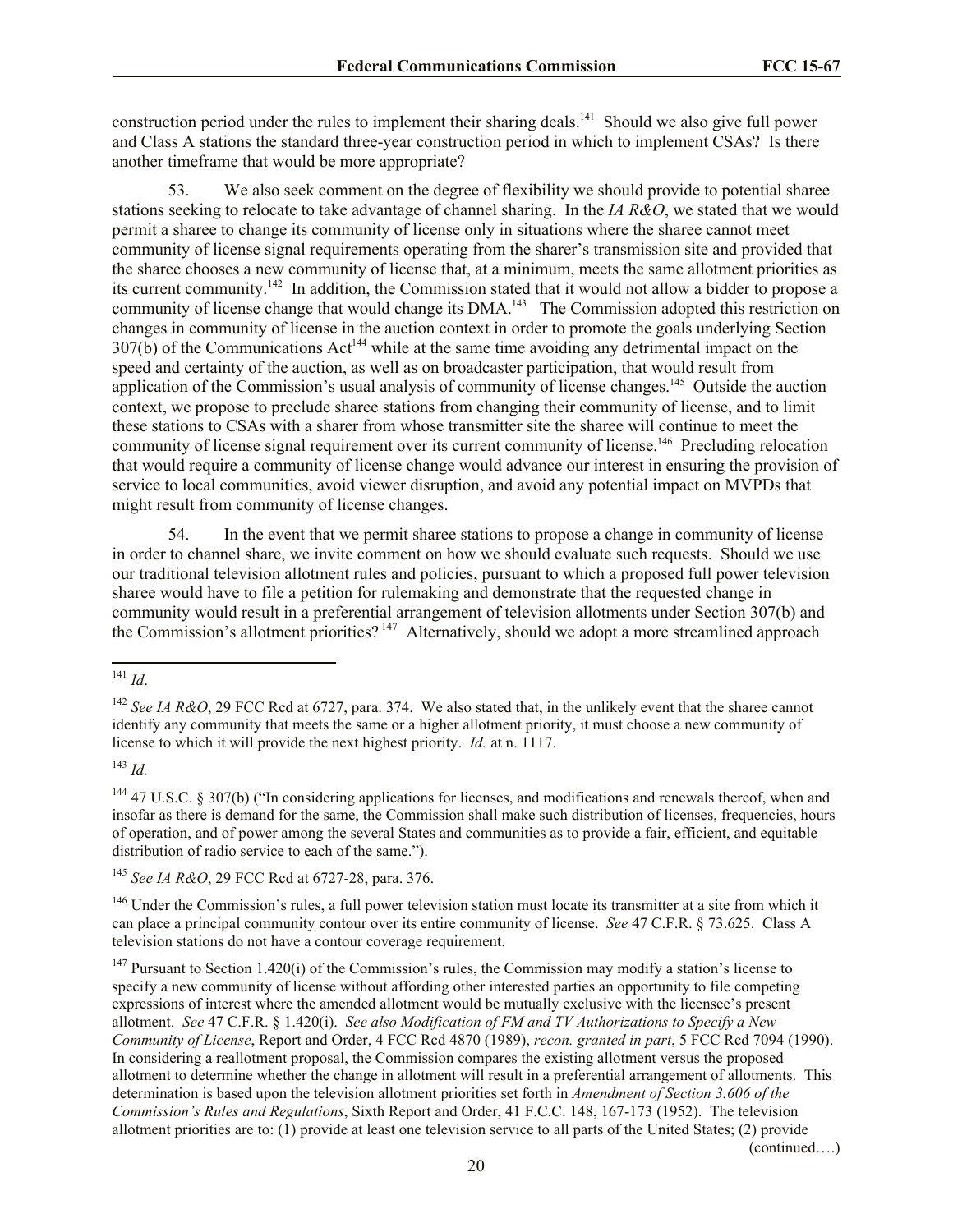construction period under the rules to implement their sharing deals.[141] Should we also give full power and Class A stations the standard three-year construction period in which to implement CSAs? Is there another timeframe that would be more appropriate?

53. We also seek comment on the degree of flexibility we should provide to potential sharee stations seeking to relocate to take advantage of channel sharing. In the *IA R&O*, we stated that we would permit a sharee to change its community of license only in situations where the sharee cannot meet community of license signal requirements operating from the sharer's transmission site and provided that the sharee chooses a new community of license that, at a minimum, meets the same allotment priorities as its current community.[142] In addition, the Commission stated that it would not allow a bidder to propose a community of license change that would change its DMA.[143] The Commission adopted this restriction on changes in community of license in the auction context in order to promote the goals underlying Section 307(b) of the Communications Act[144] while at the same time avoiding any detrimental impact on the speed and certainty of the auction, as well as on broadcaster participation, that would result from application of the Commission's usual analysis of community of license changes.[145] Outside the auction context, we propose to preclude sharee stations from changing their community of license, and to limit these stations to CSAs with a sharer from whose transmitter site the sharee will continue to meet the community of license signal requirement over its current community of license.[146] Precluding relocation that would require a community of license change would advance our interest in ensuring the provision of service to local communities, avoid viewer disruption, and avoid any potential impact on MVPDs that might result from community of license changes.

54. In the event that we permit sharee stations to propose a change in community of license in order to channel share, we invite comment on how we should evaluate such requests. Should we use our traditional television allotment rules and policies, pursuant to which a proposed full power television sharee would have to file a petition for rulemaking and demonstrate that the requested change in community would result in a preferential arrangement of television allotments under Section 307(b) and the Commission's allotment priorities?[147] Alternatively, should we adopt a more streamlined approach

---

[141] *Id*.

[142] *See IA R&O*, 29 FCC Rcd at 6727, para. 374. We also stated that, in the unlikely event that the sharee cannot identify any community that meets the same or a higher allotment priority, it must choose a new community of license to which it will provide the next highest priority. *Id.* at n. 1117.

[143] *Id.*

[144] 47 U.S.C. § 307(b) ("In considering applications for licenses, and modifications and renewals thereof, when and insofar as there is demand for the same, the Commission shall make such distribution of licenses, frequencies, hours of operation, and of power among the several States and communities as to provide a fair, efficient, and equitable distribution of radio service to each of the same.").

[145] *See IA R&O*, 29 FCC Rcd at 6727-28, para. 376.

[146] Under the Commission's rules, a full power television station must locate its transmitter at a site from which it can place a principal community contour over its entire community of license. *See* 47 C.F.R. § 73.625. Class A television stations do not have a contour coverage requirement.

[147] Pursuant to Section 1.420(i) of the Commission's rules, the Commission may modify a station's license to specify a new community of license without affording other interested parties an opportunity to file competing expressions of interest where the amended allotment would be mutually exclusive with the licensee's present allotment. *See* 47 C.F.R. § 1.420(i). *See also Modification of FM and TV Authorizations to Specify a New Community of License*, Report and Order, 4 FCC Rcd 4870 (1989), *recon. granted in part*, 5 FCC Rcd 7094 (1990). In considering a reallotment proposal, the Commission compares the existing allotment versus the proposed allotment to determine whether the change in allotment will result in a preferential arrangement of allotments. This determination is based upon the television allotment priorities set forth in *Amendment of Section 3.606 of the Commission's Rules and Regulations*, Sixth Report and Order, 41 F.C.C. 148, 167-173 (1952). The television allotment priorities are to: (1) provide at least one television service to all parts of the United States; (2) provide

(continued….)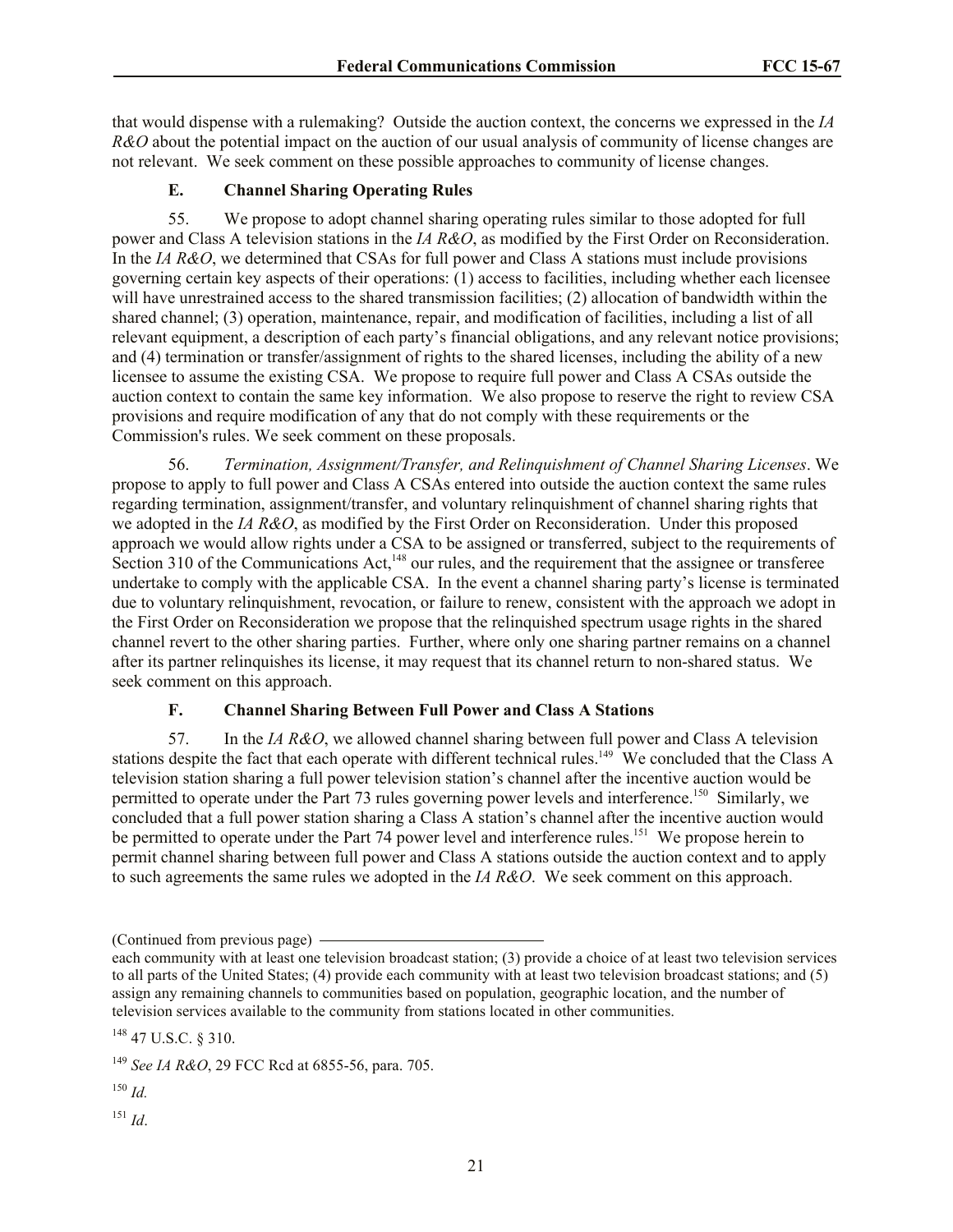that would dispense with a rulemaking? Outside the auction context, the concerns we expressed in the *IA R&O* about the potential impact on the auction of our usual analysis of community of license changes are not relevant. We seek comment on these possible approaches to community of license changes.

### E. Channel Sharing Operating Rules

55. We propose to adopt channel sharing operating rules similar to those adopted for full power and Class A television stations in the *IA R&O*, as modified by the First Order on Reconsideration. In the *IA R&O*, we determined that CSAs for full power and Class A stations must include provisions governing certain key aspects of their operations: (1) access to facilities, including whether each licensee will have unrestrained access to the shared transmission facilities; (2) allocation of bandwidth within the shared channel; (3) operation, maintenance, repair, and modification of facilities, including a list of all relevant equipment, a description of each party's financial obligations, and any relevant notice provisions; and (4) termination or transfer/assignment of rights to the shared licenses, including the ability of a new licensee to assume the existing CSA. We propose to require full power and Class A CSAs outside the auction context to contain the same key information. We also propose to reserve the right to review CSA provisions and require modification of any that do not comply with these requirements or the Commission's rules. We seek comment on these proposals.

56. *Termination, Assignment/Transfer, and Relinquishment of Channel Sharing Licenses*. We propose to apply to full power and Class A CSAs entered into outside the auction context the same rules regarding termination, assignment/transfer, and voluntary relinquishment of channel sharing rights that we adopted in the *IA R&O*, as modified by the First Order on Reconsideration. Under this proposed approach we would allow rights under a CSA to be assigned or transferred, subject to the requirements of Section 310 of the Communications Act,[148] our rules, and the requirement that the assignee or transferee undertake to comply with the applicable CSA. In the event a channel sharing party's license is terminated due to voluntary relinquishment, revocation, or failure to renew, consistent with the approach we adopt in the First Order on Reconsideration we propose that the relinquished spectrum usage rights in the shared channel revert to the other sharing parties. Further, where only one sharing partner remains on a channel after its partner relinquishes its license, it may request that its channel return to non-shared status. We seek comment on this approach.

### F. Channel Sharing Between Full Power and Class A Stations

57. In the *IA R&O*, we allowed channel sharing between full power and Class A television stations despite the fact that each operate with different technical rules.[149] We concluded that the Class A television station sharing a full power television station's channel after the incentive auction would be permitted to operate under the Part 73 rules governing power levels and interference.[150] Similarly, we concluded that a full power station sharing a Class A station's channel after the incentive auction would be permitted to operate under the Part 74 power level and interference rules.[151] We propose herein to permit channel sharing between full power and Class A stations outside the auction context and to apply to such agreements the same rules we adopted in the *IA R&O*. We seek comment on this approach.

---

(Continued from previous page)

each community with at least one television broadcast station; (3) provide a choice of at least two television services to all parts of the United States; (4) provide each community with at least two television broadcast stations; and (5) assign any remaining channels to communities based on population, geographic location, and the number of television services available to the community from stations located in other communities.

[148] 47 U.S.C. § 310.

[149] *See IA R&O*, 29 FCC Rcd at 6855-56, para. 705.

[150] *Id.*

[151] *Id*.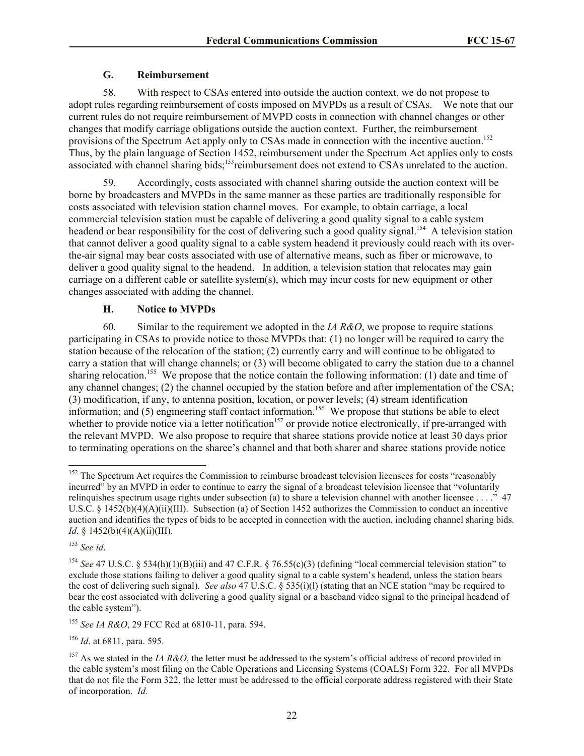### G. Reimbursement

58. With respect to CSAs entered into outside the auction context, we do not propose to adopt rules regarding reimbursement of costs imposed on MVPDs as a result of CSAs. We note that our current rules do not require reimbursement of MVPD costs in connection with channel changes or other changes that modify carriage obligations outside the auction context. Further, the reimbursement provisions of the Spectrum Act apply only to CSAs made in connection with the incentive auction.[152] Thus, by the plain language of Section 1452, reimbursement under the Spectrum Act applies only to costs associated with channel sharing bids;[153]reimbursement does not extend to CSAs unrelated to the auction.

59. Accordingly, costs associated with channel sharing outside the auction context will be borne by broadcasters and MVPDs in the same manner as these parties are traditionally responsible for costs associated with television station channel moves. For example, to obtain carriage, a local commercial television station must be capable of delivering a good quality signal to a cable system headend or bear responsibility for the cost of delivering such a good quality signal.[154] A television station that cannot deliver a good quality signal to a cable system headend it previously could reach with its over-the-air signal may bear costs associated with use of alternative means, such as fiber or microwave, to deliver a good quality signal to the headend. In addition, a television station that relocates may gain carriage on a different cable or satellite system(s), which may incur costs for new equipment or other changes associated with adding the channel.

### H. Notice to MVPDs

60. Similar to the requirement we adopted in the *IA R&O*, we propose to require stations participating in CSAs to provide notice to those MVPDs that: (1) no longer will be required to carry the station because of the relocation of the station; (2) currently carry and will continue to be obligated to carry a station that will change channels; or (3) will become obligated to carry the station due to a channel sharing relocation.[155] We propose that the notice contain the following information: (1) date and time of any channel changes; (2) the channel occupied by the station before and after implementation of the CSA; (3) modification, if any, to antenna position, location, or power levels; (4) stream identification information; and (5) engineering staff contact information.[156] We propose that stations be able to elect whether to provide notice via a letter notification[157] or provide notice electronically, if pre-arranged with the relevant MVPD. We also propose to require that sharee stations provide notice at least 30 days prior to terminating operations on the sharee's channel and that both sharer and sharee stations provide notice

---

[152] The Spectrum Act requires the Commission to reimburse broadcast television licensees for costs "reasonably incurred" by an MVPD in order to continue to carry the signal of a broadcast television licensee that "voluntarily relinquishes spectrum usage rights under subsection (a) to share a television channel with another licensee . . . ." 47 U.S.C. § 1452(b)(4)(A)(ii)(III). Subsection (a) of Section 1452 authorizes the Commission to conduct an incentive auction and identifies the types of bids to be accepted in connection with the auction, including channel sharing bids. *Id.* § 1452(b)(4)(A)(ii)(III).

[153] *See id*.

[154] *See* 47 U.S.C. § 534(h)(1)(B)(iii) and 47 C.F.R. § 76.55(c)(3) (defining "local commercial television station" to exclude those stations failing to deliver a good quality signal to a cable system's headend, unless the station bears the cost of delivering such signal). *See also* 47 U.S.C. § 535(i)(l) (stating that an NCE station "may be required to bear the cost associated with delivering a good quality signal or a baseband video signal to the principal headend of the cable system").

[155] *See IA R&O*, 29 FCC Rcd at 6810-11, para. 594.

[156] *Id*. at 6811, para. 595.

[157] As we stated in the *IA R&O*, the letter must be addressed to the system's official address of record provided in the cable system's most filing on the Cable Operations and Licensing Systems (COALS) Form 322. For all MVPDs that do not file the Form 322, the letter must be addressed to the official corporate address registered with their State of incorporation. *Id.*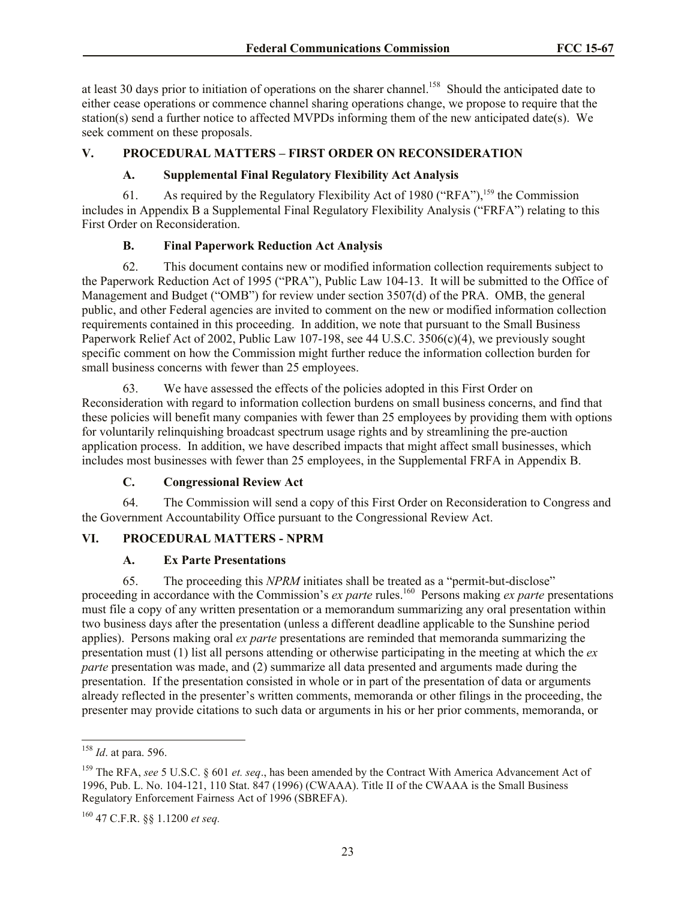at least 30 days prior to initiation of operations on the sharer channel.[158] Should the anticipated date to either cease operations or commence channel sharing operations change, we propose to require that the station(s) send a further notice to affected MVPDs informing them of the new anticipated date(s). We seek comment on these proposals.

## V. PROCEDURAL MATTERS – FIRST ORDER ON RECONSIDERATION

### A. Supplemental Final Regulatory Flexibility Act Analysis

61. As required by the Regulatory Flexibility Act of 1980 ("RFA"),[159] the Commission includes in Appendix B a Supplemental Final Regulatory Flexibility Analysis ("FRFA") relating to this First Order on Reconsideration.

### B. Final Paperwork Reduction Act Analysis

62. This document contains new or modified information collection requirements subject to the Paperwork Reduction Act of 1995 ("PRA"), Public Law 104-13. It will be submitted to the Office of Management and Budget ("OMB") for review under section 3507(d) of the PRA. OMB, the general public, and other Federal agencies are invited to comment on the new or modified information collection requirements contained in this proceeding. In addition, we note that pursuant to the Small Business Paperwork Relief Act of 2002, Public Law 107-198, see 44 U.S.C. 3506(c)(4), we previously sought specific comment on how the Commission might further reduce the information collection burden for small business concerns with fewer than 25 employees.

63. We have assessed the effects of the policies adopted in this First Order on Reconsideration with regard to information collection burdens on small business concerns, and find that these policies will benefit many companies with fewer than 25 employees by providing them with options for voluntarily relinquishing broadcast spectrum usage rights and by streamlining the pre-auction application process. In addition, we have described impacts that might affect small businesses, which includes most businesses with fewer than 25 employees, in the Supplemental FRFA in Appendix B.

### C. Congressional Review Act

64. The Commission will send a copy of this First Order on Reconsideration to Congress and the Government Accountability Office pursuant to the Congressional Review Act.

## VI. PROCEDURAL MATTERS - NPRM

### A. Ex Parte Presentations

65. The proceeding this *NPRM* initiates shall be treated as a "permit-but-disclose" proceeding in accordance with the Commission's *ex parte* rules.[160] Persons making *ex parte* presentations must file a copy of any written presentation or a memorandum summarizing any oral presentation within two business days after the presentation (unless a different deadline applicable to the Sunshine period applies). Persons making oral *ex parte* presentations are reminded that memoranda summarizing the presentation must (1) list all persons attending or otherwise participating in the meeting at which the *ex parte* presentation was made, and (2) summarize all data presented and arguments made during the presentation. If the presentation consisted in whole or in part of the presentation of data or arguments already reflected in the presenter's written comments, memoranda or other filings in the proceeding, the presenter may provide citations to such data or arguments in his or her prior comments, memoranda, or

---

[158] *Id*. at para. 596.

[159] The RFA, *see* 5 U.S.C. § 601 *et. seq*., has been amended by the Contract With America Advancement Act of 1996, Pub. L. No. 104-121, 110 Stat. 847 (1996) (CWAAA). Title II of the CWAAA is the Small Business Regulatory Enforcement Fairness Act of 1996 (SBREFA).

[160] 47 C.F.R. §§ 1.1200 *et seq.*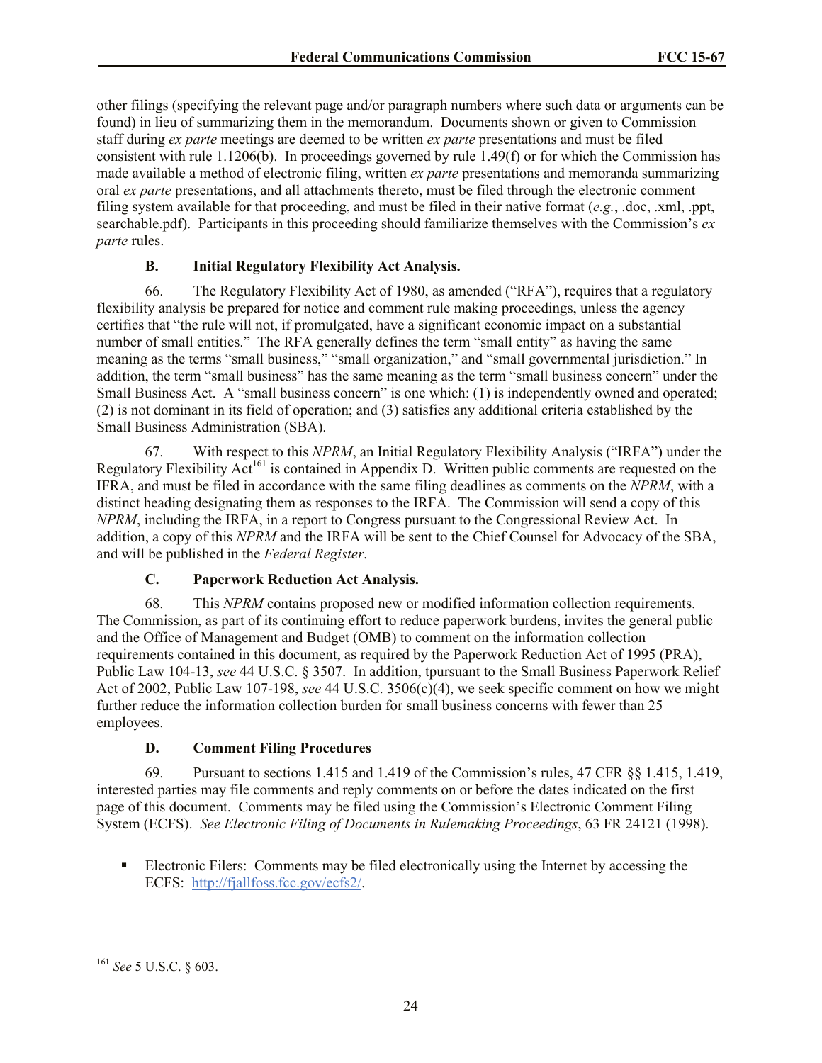other filings (specifying the relevant page and/or paragraph numbers where such data or arguments can be found) in lieu of summarizing them in the memorandum. Documents shown or given to Commission staff during *ex parte* meetings are deemed to be written *ex parte* presentations and must be filed consistent with rule 1.1206(b). In proceedings governed by rule 1.49(f) or for which the Commission has made available a method of electronic filing, written *ex parte* presentations and memoranda summarizing oral *ex parte* presentations, and all attachments thereto, must be filed through the electronic comment filing system available for that proceeding, and must be filed in their native format (*e.g.*, .doc, .xml, .ppt, searchable.pdf). Participants in this proceeding should familiarize themselves with the Commission's *ex parte* rules.

### B. Initial Regulatory Flexibility Act Analysis.

66. The Regulatory Flexibility Act of 1980, as amended ("RFA"), requires that a regulatory flexibility analysis be prepared for notice and comment rule making proceedings, unless the agency certifies that "the rule will not, if promulgated, have a significant economic impact on a substantial number of small entities." The RFA generally defines the term "small entity" as having the same meaning as the terms "small business," "small organization," and "small governmental jurisdiction." In addition, the term "small business" has the same meaning as the term "small business concern" under the Small Business Act. A "small business concern" is one which: (1) is independently owned and operated; (2) is not dominant in its field of operation; and (3) satisfies any additional criteria established by the Small Business Administration (SBA).

67. With respect to this *NPRM*, an Initial Regulatory Flexibility Analysis ("IRFA") under the Regulatory Flexibility Act[161] is contained in Appendix D. Written public comments are requested on the IFRA, and must be filed in accordance with the same filing deadlines as comments on the *NPRM*, with a distinct heading designating them as responses to the IRFA. The Commission will send a copy of this *NPRM*, including the IRFA, in a report to Congress pursuant to the Congressional Review Act. In addition, a copy of this *NPRM* and the IRFA will be sent to the Chief Counsel for Advocacy of the SBA, and will be published in the *Federal Register*.

### C. Paperwork Reduction Act Analysis.

68. This *NPRM* contains proposed new or modified information collection requirements. The Commission, as part of its continuing effort to reduce paperwork burdens, invites the general public and the Office of Management and Budget (OMB) to comment on the information collection requirements contained in this document, as required by the Paperwork Reduction Act of 1995 (PRA), Public Law 104-13, *see* 44 U.S.C. § 3507. In addition, tpursuant to the Small Business Paperwork Relief Act of 2002, Public Law 107-198, *see* 44 U.S.C. 3506(c)(4), we seek specific comment on how we might further reduce the information collection burden for small business concerns with fewer than 25 employees.

### D. Comment Filing Procedures

69. Pursuant to sections 1.415 and 1.419 of the Commission's rules, 47 CFR §§ 1.415, 1.419, interested parties may file comments and reply comments on or before the dates indicated on the first page of this document. Comments may be filed using the Commission's Electronic Comment Filing System (ECFS). *See Electronic Filing of Documents in Rulemaking Proceedings*, 63 FR 24121 (1998).

- Electronic Filers: Comments may be filed electronically using the Internet by accessing the ECFS: http://fjallfoss.fcc.gov/ecfs2/.

---

[161] *See* 5 U.S.C. § 603.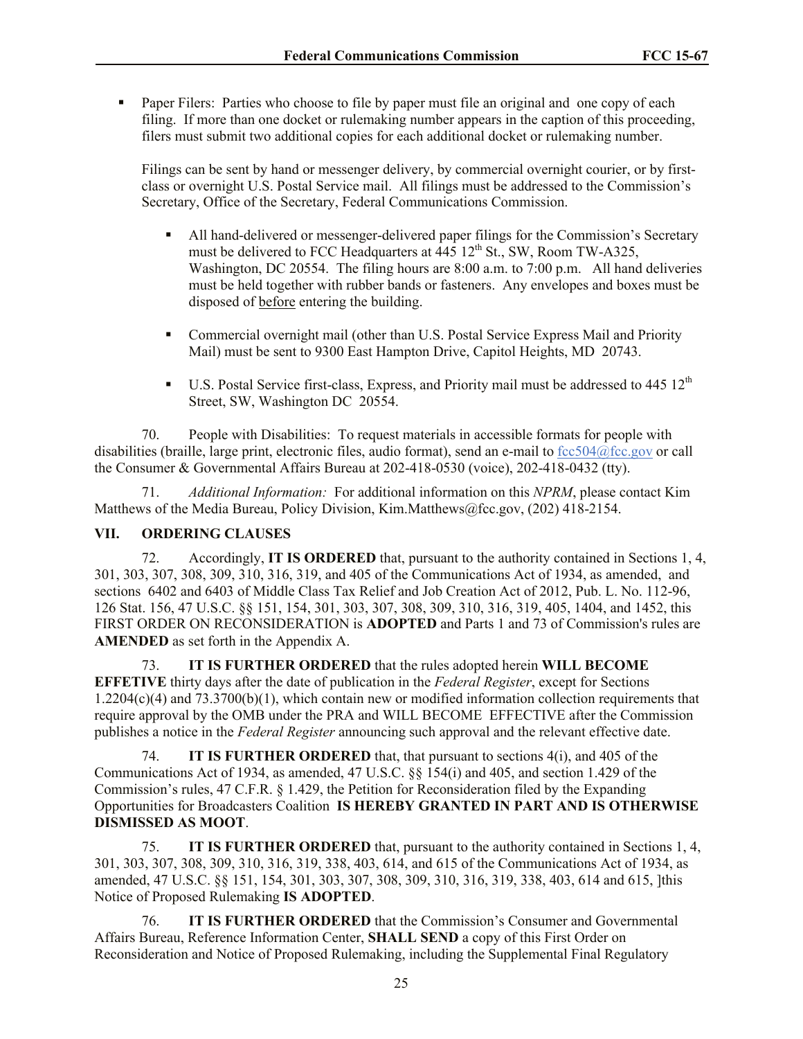- Paper Filers: Parties who choose to file by paper must file an original and one copy of each filing. If more than one docket or rulemaking number appears in the caption of this proceeding, filers must submit two additional copies for each additional docket or rulemaking number.

  Filings can be sent by hand or messenger delivery, by commercial overnight courier, or by first-class or overnight U.S. Postal Service mail. All filings must be addressed to the Commission's Secretary, Office of the Secretary, Federal Communications Commission.

  - All hand-delivered or messenger-delivered paper filings for the Commission's Secretary must be delivered to FCC Headquarters at 445 12th St., SW, Room TW-A325, Washington, DC 20554. The filing hours are 8:00 a.m. to 7:00 p.m. All hand deliveries must be held together with rubber bands or fasteners. Any envelopes and boxes must be disposed of <u>before</u> entering the building.

  - Commercial overnight mail (other than U.S. Postal Service Express Mail and Priority Mail) must be sent to 9300 East Hampton Drive, Capitol Heights, MD 20743.

  - U.S. Postal Service first-class, Express, and Priority mail must be addressed to 445 12th Street, SW, Washington DC 20554.

70. People with Disabilities: To request materials in accessible formats for people with disabilities (braille, large print, electronic files, audio format), send an e-mail to fcc504@fcc.gov or call the Consumer & Governmental Affairs Bureau at 202-418-0530 (voice), 202-418-0432 (tty).

71. *Additional Information:* For additional information on this *NPRM*, please contact Kim Matthews of the Media Bureau, Policy Division, Kim.Matthews@fcc.gov, (202) 418-2154.

## VII. ORDERING CLAUSES

72. Accordingly, **IT IS ORDERED** that, pursuant to the authority contained in Sections 1, 4, 301, 303, 307, 308, 309, 310, 316, 319, and 405 of the Communications Act of 1934, as amended, and sections 6402 and 6403 of Middle Class Tax Relief and Job Creation Act of 2012, Pub. L. No. 112-96, 126 Stat. 156, 47 U.S.C. §§ 151, 154, 301, 303, 307, 308, 309, 310, 316, 319, 405, 1404, and 1452, this FIRST ORDER ON RECONSIDERATION is **ADOPTED** and Parts 1 and 73 of Commission's rules are **AMENDED** as set forth in the Appendix A.

73. **IT IS FURTHER ORDERED** that the rules adopted herein **WILL BECOME EFFETIVE** thirty days after the date of publication in the *Federal Register*, except for Sections 1.2204(c)(4) and 73.3700(b)(1), which contain new or modified information collection requirements that require approval by the OMB under the PRA and WILL BECOME EFFECTIVE after the Commission publishes a notice in the *Federal Register* announcing such approval and the relevant effective date.

74. **IT IS FURTHER ORDERED** that, that pursuant to sections 4(i), and 405 of the Communications Act of 1934, as amended, 47 U.S.C. §§ 154(i) and 405, and section 1.429 of the Commission's rules, 47 C.F.R. § 1.429, the Petition for Reconsideration filed by the Expanding Opportunities for Broadcasters Coalition **IS HEREBY GRANTED IN PART AND IS OTHERWISE DISMISSED AS MOOT**.

75. **IT IS FURTHER ORDERED** that, pursuant to the authority contained in Sections 1, 4, 301, 303, 307, 308, 309, 310, 316, 319, 338, 403, 614, and 615 of the Communications Act of 1934, as amended, 47 U.S.C. §§ 151, 154, 301, 303, 307, 308, 309, 310, 316, 319, 338, 403, 614 and 615, ]this Notice of Proposed Rulemaking **IS ADOPTED**.

76. **IT IS FURTHER ORDERED** that the Commission's Consumer and Governmental Affairs Bureau, Reference Information Center, **SHALL SEND** a copy of this First Order on Reconsideration and Notice of Proposed Rulemaking, including the Supplemental Final Regulatory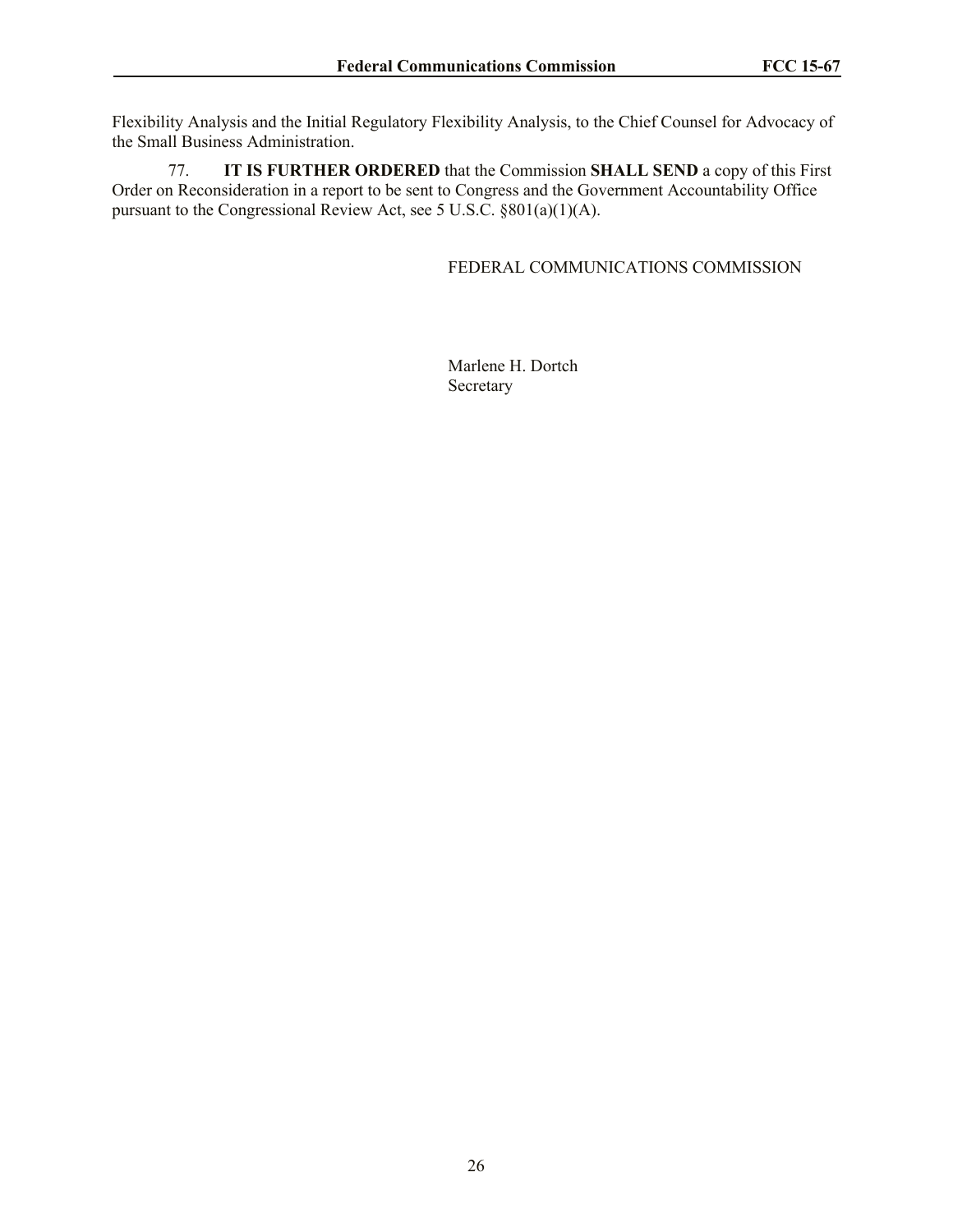Flexibility Analysis and the Initial Regulatory Flexibility Analysis, to the Chief Counsel for Advocacy of the Small Business Administration.

77. **IT IS FURTHER ORDERED** that the Commission **SHALL SEND** a copy of this First Order on Reconsideration in a report to be sent to Congress and the Government Accountability Office pursuant to the Congressional Review Act, see 5 U.S.C. §801(a)(1)(A).

FEDERAL COMMUNICATIONS COMMISSION

Marlene H. Dortch
Secretary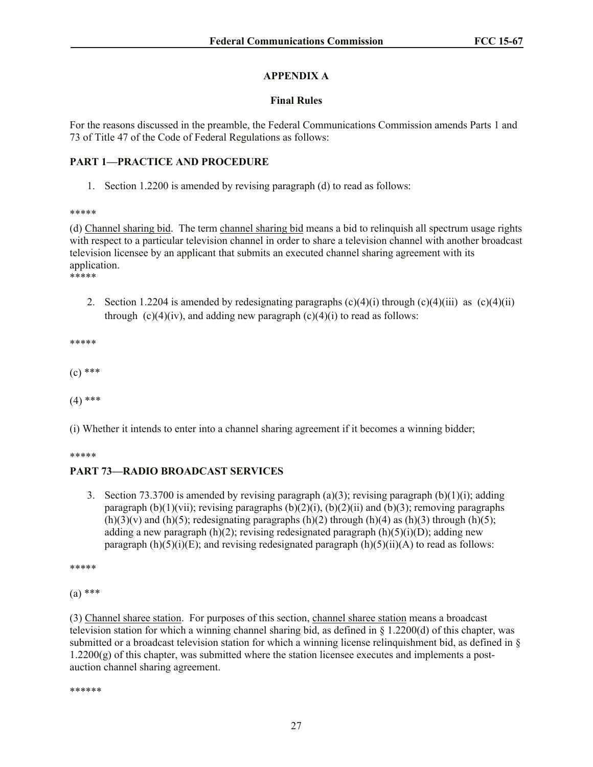## APPENDIX A

### Final Rules

For the reasons discussed in the preamble, the Federal Communications Commission amends Parts 1 and 73 of Title 47 of the Code of Federal Regulations as follows:

**PART 1—PRACTICE AND PROCEDURE**

1. Section 1.2200 is amended by revising paragraph (d) to read as follows:

*****

(d) Channel sharing bid. The term channel sharing bid means a bid to relinquish all spectrum usage rights with respect to a particular television channel in order to share a television channel with another broadcast television licensee by an applicant that submits an executed channel sharing agreement with its application.

*****

2. Section 1.2204 is amended by redesignating paragraphs (c)(4)(i) through (c)(4)(iii) as (c)(4)(ii) through (c)(4)(iv), and adding new paragraph (c)(4)(i) to read as follows:

*****

(c) ***

(4) ***

(i) Whether it intends to enter into a channel sharing agreement if it becomes a winning bidder;

*****

**PART 73—RADIO BROADCAST SERVICES**

3. Section 73.3700 is amended by revising paragraph (a)(3); revising paragraph (b)(1)(i); adding paragraph (b)(1)(vii); revising paragraphs (b)(2)(i), (b)(2)(ii) and (b)(3); removing paragraphs (h)(3)(v) and (h)(5); redesignating paragraphs (h)(2) through (h)(4) as (h)(3) through (h)(5); adding a new paragraph (h)(2); revising redesignated paragraph (h)(5)(i)(D); adding new paragraph (h)(5)(i)(E); and revising redesignated paragraph (h)(5)(ii)(A) to read as follows:

*****

(a) ***

(3) Channel sharee station. For purposes of this section, channel sharee station means a broadcast television station for which a winning channel sharing bid, as defined in § 1.2200(d) of this chapter, was submitted or a broadcast television station for which a winning license relinquishment bid, as defined in § 1.2200(g) of this chapter, was submitted where the station licensee executes and implements a post-auction channel sharing agreement.

******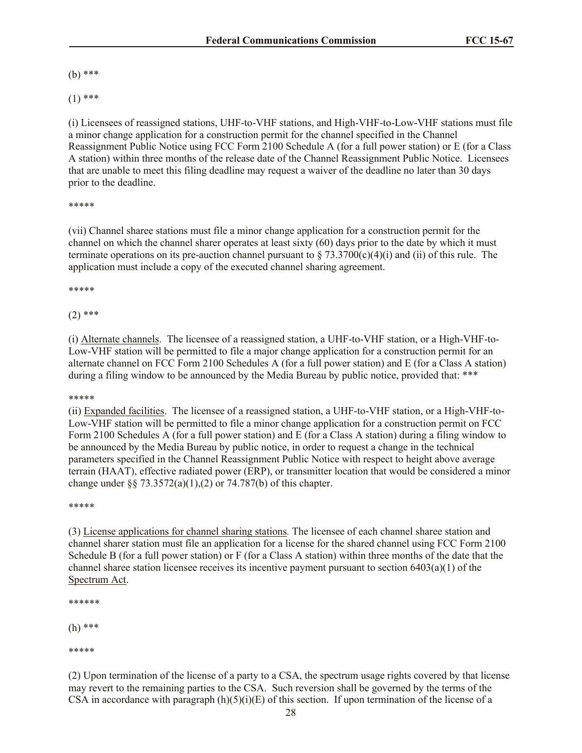(b) ***

(1) ***

(i) Licensees of reassigned stations, UHF-to-VHF stations, and High-VHF-to-Low-VHF stations must file a minor change application for a construction permit for the channel specified in the Channel Reassignment Public Notice using FCC Form 2100 Schedule A (for a full power station) or E (for a Class A station) within three months of the release date of the Channel Reassignment Public Notice. Licensees that are unable to meet this filing deadline may request a waiver of the deadline no later than 30 days prior to the deadline.

*****

(vii) Channel sharee stations must file a minor change application for a construction permit for the channel on which the channel sharer operates at least sixty (60) days prior to the date by which it must terminate operations on its pre-auction channel pursuant to § 73.3700(c)(4)(i) and (ii) of this rule. The application must include a copy of the executed channel sharing agreement.

*****

(2) ***

(i) Alternate channels. The licensee of a reassigned station, a UHF-to-VHF station, or a High-VHF-to-Low-VHF station will be permitted to file a major change application for a construction permit for an alternate channel on FCC Form 2100 Schedules A (for a full power station) and E (for a Class A station) during a filing window to be announced by the Media Bureau by public notice, provided that: ***

*****

(ii) Expanded facilities. The licensee of a reassigned station, a UHF-to-VHF station, or a High-VHF-to-Low-VHF station will be permitted to file a minor change application for a construction permit on FCC Form 2100 Schedules A (for a full power station) and E (for a Class A station) during a filing window to be announced by the Media Bureau by public notice, in order to request a change in the technical parameters specified in the Channel Reassignment Public Notice with respect to height above average terrain (HAAT), effective radiated power (ERP), or transmitter location that would be considered a minor change under §§ 73.3572(a)(1),(2) or 74.787(b) of this chapter.

*****

(3) License applications for channel sharing stations*.* The licensee of each channel sharee station and channel sharer station must file an application for a license for the shared channel using FCC Form 2100 Schedule B (for a full power station) or F (for a Class A station) within three months of the date that the channel sharee station licensee receives its incentive payment pursuant to section 6403(a)(1) of the Spectrum Act.

******

(h) ***

*****

(2) Upon termination of the license of a party to a CSA, the spectrum usage rights covered by that license may revert to the remaining parties to the CSA. Such reversion shall be governed by the terms of the CSA in accordance with paragraph (h)(5)(i)(E) of this section. If upon termination of the license of a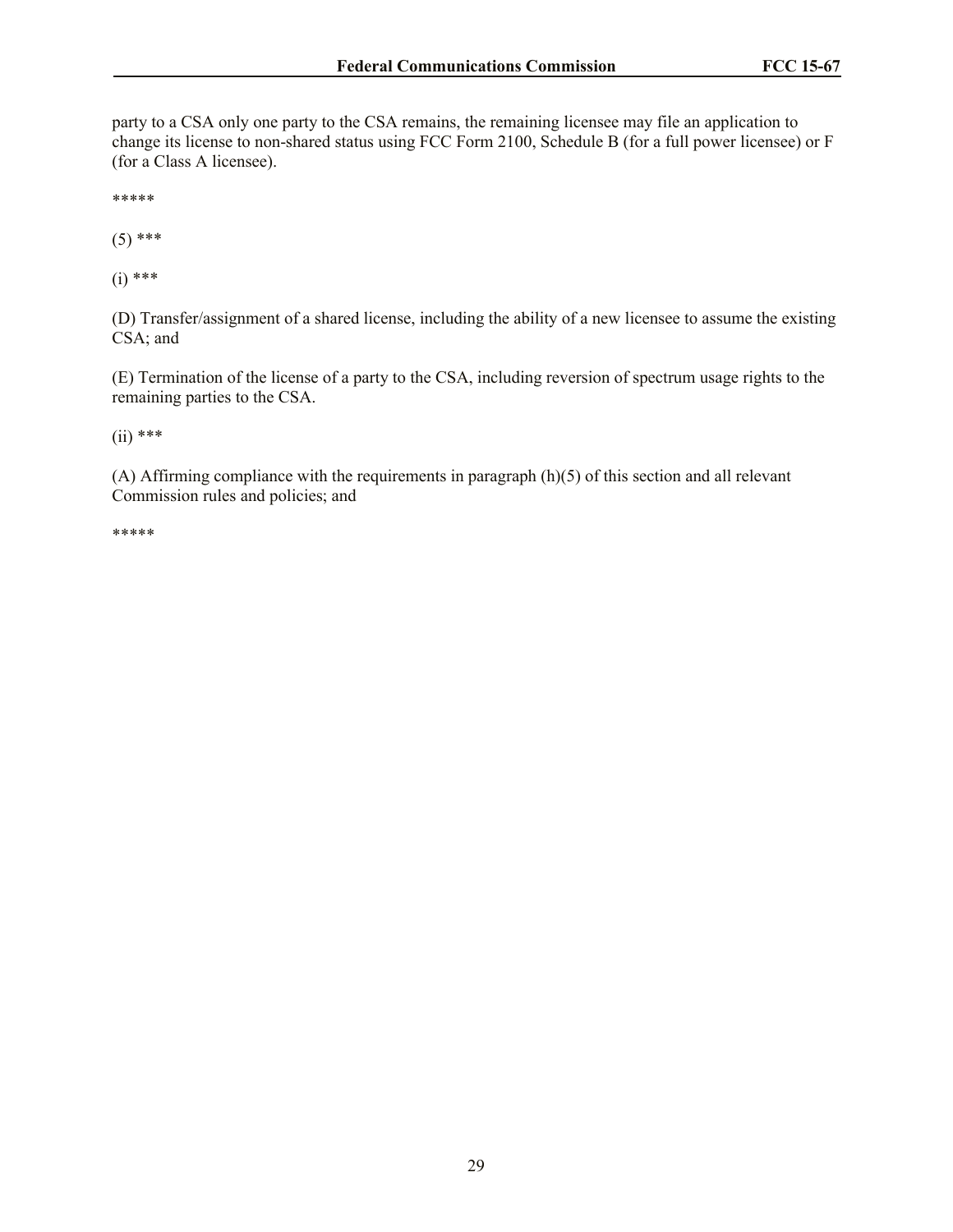party to a CSA only one party to the CSA remains, the remaining licensee may file an application to change its license to non-shared status using FCC Form 2100, Schedule B (for a full power licensee) or F (for a Class A licensee).

*****

(5) ***

(i) ***

(D) Transfer/assignment of a shared license, including the ability of a new licensee to assume the existing CSA; and

(E) Termination of the license of a party to the CSA, including reversion of spectrum usage rights to the remaining parties to the CSA.

(ii) ***

(A) Affirming compliance with the requirements in paragraph (h)(5) of this section and all relevant Commission rules and policies; and

*****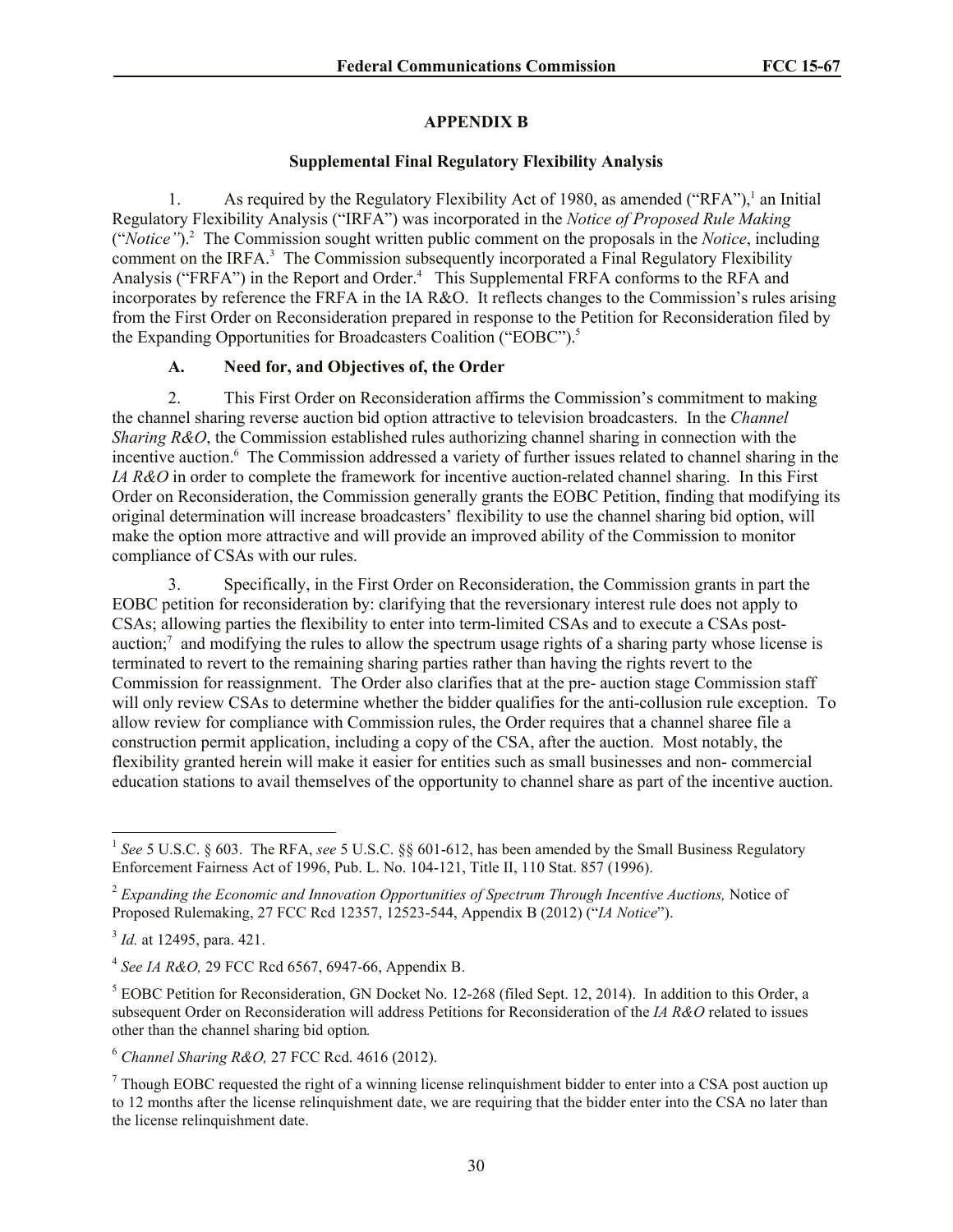## APPENDIX B

### Supplemental Final Regulatory Flexibility Analysis

1. As required by the Regulatory Flexibility Act of 1980, as amended ("RFA"),[1] an Initial Regulatory Flexibility Analysis ("IRFA") was incorporated in the *Notice of Proposed Rule Making* ("*Notice"*).[2] The Commission sought written public comment on the proposals in the *Notice*, including comment on the IRFA.[3] The Commission subsequently incorporated a Final Regulatory Flexibility Analysis ("FRFA") in the Report and Order.[4] This Supplemental FRFA conforms to the RFA and incorporates by reference the FRFA in the IA R&O. It reflects changes to the Commission's rules arising from the First Order on Reconsideration prepared in response to the Petition for Reconsideration filed by the Expanding Opportunities for Broadcasters Coalition ("EOBC").[5]

#### A. Need for, and Objectives of, the Order

2. This First Order on Reconsideration affirms the Commission's commitment to making the channel sharing reverse auction bid option attractive to television broadcasters. In the *Channel Sharing R&O*, the Commission established rules authorizing channel sharing in connection with the incentive auction.[6] The Commission addressed a variety of further issues related to channel sharing in the *IA R&O* in order to complete the framework for incentive auction-related channel sharing. In this First Order on Reconsideration, the Commission generally grants the EOBC Petition, finding that modifying its original determination will increase broadcasters' flexibility to use the channel sharing bid option, will make the option more attractive and will provide an improved ability of the Commission to monitor compliance of CSAs with our rules.

3. Specifically, in the First Order on Reconsideration, the Commission grants in part the EOBC petition for reconsideration by: clarifying that the reversionary interest rule does not apply to CSAs; allowing parties the flexibility to enter into term-limited CSAs and to execute a CSAs post-auction;[7] and modifying the rules to allow the spectrum usage rights of a sharing party whose license is terminated to revert to the remaining sharing parties rather than having the rights revert to the Commission for reassignment. The Order also clarifies that at the pre- auction stage Commission staff will only review CSAs to determine whether the bidder qualifies for the anti-collusion rule exception. To allow review for compliance with Commission rules, the Order requires that a channel sharee file a construction permit application, including a copy of the CSA, after the auction. Most notably, the flexibility granted herein will make it easier for entities such as small businesses and non- commercial education stations to avail themselves of the opportunity to channel share as part of the incentive auction.

---

[1] *See* 5 U.S.C. § 603. The RFA, *see* 5 U.S.C. §§ 601-612, has been amended by the Small Business Regulatory Enforcement Fairness Act of 1996, Pub. L. No. 104-121, Title II, 110 Stat. 857 (1996).

[2] *Expanding the Economic and Innovation Opportunities of Spectrum Through Incentive Auctions,* Notice of Proposed Rulemaking, 27 FCC Rcd 12357, 12523-544, Appendix B (2012) ("*IA Notice*").

[3] *Id.* at 12495, para. 421.

[4] *See IA R&O,* 29 FCC Rcd 6567, 6947-66, Appendix B.

[5] EOBC Petition for Reconsideration, GN Docket No. 12-268 (filed Sept. 12, 2014). In addition to this Order, a subsequent Order on Reconsideration will address Petitions for Reconsideration of the *IA R&O* related to issues other than the channel sharing bid option*.*

[6] *Channel Sharing R&O,* 27 FCC Rcd. 4616 (2012).

[7] Though EOBC requested the right of a winning license relinquishment bidder to enter into a CSA post auction up to 12 months after the license relinquishment date, we are requiring that the bidder enter into the CSA no later than the license relinquishment date.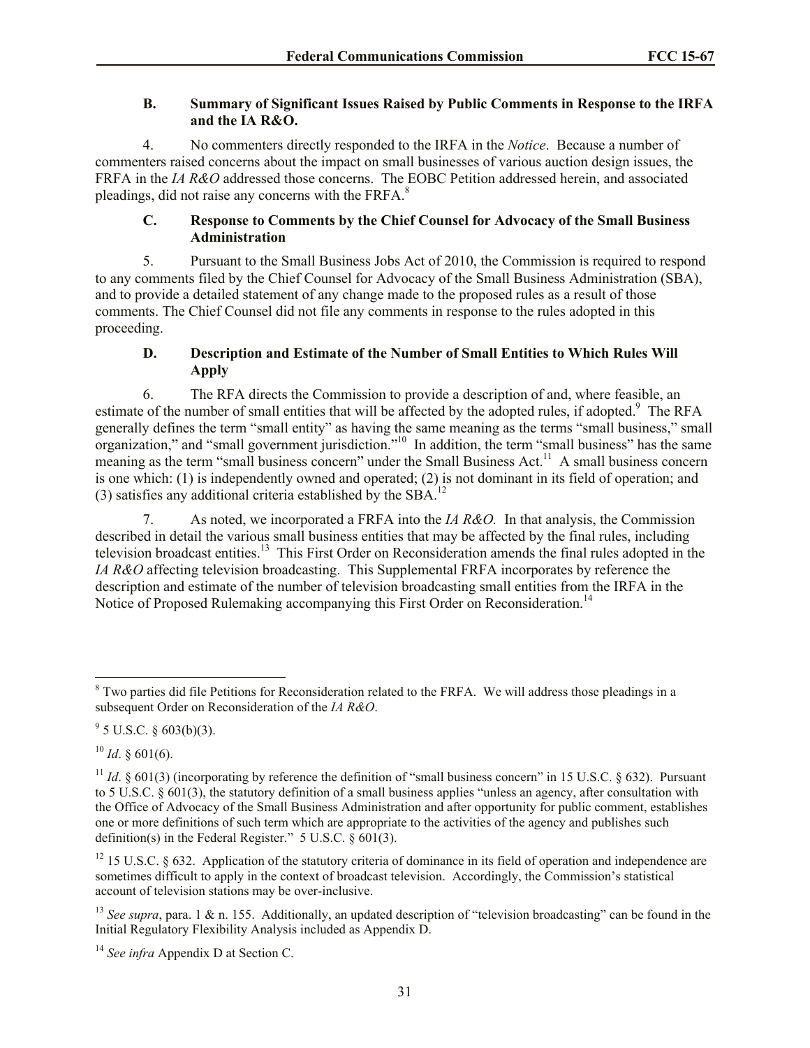### B. Summary of Significant Issues Raised by Public Comments in Response to the IRFA and the IA R&O.

4. No commenters directly responded to the IRFA in the *Notice*. Because a number of commenters raised concerns about the impact on small businesses of various auction design issues, the FRFA in the *IA R&O* addressed those concerns. The EOBC Petition addressed herein, and associated pleadings, did not raise any concerns with the FRFA.[8]

### C. Response to Comments by the Chief Counsel for Advocacy of the Small Business Administration

5. Pursuant to the Small Business Jobs Act of 2010, the Commission is required to respond to any comments filed by the Chief Counsel for Advocacy of the Small Business Administration (SBA), and to provide a detailed statement of any change made to the proposed rules as a result of those comments. The Chief Counsel did not file any comments in response to the rules adopted in this proceeding.

### D. Description and Estimate of the Number of Small Entities to Which Rules Will Apply

6. The RFA directs the Commission to provide a description of and, where feasible, an estimate of the number of small entities that will be affected by the adopted rules, if adopted.[9] The RFA generally defines the term "small entity" as having the same meaning as the terms "small business," small organization," and "small government jurisdiction."[10] In addition, the term "small business" has the same meaning as the term "small business concern" under the Small Business Act.[11] A small business concern is one which: (1) is independently owned and operated; (2) is not dominant in its field of operation; and (3) satisfies any additional criteria established by the SBA.[12]

7. As noted, we incorporated a FRFA into the *IA R&O.* In that analysis, the Commission described in detail the various small business entities that may be affected by the final rules, including television broadcast entities.[13] This First Order on Reconsideration amends the final rules adopted in the *IA R&O* affecting television broadcasting. This Supplemental FRFA incorporates by reference the description and estimate of the number of television broadcasting small entities from the IRFA in the Notice of Proposed Rulemaking accompanying this First Order on Reconsideration.[14]

---

[8] Two parties did file Petitions for Reconsideration related to the FRFA. We will address those pleadings in a subsequent Order on Reconsideration of the *IA R&O*.

[9] 5 U.S.C. § 603(b)(3).

[10] *Id*. § 601(6).

[11] *Id*. § 601(3) (incorporating by reference the definition of "small business concern" in 15 U.S.C. § 632). Pursuant to 5 U.S.C. § 601(3), the statutory definition of a small business applies "unless an agency, after consultation with the Office of Advocacy of the Small Business Administration and after opportunity for public comment, establishes one or more definitions of such term which are appropriate to the activities of the agency and publishes such definition(s) in the Federal Register." 5 U.S.C. § 601(3).

[12] 15 U.S.C. § 632. Application of the statutory criteria of dominance in its field of operation and independence are sometimes difficult to apply in the context of broadcast television. Accordingly, the Commission's statistical account of television stations may be over-inclusive.

[13] *See supra*, para. 1 & n. 155. Additionally, an updated description of "television broadcasting" can be found in the Initial Regulatory Flexibility Analysis included as Appendix D.

[14] *See infra* Appendix D at Section C.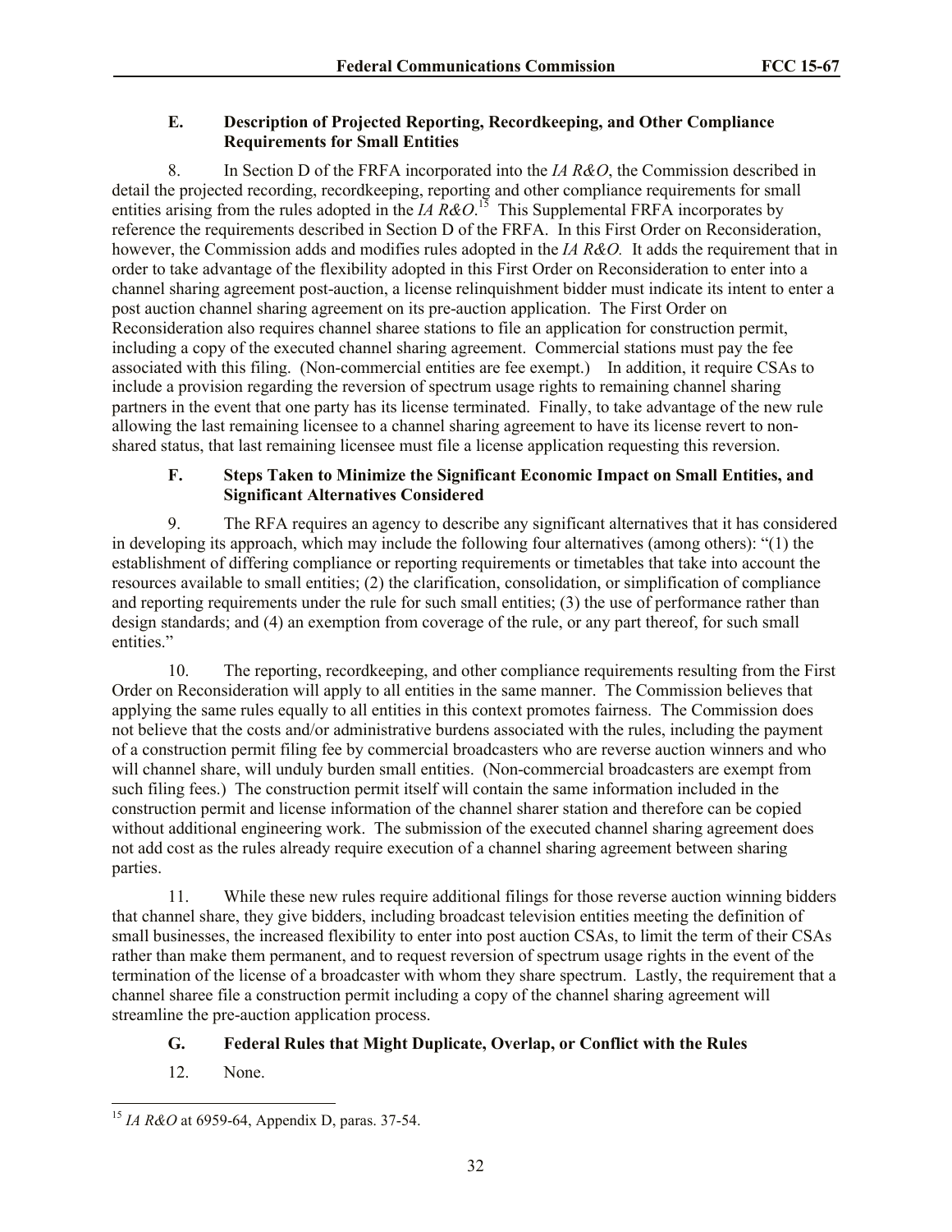### E. Description of Projected Reporting, Recordkeeping, and Other Compliance Requirements for Small Entities

8. In Section D of the FRFA incorporated into the *IA R&O*, the Commission described in detail the projected recording, recordkeeping, reporting and other compliance requirements for small entities arising from the rules adopted in the *IA R&O*.[15] This Supplemental FRFA incorporates by reference the requirements described in Section D of the FRFA. In this First Order on Reconsideration, however, the Commission adds and modifies rules adopted in the *IA R&O.* It adds the requirement that in order to take advantage of the flexibility adopted in this First Order on Reconsideration to enter into a channel sharing agreement post-auction, a license relinquishment bidder must indicate its intent to enter a post auction channel sharing agreement on its pre-auction application. The First Order on Reconsideration also requires channel sharee stations to file an application for construction permit, including a copy of the executed channel sharing agreement. Commercial stations must pay the fee associated with this filing. (Non-commercial entities are fee exempt.) In addition, it require CSAs to include a provision regarding the reversion of spectrum usage rights to remaining channel sharing partners in the event that one party has its license terminated. Finally, to take advantage of the new rule allowing the last remaining licensee to a channel sharing agreement to have its license revert to non-shared status, that last remaining licensee must file a license application requesting this reversion.

### F. Steps Taken to Minimize the Significant Economic Impact on Small Entities, and Significant Alternatives Considered

9. The RFA requires an agency to describe any significant alternatives that it has considered in developing its approach, which may include the following four alternatives (among others): "(1) the establishment of differing compliance or reporting requirements or timetables that take into account the resources available to small entities; (2) the clarification, consolidation, or simplification of compliance and reporting requirements under the rule for such small entities; (3) the use of performance rather than design standards; and (4) an exemption from coverage of the rule, or any part thereof, for such small entities."

10. The reporting, recordkeeping, and other compliance requirements resulting from the First Order on Reconsideration will apply to all entities in the same manner. The Commission believes that applying the same rules equally to all entities in this context promotes fairness. The Commission does not believe that the costs and/or administrative burdens associated with the rules, including the payment of a construction permit filing fee by commercial broadcasters who are reverse auction winners and who will channel share, will unduly burden small entities. (Non-commercial broadcasters are exempt from such filing fees.) The construction permit itself will contain the same information included in the construction permit and license information of the channel sharer station and therefore can be copied without additional engineering work. The submission of the executed channel sharing agreement does not add cost as the rules already require execution of a channel sharing agreement between sharing parties.

11. While these new rules require additional filings for those reverse auction winning bidders that channel share, they give bidders, including broadcast television entities meeting the definition of small businesses, the increased flexibility to enter into post auction CSAs, to limit the term of their CSAs rather than make them permanent, and to request reversion of spectrum usage rights in the event of the termination of the license of a broadcaster with whom they share spectrum. Lastly, the requirement that a channel sharee file a construction permit including a copy of the channel sharing agreement will streamline the pre-auction application process.

### G. Federal Rules that Might Duplicate, Overlap, or Conflict with the Rules

12. None.

---

[15] *IA R&O* at 6959-64, Appendix D, paras. 37-54.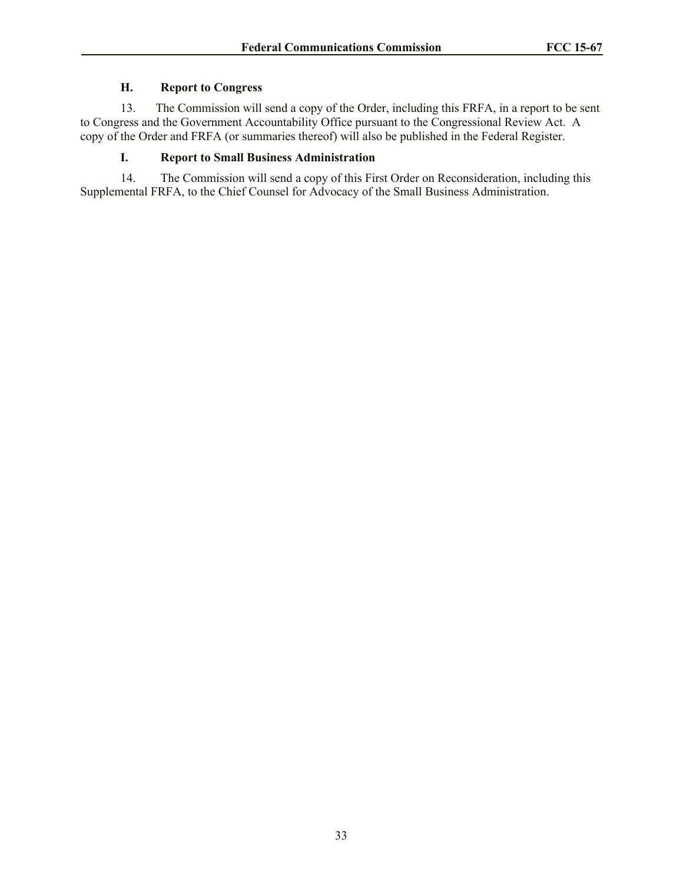### H. Report to Congress

13. The Commission will send a copy of the Order, including this FRFA, in a report to be sent to Congress and the Government Accountability Office pursuant to the Congressional Review Act. A copy of the Order and FRFA (or summaries thereof) will also be published in the Federal Register.

### I. Report to Small Business Administration

14. The Commission will send a copy of this First Order on Reconsideration, including this Supplemental FRFA, to the Chief Counsel for Advocacy of the Small Business Administration.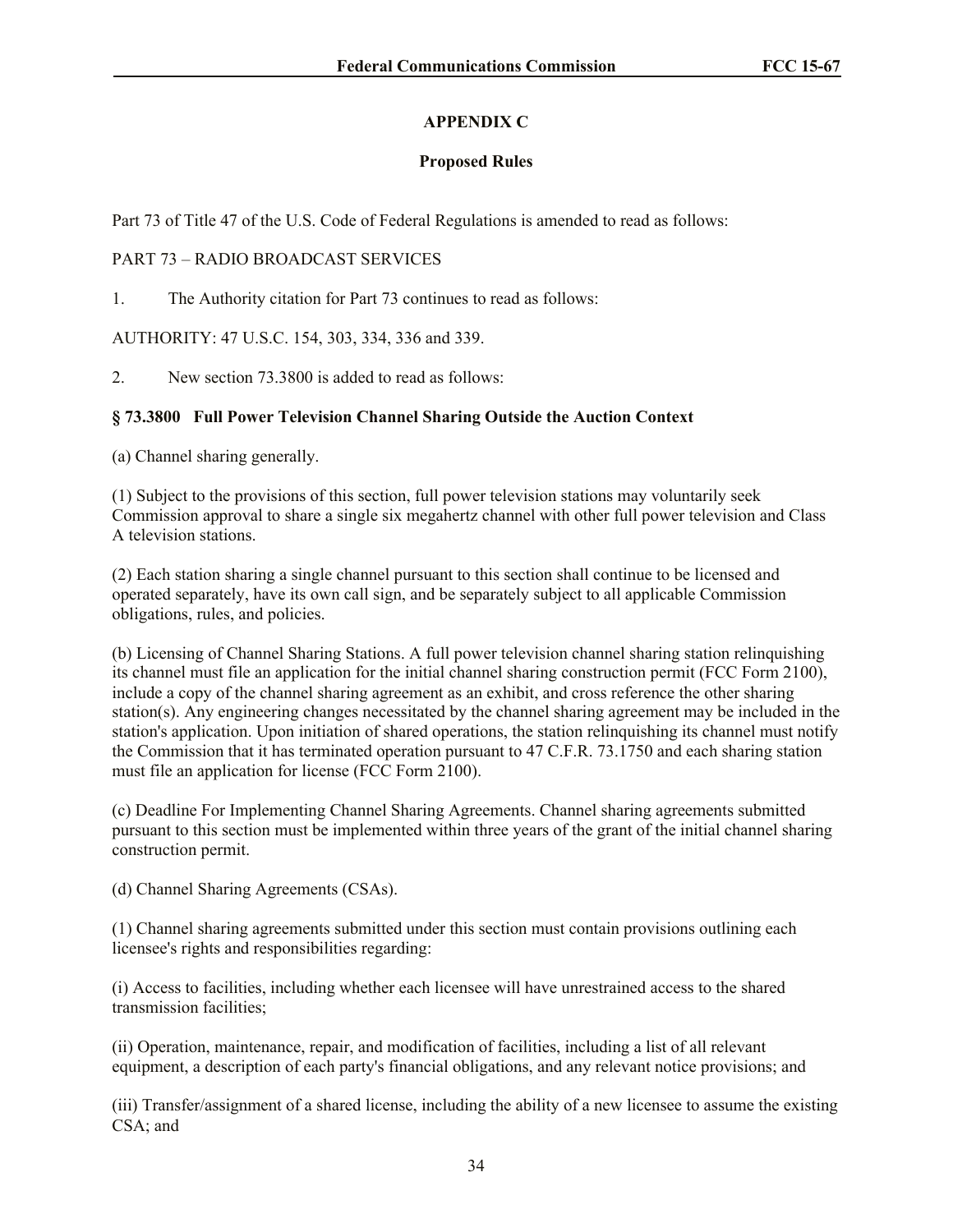## APPENDIX C

### Proposed Rules

Part 73 of Title 47 of the U.S. Code of Federal Regulations is amended to read as follows:

PART 73 – RADIO BROADCAST SERVICES

1. The Authority citation for Part 73 continues to read as follows:

AUTHORITY: 47 U.S.C. 154, 303, 334, 336 and 339.

2. New section 73.3800 is added to read as follows:

**§ 73.3800 Full Power Television Channel Sharing Outside the Auction Context**

(a) Channel sharing generally.

(1) Subject to the provisions of this section, full power television stations may voluntarily seek Commission approval to share a single six megahertz channel with other full power television and Class A television stations.

(2) Each station sharing a single channel pursuant to this section shall continue to be licensed and operated separately, have its own call sign, and be separately subject to all applicable Commission obligations, rules, and policies.

(b) Licensing of Channel Sharing Stations. A full power television channel sharing station relinquishing its channel must file an application for the initial channel sharing construction permit (FCC Form 2100), include a copy of the channel sharing agreement as an exhibit, and cross reference the other sharing station(s). Any engineering changes necessitated by the channel sharing agreement may be included in the station's application. Upon initiation of shared operations, the station relinquishing its channel must notify the Commission that it has terminated operation pursuant to 47 C.F.R. 73.1750 and each sharing station must file an application for license (FCC Form 2100).

(c) Deadline For Implementing Channel Sharing Agreements. Channel sharing agreements submitted pursuant to this section must be implemented within three years of the grant of the initial channel sharing construction permit.

(d) Channel Sharing Agreements (CSAs).

(1) Channel sharing agreements submitted under this section must contain provisions outlining each licensee's rights and responsibilities regarding:

(i) Access to facilities, including whether each licensee will have unrestrained access to the shared transmission facilities;

(ii) Operation, maintenance, repair, and modification of facilities, including a list of all relevant equipment, a description of each party's financial obligations, and any relevant notice provisions; and

(iii) Transfer/assignment of a shared license, including the ability of a new licensee to assume the existing CSA; and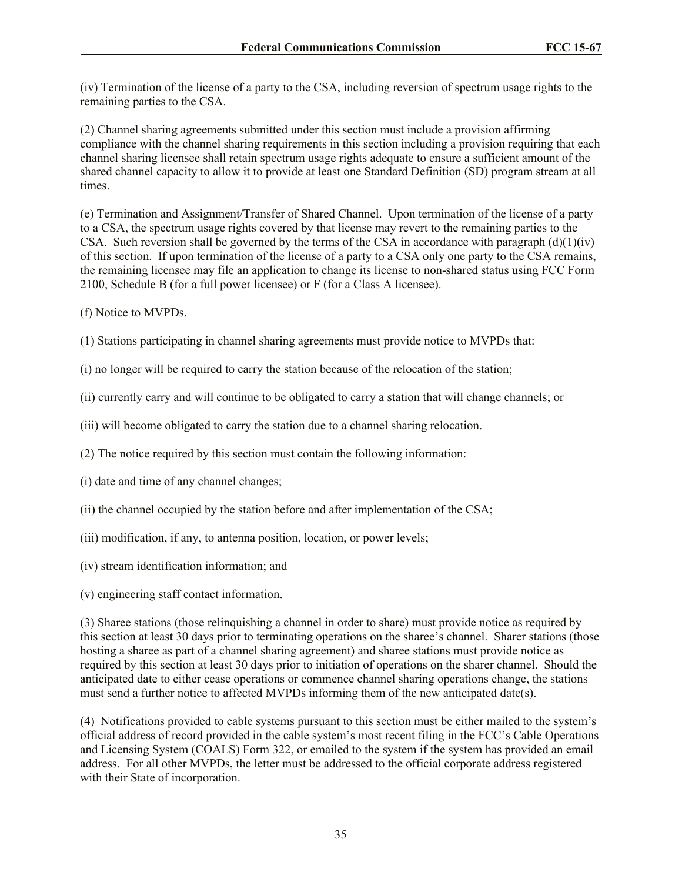(iv) Termination of the license of a party to the CSA, including reversion of spectrum usage rights to the remaining parties to the CSA.

(2) Channel sharing agreements submitted under this section must include a provision affirming compliance with the channel sharing requirements in this section including a provision requiring that each channel sharing licensee shall retain spectrum usage rights adequate to ensure a sufficient amount of the shared channel capacity to allow it to provide at least one Standard Definition (SD) program stream at all times.

(e) Termination and Assignment/Transfer of Shared Channel. Upon termination of the license of a party to a CSA, the spectrum usage rights covered by that license may revert to the remaining parties to the CSA. Such reversion shall be governed by the terms of the CSA in accordance with paragraph (d)(1)(iv) of this section. If upon termination of the license of a party to a CSA only one party to the CSA remains, the remaining licensee may file an application to change its license to non-shared status using FCC Form 2100, Schedule B (for a full power licensee) or F (for a Class A licensee).

(f) Notice to MVPDs.

(1) Stations participating in channel sharing agreements must provide notice to MVPDs that:

(i) no longer will be required to carry the station because of the relocation of the station;

(ii) currently carry and will continue to be obligated to carry a station that will change channels; or

(iii) will become obligated to carry the station due to a channel sharing relocation.

(2) The notice required by this section must contain the following information:

(i) date and time of any channel changes;

(ii) the channel occupied by the station before and after implementation of the CSA;

(iii) modification, if any, to antenna position, location, or power levels;

(iv) stream identification information; and

(v) engineering staff contact information.

(3) Sharee stations (those relinquishing a channel in order to share) must provide notice as required by this section at least 30 days prior to terminating operations on the sharee's channel. Sharer stations (those hosting a sharee as part of a channel sharing agreement) and sharee stations must provide notice as required by this section at least 30 days prior to initiation of operations on the sharer channel. Should the anticipated date to either cease operations or commence channel sharing operations change, the stations must send a further notice to affected MVPDs informing them of the new anticipated date(s).

(4) Notifications provided to cable systems pursuant to this section must be either mailed to the system's official address of record provided in the cable system's most recent filing in the FCC's Cable Operations and Licensing System (COALS) Form 322, or emailed to the system if the system has provided an email address. For all other MVPDs, the letter must be addressed to the official corporate address registered with their State of incorporation.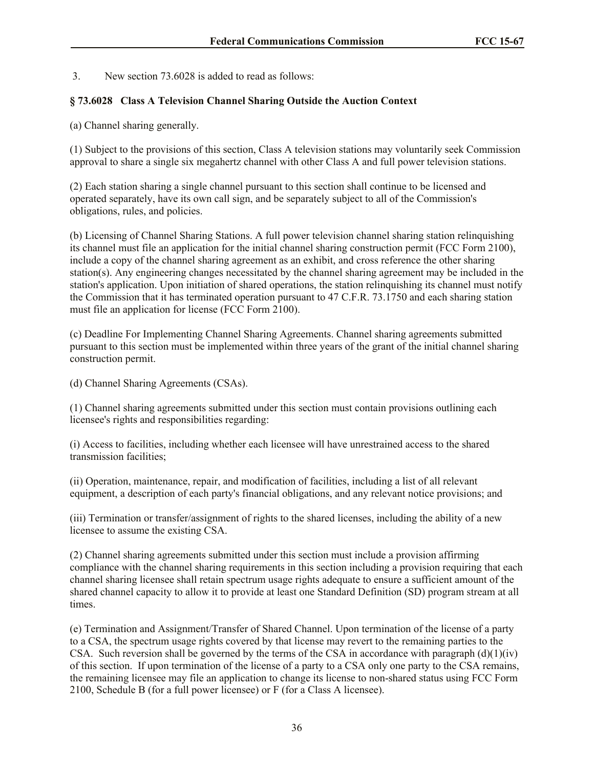3. New section 73.6028 is added to read as follows:

**§ 73.6028 Class A Television Channel Sharing Outside the Auction Context**

(a) Channel sharing generally.

(1) Subject to the provisions of this section, Class A television stations may voluntarily seek Commission approval to share a single six megahertz channel with other Class A and full power television stations.

(2) Each station sharing a single channel pursuant to this section shall continue to be licensed and operated separately, have its own call sign, and be separately subject to all of the Commission's obligations, rules, and policies.

(b) Licensing of Channel Sharing Stations. A full power television channel sharing station relinquishing its channel must file an application for the initial channel sharing construction permit (FCC Form 2100), include a copy of the channel sharing agreement as an exhibit, and cross reference the other sharing station(s). Any engineering changes necessitated by the channel sharing agreement may be included in the station's application. Upon initiation of shared operations, the station relinquishing its channel must notify the Commission that it has terminated operation pursuant to 47 C.F.R. 73.1750 and each sharing station must file an application for license (FCC Form 2100).

(c) Deadline For Implementing Channel Sharing Agreements. Channel sharing agreements submitted pursuant to this section must be implemented within three years of the grant of the initial channel sharing construction permit.

(d) Channel Sharing Agreements (CSAs).

(1) Channel sharing agreements submitted under this section must contain provisions outlining each licensee's rights and responsibilities regarding:

(i) Access to facilities, including whether each licensee will have unrestrained access to the shared transmission facilities;

(ii) Operation, maintenance, repair, and modification of facilities, including a list of all relevant equipment, a description of each party's financial obligations, and any relevant notice provisions; and

(iii) Termination or transfer/assignment of rights to the shared licenses, including the ability of a new licensee to assume the existing CSA.

(2) Channel sharing agreements submitted under this section must include a provision affirming compliance with the channel sharing requirements in this section including a provision requiring that each channel sharing licensee shall retain spectrum usage rights adequate to ensure a sufficient amount of the shared channel capacity to allow it to provide at least one Standard Definition (SD) program stream at all times.

(e) Termination and Assignment/Transfer of Shared Channel. Upon termination of the license of a party to a CSA, the spectrum usage rights covered by that license may revert to the remaining parties to the CSA. Such reversion shall be governed by the terms of the CSA in accordance with paragraph (d)(1)(iv) of this section. If upon termination of the license of a party to a CSA only one party to the CSA remains, the remaining licensee may file an application to change its license to non-shared status using FCC Form 2100, Schedule B (for a full power licensee) or F (for a Class A licensee).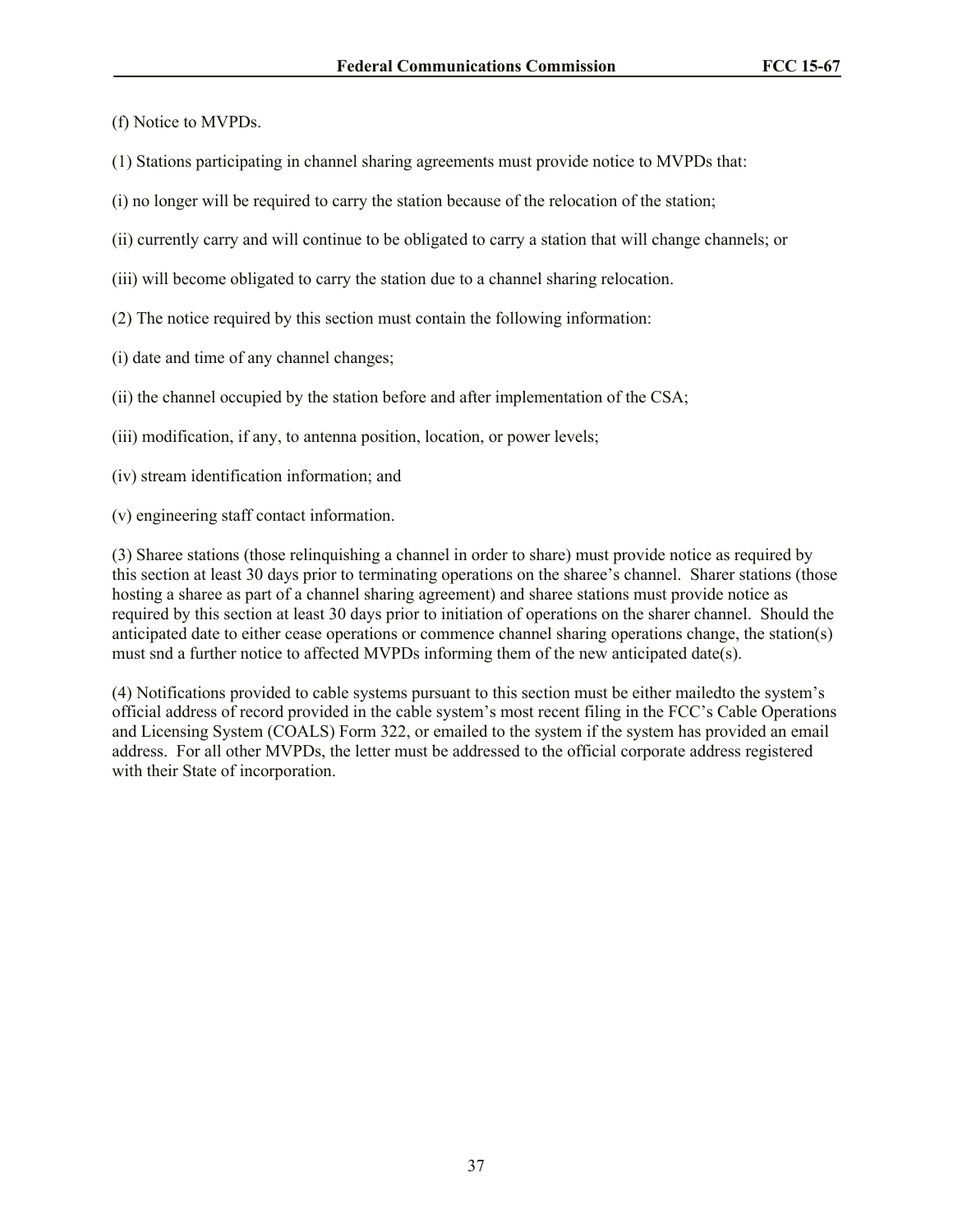(f) Notice to MVPDs.

(1) Stations participating in channel sharing agreements must provide notice to MVPDs that:

(i) no longer will be required to carry the station because of the relocation of the station;

(ii) currently carry and will continue to be obligated to carry a station that will change channels; or

(iii) will become obligated to carry the station due to a channel sharing relocation.

(2) The notice required by this section must contain the following information:

(i) date and time of any channel changes;

(ii) the channel occupied by the station before and after implementation of the CSA;

(iii) modification, if any, to antenna position, location, or power levels;

(iv) stream identification information; and

(v) engineering staff contact information.

(3) Sharee stations (those relinquishing a channel in order to share) must provide notice as required by this section at least 30 days prior to terminating operations on the sharee's channel. Sharer stations (those hosting a sharee as part of a channel sharing agreement) and sharee stations must provide notice as required by this section at least 30 days prior to initiation of operations on the sharer channel. Should the anticipated date to either cease operations or commence channel sharing operations change, the station(s) must snd a further notice to affected MVPDs informing them of the new anticipated date(s).

(4) Notifications provided to cable systems pursuant to this section must be either mailedto the system's official address of record provided in the cable system's most recent filing in the FCC's Cable Operations and Licensing System (COALS) Form 322, or emailed to the system if the system has provided an email address. For all other MVPDs, the letter must be addressed to the official corporate address registered with their State of incorporation.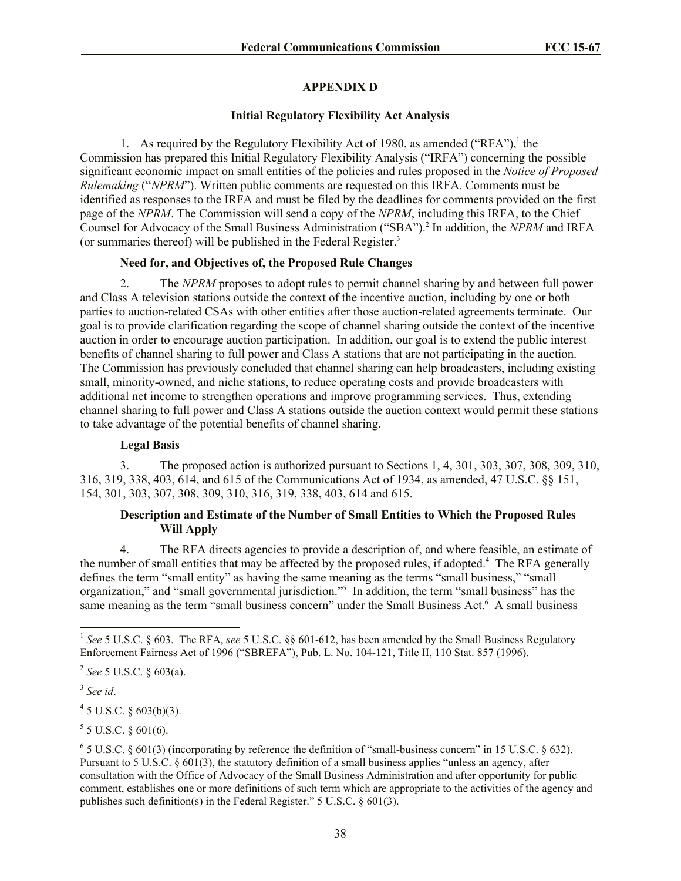## APPENDIX D

### Initial Regulatory Flexibility Act Analysis

1. As required by the Regulatory Flexibility Act of 1980, as amended ("RFA"),[1] the Commission has prepared this Initial Regulatory Flexibility Analysis ("IRFA") concerning the possible significant economic impact on small entities of the policies and rules proposed in the *Notice of Proposed Rulemaking* ("*NPRM*"). Written public comments are requested on this IRFA. Comments must be identified as responses to the IRFA and must be filed by the deadlines for comments provided on the first page of the *NPRM*. The Commission will send a copy of the *NPRM*, including this IRFA, to the Chief Counsel for Advocacy of the Small Business Administration ("SBA").[2] In addition, the *NPRM* and IRFA (or summaries thereof) will be published in the Federal Register.[3]

#### Need for, and Objectives of, the Proposed Rule Changes

2. The *NPRM* proposes to adopt rules to permit channel sharing by and between full power and Class A television stations outside the context of the incentive auction, including by one or both parties to auction-related CSAs with other entities after those auction-related agreements terminate. Our goal is to provide clarification regarding the scope of channel sharing outside the context of the incentive auction in order to encourage auction participation. In addition, our goal is to extend the public interest benefits of channel sharing to full power and Class A stations that are not participating in the auction. The Commission has previously concluded that channel sharing can help broadcasters, including existing small, minority-owned, and niche stations, to reduce operating costs and provide broadcasters with additional net income to strengthen operations and improve programming services. Thus, extending channel sharing to full power and Class A stations outside the auction context would permit these stations to take advantage of the potential benefits of channel sharing.

#### Legal Basis

3. The proposed action is authorized pursuant to Sections 1, 4, 301, 303, 307, 308, 309, 310, 316, 319, 338, 403, 614, and 615 of the Communications Act of 1934, as amended, 47 U.S.C. §§ 151, 154, 301, 303, 307, 308, 309, 310, 316, 319, 338, 403, 614 and 615.

#### Description and Estimate of the Number of Small Entities to Which the Proposed Rules Will Apply

4. The RFA directs agencies to provide a description of, and where feasible, an estimate of the number of small entities that may be affected by the proposed rules, if adopted.[4] The RFA generally defines the term "small entity" as having the same meaning as the terms "small business," "small organization," and "small governmental jurisdiction."[5] In addition, the term "small business" has the same meaning as the term "small business concern" under the Small Business Act.[6] A small business

---

[1] *See* 5 U.S.C. § 603. The RFA, *see* 5 U.S.C. §§ 601-612, has been amended by the Small Business Regulatory Enforcement Fairness Act of 1996 ("SBREFA"), Pub. L. No. 104-121, Title II, 110 Stat. 857 (1996).

[2] *See* 5 U.S.C. § 603(a).

[3] *See id*.

[4] 5 U.S.C. § 603(b)(3).

[5] 5 U.S.C. § 601(6).

[6] 5 U.S.C. § 601(3) (incorporating by reference the definition of "small-business concern" in 15 U.S.C. § 632). Pursuant to 5 U.S.C. § 601(3), the statutory definition of a small business applies "unless an agency, after consultation with the Office of Advocacy of the Small Business Administration and after opportunity for public comment, establishes one or more definitions of such term which are appropriate to the activities of the agency and publishes such definition(s) in the Federal Register." 5 U.S.C. § 601(3).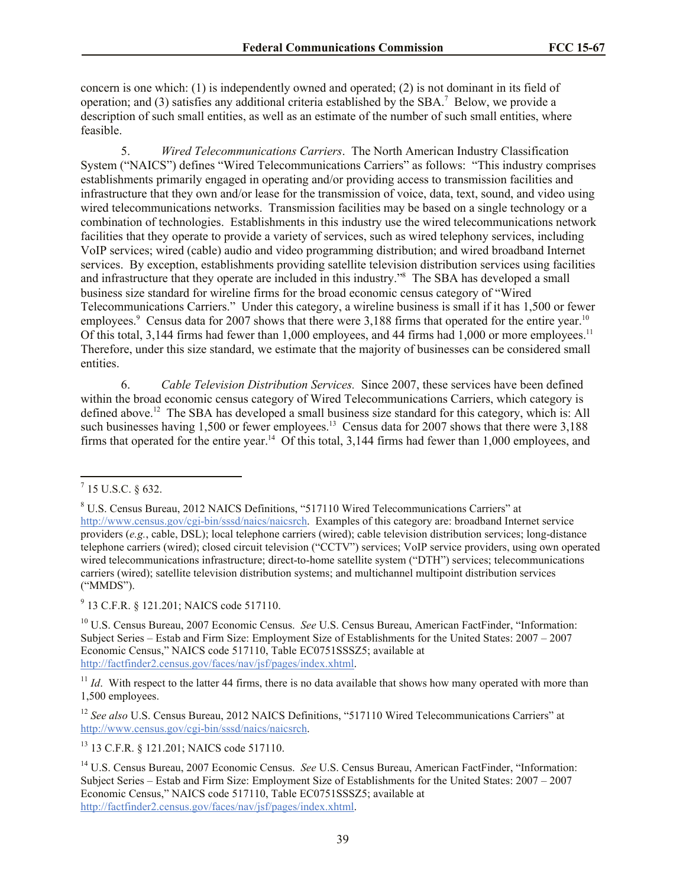concern is one which: (1) is independently owned and operated; (2) is not dominant in its field of operation; and (3) satisfies any additional criteria established by the SBA.[7] Below, we provide a description of such small entities, as well as an estimate of the number of such small entities, where feasible.

5. *Wired Telecommunications Carriers*. The North American Industry Classification System ("NAICS") defines "Wired Telecommunications Carriers" as follows: "This industry comprises establishments primarily engaged in operating and/or providing access to transmission facilities and infrastructure that they own and/or lease for the transmission of voice, data, text, sound, and video using wired telecommunications networks. Transmission facilities may be based on a single technology or a combination of technologies. Establishments in this industry use the wired telecommunications network facilities that they operate to provide a variety of services, such as wired telephony services, including VoIP services; wired (cable) audio and video programming distribution; and wired broadband Internet services. By exception, establishments providing satellite television distribution services using facilities and infrastructure that they operate are included in this industry."[8] The SBA has developed a small business size standard for wireline firms for the broad economic census category of "Wired Telecommunications Carriers." Under this category, a wireline business is small if it has 1,500 or fewer employees.[9] Census data for 2007 shows that there were 3,188 firms that operated for the entire year.[10] Of this total, 3,144 firms had fewer than 1,000 employees, and 44 firms had 1,000 or more employees.[11] Therefore, under this size standard, we estimate that the majority of businesses can be considered small entities.

6. *Cable Television Distribution Services.* Since 2007, these services have been defined within the broad economic census category of Wired Telecommunications Carriers, which category is defined above.[12] The SBA has developed a small business size standard for this category, which is: All such businesses having 1,500 or fewer employees.[13] Census data for 2007 shows that there were 3,188 firms that operated for the entire year.[14] Of this total, 3,144 firms had fewer than 1,000 employees, and

---

[7] 15 U.S.C. § 632.

[8] U.S. Census Bureau, 2012 NAICS Definitions, "517110 Wired Telecommunications Carriers" at http://www.census.gov/cgi-bin/sssd/naics/naicsrch. Examples of this category are: broadband Internet service providers (*e.g.*, cable, DSL); local telephone carriers (wired); cable television distribution services; long-distance telephone carriers (wired); closed circuit television ("CCTV") services; VoIP service providers, using own operated wired telecommunications infrastructure; direct-to-home satellite system ("DTH") services; telecommunications carriers (wired); satellite television distribution systems; and multichannel multipoint distribution services ("MMDS").

[9] 13 C.F.R. § 121.201; NAICS code 517110.

[10] U.S. Census Bureau, 2007 Economic Census. *See* U.S. Census Bureau, American FactFinder, "Information: Subject Series – Estab and Firm Size: Employment Size of Establishments for the United States: 2007 – 2007 Economic Census," NAICS code 517110, Table EC0751SSSZ5; available at http://factfinder2.census.gov/faces/nav/jsf/pages/index.xhtml.

[11] *Id*. With respect to the latter 44 firms, there is no data available that shows how many operated with more than 1,500 employees.

[12] *See also* U.S. Census Bureau, 2012 NAICS Definitions, "517110 Wired Telecommunications Carriers" at http://www.census.gov/cgi-bin/sssd/naics/naicsrch.

[13] 13 C.F.R. § 121.201; NAICS code 517110.

[14] U.S. Census Bureau, 2007 Economic Census. *See* U.S. Census Bureau, American FactFinder, "Information: Subject Series – Estab and Firm Size: Employment Size of Establishments for the United States: 2007 – 2007 Economic Census," NAICS code 517110, Table EC0751SSSZ5; available at http://factfinder2.census.gov/faces/nav/jsf/pages/index.xhtml.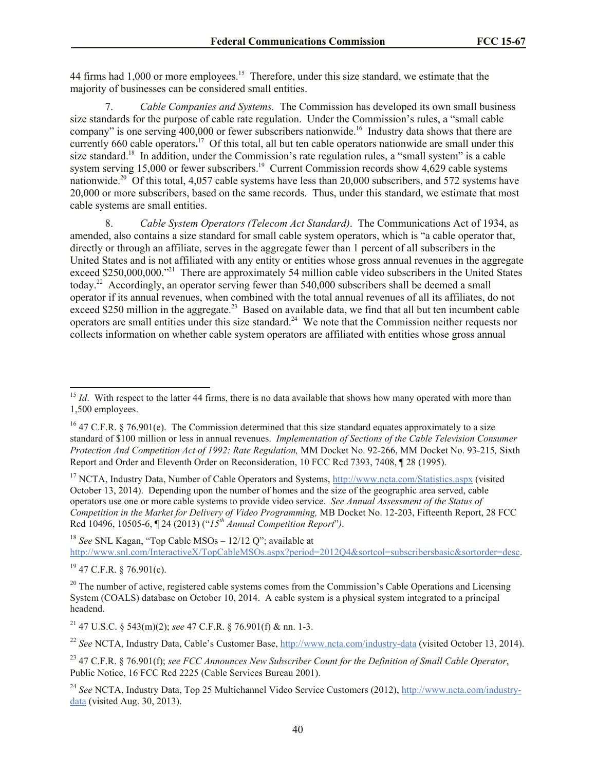44 firms had 1,000 or more employees.[15] Therefore, under this size standard, we estimate that the majority of businesses can be considered small entities.

7. *Cable Companies and Systems.* The Commission has developed its own small business size standards for the purpose of cable rate regulation. Under the Commission's rules, a "small cable company" is one serving 400,000 or fewer subscribers nationwide.[16] Industry data shows that there are currently 660 cable operators**.**[17] Of this total, all but ten cable operators nationwide are small under this size standard.[18] In addition, under the Commission's rate regulation rules, a "small system" is a cable system serving 15,000 or fewer subscribers.[19] Current Commission records show 4,629 cable systems nationwide.[20] Of this total, 4,057 cable systems have less than 20,000 subscribers, and 572 systems have 20,000 or more subscribers, based on the same records. Thus, under this standard, we estimate that most cable systems are small entities.

8. *Cable System Operators (Telecom Act Standard)*. The Communications Act of 1934, as amended, also contains a size standard for small cable system operators, which is "a cable operator that, directly or through an affiliate, serves in the aggregate fewer than 1 percent of all subscribers in the United States and is not affiliated with any entity or entities whose gross annual revenues in the aggregate exceed $250,000,000."[21] There are approximately 54 million cable video subscribers in the United States today.[22] Accordingly, an operator serving fewer than 540,000 subscribers shall be deemed a small operator if its annual revenues, when combined with the total annual revenues of all its affiliates, do not exceed $250 million in the aggregate.[23] Based on available data, we find that all but ten incumbent cable operators are small entities under this size standard.[24] We note that the Commission neither requests nor collects information on whether cable system operators are affiliated with entities whose gross annual

---

[15] *Id*. With respect to the latter 44 firms, there is no data available that shows how many operated with more than 1,500 employees.

[16] 47 C.F.R. § 76.901(e). The Commission determined that this size standard equates approximately to a size standard of $100 million or less in annual revenues. *Implementation of Sections of the Cable Television Consumer Protection And Competition Act of 1992: Rate Regulation,* MM Docket No. 92-266, MM Docket No. 93-215*,* Sixth Report and Order and Eleventh Order on Reconsideration, 10 FCC Rcd 7393, 7408, ¶ 28 (1995).

[17] NCTA, Industry Data, Number of Cable Operators and Systems, http://www.ncta.com/Statistics.aspx (visited October 13, 2014). Depending upon the number of homes and the size of the geographic area served, cable operators use one or more cable systems to provide video service. *See Annual Assessment of the Status of Competition in the Market for Delivery of Video Programming,* MB Docket No. 12-203, Fifteenth Report, 28 FCC Rcd 10496, 10505-6, ¶ 24 (2013) ("*15th Annual Competition Report*"*)*.

[18] *See* SNL Kagan, "Top Cable MSOs – 12/12 Q"; available at http://www.snl.com/InteractiveX/TopCableMSOs.aspx?period=2012Q4&sortcol=subscribersbasic&sortorder=desc.

[19] 47 C.F.R. § 76.901(c).

[20] The number of active, registered cable systems comes from the Commission's Cable Operations and Licensing System (COALS) database on October 10, 2014. A cable system is a physical system integrated to a principal headend.

[21] 47 U.S.C. § 543(m)(2); *see* 47 C.F.R. § 76.901(f) & nn. 1-3.

[22] *See* NCTA, Industry Data, Cable's Customer Base, http://www.ncta.com/industry-data (visited October 13, 2014).

[23] 47 C.F.R. § 76.901(f); *see FCC Announces New Subscriber Count for the Definition of Small Cable Operator*, Public Notice, 16 FCC Rcd 2225 (Cable Services Bureau 2001).

[24] *See* NCTA, Industry Data, Top 25 Multichannel Video Service Customers (2012), http://www.ncta.com/industry-data (visited Aug. 30, 2013).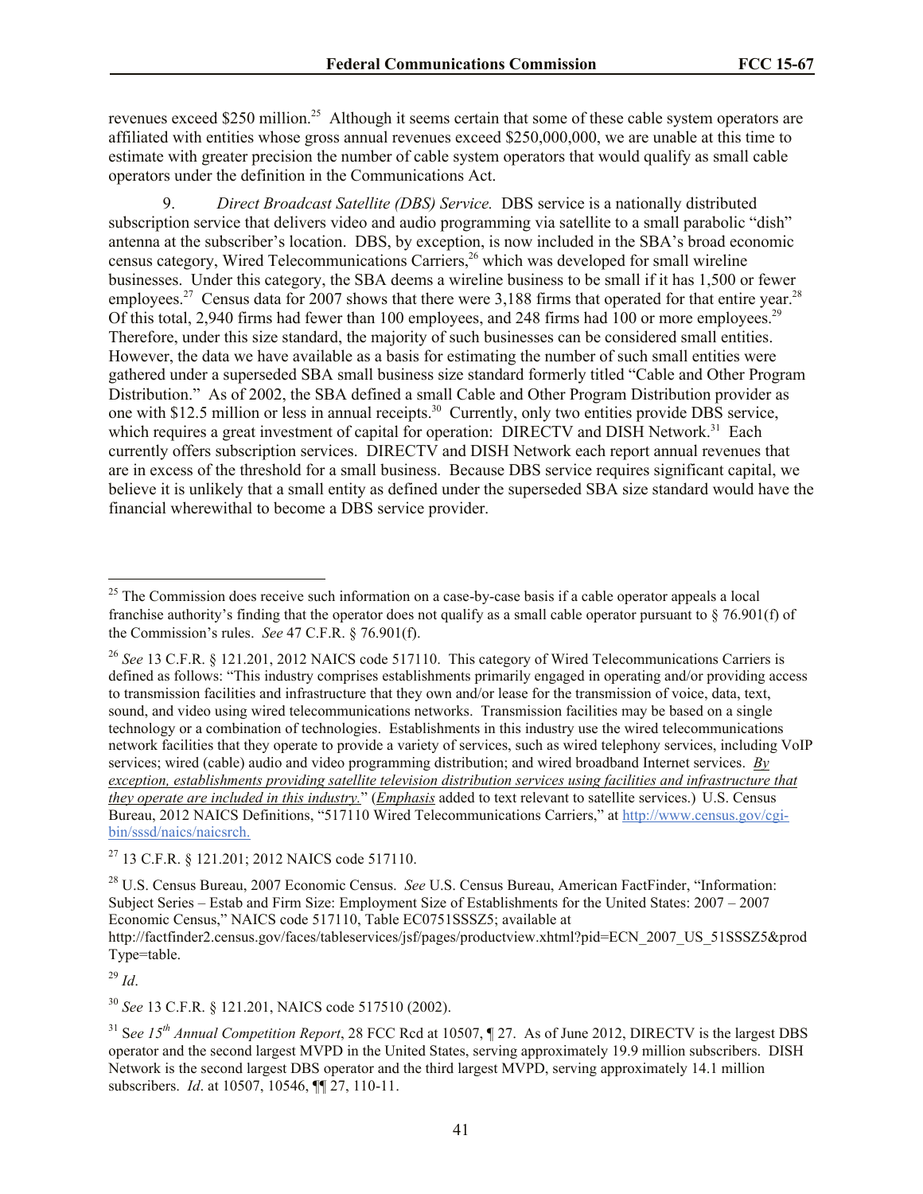revenues exceed $250 million.[25] Although it seems certain that some of these cable system operators are affiliated with entities whose gross annual revenues exceed $250,000,000, we are unable at this time to estimate with greater precision the number of cable system operators that would qualify as small cable operators under the definition in the Communications Act.

9. *Direct Broadcast Satellite (DBS) Service.* DBS service is a nationally distributed subscription service that delivers video and audio programming via satellite to a small parabolic "dish" antenna at the subscriber's location. DBS, by exception, is now included in the SBA's broad economic census category, Wired Telecommunications Carriers,[26] which was developed for small wireline businesses. Under this category, the SBA deems a wireline business to be small if it has 1,500 or fewer employees.[27] Census data for 2007 shows that there were 3,188 firms that operated for that entire year.[28] Of this total, 2,940 firms had fewer than 100 employees, and 248 firms had 100 or more employees.[29] Therefore, under this size standard, the majority of such businesses can be considered small entities. However, the data we have available as a basis for estimating the number of such small entities were gathered under a superseded SBA small business size standard formerly titled "Cable and Other Program Distribution." As of 2002, the SBA defined a small Cable and Other Program Distribution provider as one with $12.5 million or less in annual receipts.[30] Currently, only two entities provide DBS service, which requires a great investment of capital for operation: DIRECTV and DISH Network.[31] Each currently offers subscription services. DIRECTV and DISH Network each report annual revenues that are in excess of the threshold for a small business. Because DBS service requires significant capital, we believe it is unlikely that a small entity as defined under the superseded SBA size standard would have the financial wherewithal to become a DBS service provider.

---

[25] The Commission does receive such information on a case-by-case basis if a cable operator appeals a local franchise authority's finding that the operator does not qualify as a small cable operator pursuant to § 76.901(f) of the Commission's rules. *See* 47 C.F.R. § 76.901(f).

[26] *See* 13 C.F.R. § 121.201, 2012 NAICS code 517110. This category of Wired Telecommunications Carriers is defined as follows: "This industry comprises establishments primarily engaged in operating and/or providing access to transmission facilities and infrastructure that they own and/or lease for the transmission of voice, data, text, sound, and video using wired telecommunications networks. Transmission facilities may be based on a single technology or a combination of technologies. Establishments in this industry use the wired telecommunications network facilities that they operate to provide a variety of services, such as wired telephony services, including VoIP services; wired (cable) audio and video programming distribution; and wired broadband Internet services. *By exception, establishments providing satellite television distribution services using facilities and infrastructure that they operate are included in this industry.*" (*Emphasis* added to text relevant to satellite services.) U.S. Census Bureau, 2012 NAICS Definitions, "517110 Wired Telecommunications Carriers," at http://www.census.gov/cgi-bin/sssd/naics/naicsrch.

[27] 13 C.F.R. § 121.201; 2012 NAICS code 517110.

[28] U.S. Census Bureau, 2007 Economic Census. *See* U.S. Census Bureau, American FactFinder, "Information: Subject Series – Estab and Firm Size: Employment Size of Establishments for the United States: 2007 – 2007 Economic Census," NAICS code 517110, Table EC0751SSSZ5; available at http://factfinder2.census.gov/faces/tableservices/jsf/pages/productview.xhtml?pid=ECN_2007_US_51SSSZ5&prodType=table.

[29] *Id*.

[30] *See* 13 C.F.R. § 121.201, NAICS code 517510 (2002).

[31] See *15th Annual Competition Report*, 28 FCC Rcd at 10507, ¶ 27. As of June 2012, DIRECTV is the largest DBS operator and the second largest MVPD in the United States, serving approximately 19.9 million subscribers. DISH Network is the second largest DBS operator and the third largest MVPD, serving approximately 14.1 million subscribers. *Id*. at 10507, 10546, ¶¶ 27, 110-11.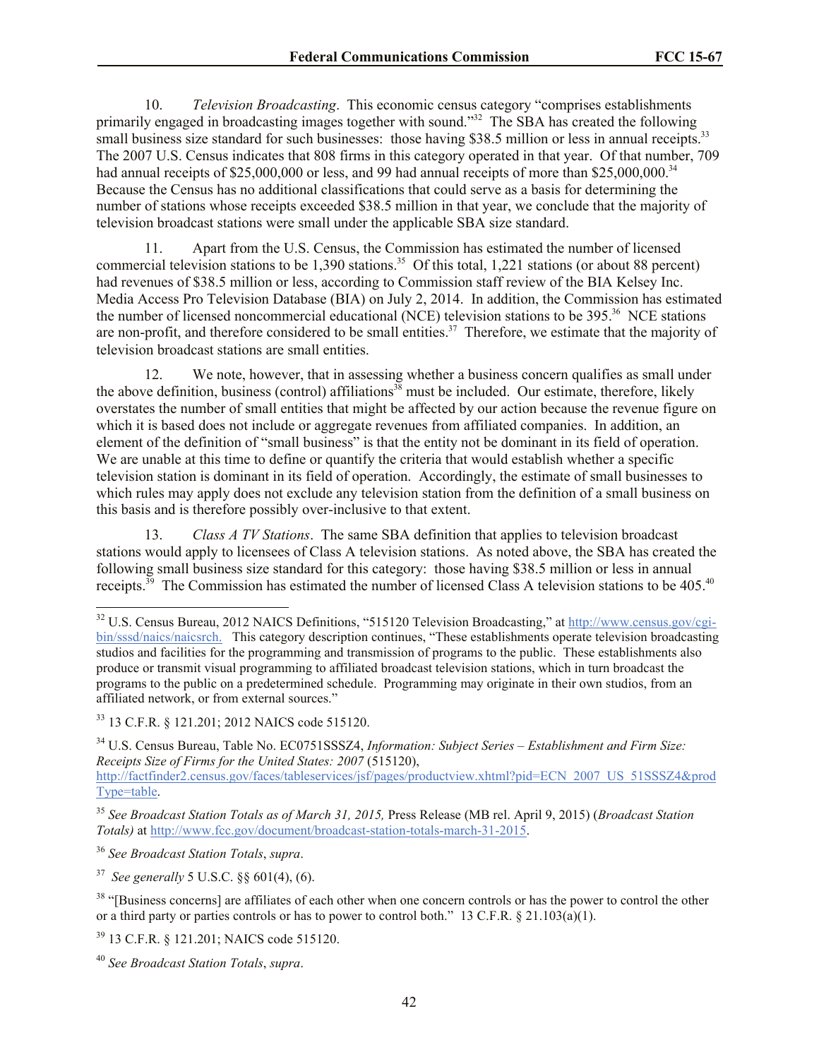10. *Television Broadcasting*. This economic census category "comprises establishments primarily engaged in broadcasting images together with sound."[32] The SBA has created the following small business size standard for such businesses: those having $38.5 million or less in annual receipts.[33] The 2007 U.S. Census indicates that 808 firms in this category operated in that year. Of that number, 709 had annual receipts of $25,000,000 or less, and 99 had annual receipts of more than $25,000,000.[34] Because the Census has no additional classifications that could serve as a basis for determining the number of stations whose receipts exceeded $38.5 million in that year, we conclude that the majority of television broadcast stations were small under the applicable SBA size standard.

11. Apart from the U.S. Census, the Commission has estimated the number of licensed commercial television stations to be 1,390 stations.[35] Of this total, 1,221 stations (or about 88 percent) had revenues of $38.5 million or less, according to Commission staff review of the BIA Kelsey Inc. Media Access Pro Television Database (BIA) on July 2, 2014. In addition, the Commission has estimated the number of licensed noncommercial educational (NCE) television stations to be 395.[36] NCE stations are non-profit, and therefore considered to be small entities.[37] Therefore, we estimate that the majority of television broadcast stations are small entities.

12. We note, however, that in assessing whether a business concern qualifies as small under the above definition, business (control) affiliations[38] must be included. Our estimate, therefore, likely overstates the number of small entities that might be affected by our action because the revenue figure on which it is based does not include or aggregate revenues from affiliated companies. In addition, an element of the definition of "small business" is that the entity not be dominant in its field of operation. We are unable at this time to define or quantify the criteria that would establish whether a specific television station is dominant in its field of operation. Accordingly, the estimate of small businesses to which rules may apply does not exclude any television station from the definition of a small business on this basis and is therefore possibly over-inclusive to that extent.

13. *Class A TV Stations*. The same SBA definition that applies to television broadcast stations would apply to licensees of Class A television stations. As noted above, the SBA has created the following small business size standard for this category: those having $38.5 million or less in annual receipts.[39] The Commission has estimated the number of licensed Class A television stations to be 405.[40]

---

[32] U.S. Census Bureau, 2012 NAICS Definitions, "515120 Television Broadcasting," at http://www.census.gov/cgi-bin/sssd/naics/naicsrch. This category description continues, "These establishments operate television broadcasting studios and facilities for the programming and transmission of programs to the public. These establishments also produce or transmit visual programming to affiliated broadcast television stations, which in turn broadcast the programs to the public on a predetermined schedule. Programming may originate in their own studios, from an affiliated network, or from external sources."

[33] 13 C.F.R. § 121.201; 2012 NAICS code 515120.

[34] U.S. Census Bureau, Table No. EC0751SSSZ4, *Information: Subject Series – Establishment and Firm Size: Receipts Size of Firms for the United States: 2007* (515120), http://factfinder2.census.gov/faces/tableservices/jsf/pages/productview.xhtml?pid=ECN_2007_US_51SSSZ4&prodType=table.

[35] *See Broadcast Station Totals as of March 31, 2015,* Press Release (MB rel. April 9, 2015) (*Broadcast Station Totals)* at http://www.fcc.gov/document/broadcast-station-totals-march-31-2015.

[36] *See Broadcast Station Totals*, *supra*.

[37] *See generally* 5 U.S.C. §§ 601(4), (6).

[38] "[Business concerns] are affiliates of each other when one concern controls or has the power to control the other or a third party or parties controls or has to power to control both." 13 C.F.R. § 21.103(a)(1).

[39] 13 C.F.R. § 121.201; NAICS code 515120.

[40] *See Broadcast Station Totals*, *supra*.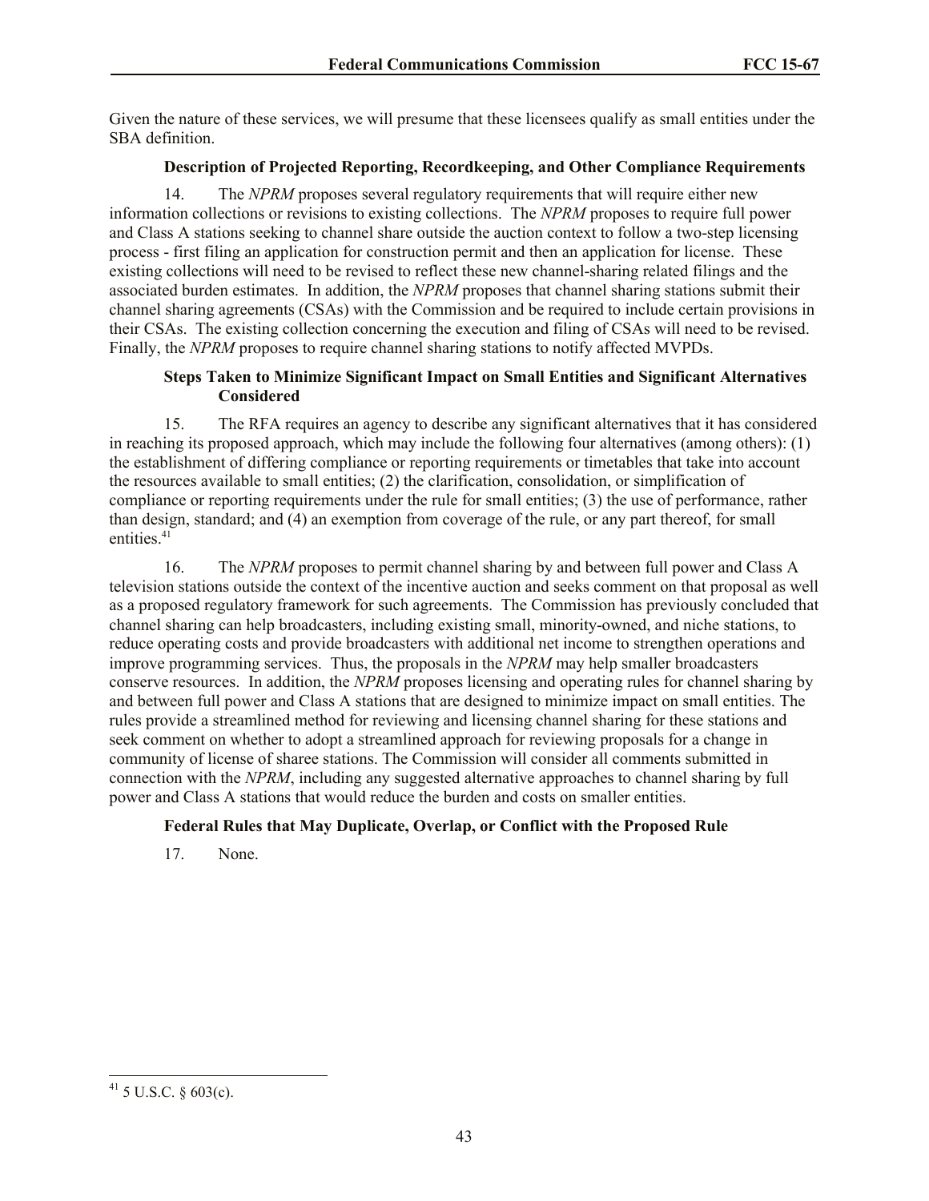Given the nature of these services, we will presume that these licensees qualify as small entities under the SBA definition.

### Description of Projected Reporting, Recordkeeping, and Other Compliance Requirements

14. The *NPRM* proposes several regulatory requirements that will require either new information collections or revisions to existing collections. The *NPRM* proposes to require full power and Class A stations seeking to channel share outside the auction context to follow a two-step licensing process - first filing an application for construction permit and then an application for license. These existing collections will need to be revised to reflect these new channel-sharing related filings and the associated burden estimates. In addition, the *NPRM* proposes that channel sharing stations submit their channel sharing agreements (CSAs) with the Commission and be required to include certain provisions in their CSAs. The existing collection concerning the execution and filing of CSAs will need to be revised. Finally, the *NPRM* proposes to require channel sharing stations to notify affected MVPDs.

### Steps Taken to Minimize Significant Impact on Small Entities and Significant Alternatives Considered

15. The RFA requires an agency to describe any significant alternatives that it has considered in reaching its proposed approach, which may include the following four alternatives (among others): (1) the establishment of differing compliance or reporting requirements or timetables that take into account the resources available to small entities; (2) the clarification, consolidation, or simplification of compliance or reporting requirements under the rule for small entities; (3) the use of performance, rather than design, standard; and (4) an exemption from coverage of the rule, or any part thereof, for small entities.[41]

16. The *NPRM* proposes to permit channel sharing by and between full power and Class A television stations outside the context of the incentive auction and seeks comment on that proposal as well as a proposed regulatory framework for such agreements. The Commission has previously concluded that channel sharing can help broadcasters, including existing small, minority-owned, and niche stations, to reduce operating costs and provide broadcasters with additional net income to strengthen operations and improve programming services. Thus, the proposals in the *NPRM* may help smaller broadcasters conserve resources. In addition, the *NPRM* proposes licensing and operating rules for channel sharing by and between full power and Class A stations that are designed to minimize impact on small entities. The rules provide a streamlined method for reviewing and licensing channel sharing for these stations and seek comment on whether to adopt a streamlined approach for reviewing proposals for a change in community of license of sharee stations. The Commission will consider all comments submitted in connection with the *NPRM*, including any suggested alternative approaches to channel sharing by full power and Class A stations that would reduce the burden and costs on smaller entities.

### Federal Rules that May Duplicate, Overlap, or Conflict with the Proposed Rule

17. None.

---

[41] 5 U.S.C. § 603(c).